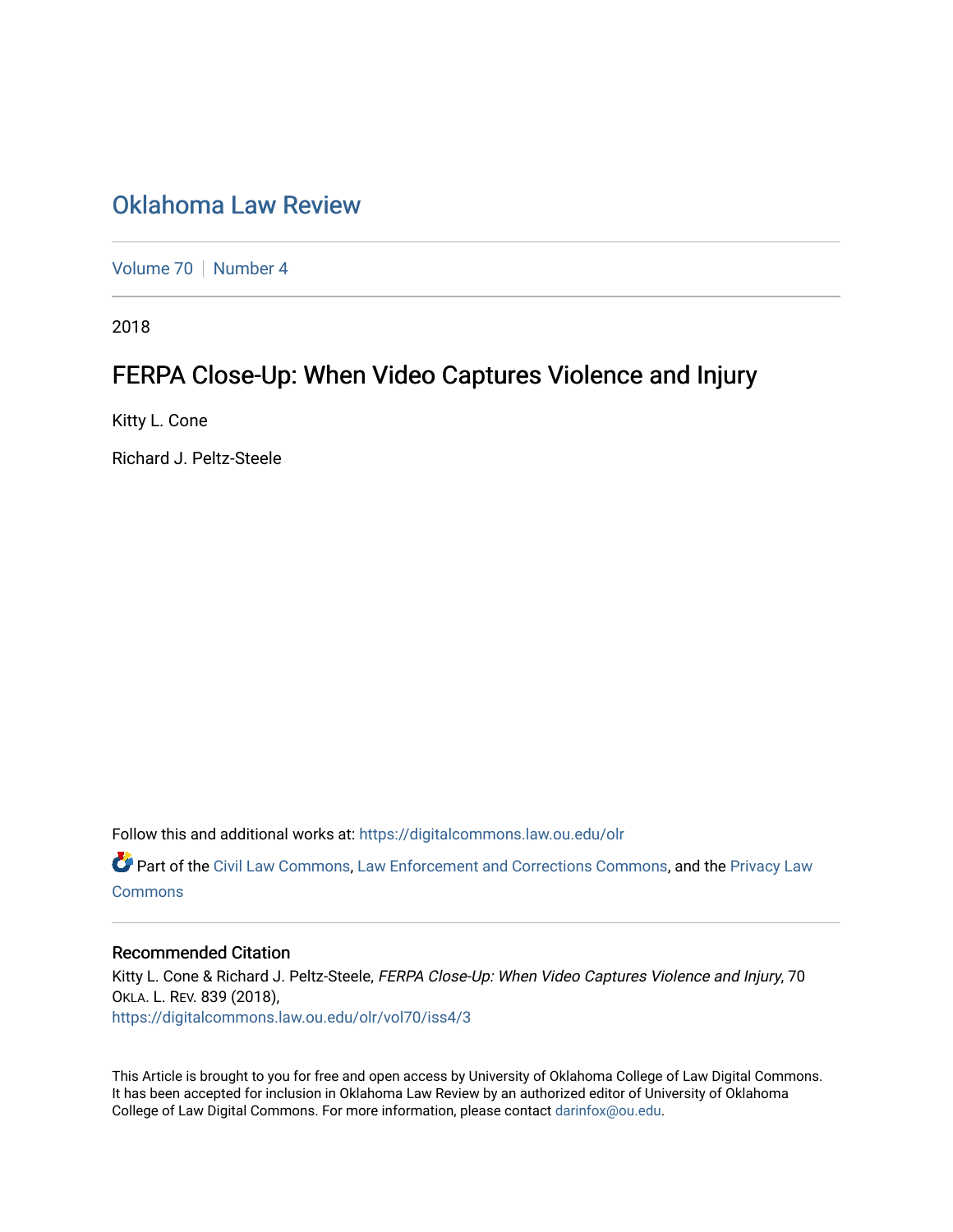# Oklahoma Law Review

Volume 70 | Number 4

2018

## FERPA Close-Up: When Video Captures Violence and Injury

Kitty L. Cone

Richard J. Peltz-Steele

Follow this and additional works at: https://digitalcommons.law.ou.edu/olr

Part of the Civil Law Commons, Law Enforcement and Corrections Commons, and the Privacy Law Commons

### Recommended Citation

Kitty L. Cone & Richard J. Peltz-Steele, *FERPA Close-Up: When Video Captures Violence and Injury*, 70 OKLA. L. REV. 839 (2018),
https://digitalcommons.law.ou.edu/olr/vol70/iss4/3

This Article is brought to you for free and open access by University of Oklahoma College of Law Digital Commons. It has been accepted for inclusion in Oklahoma Law Review by an authorized editor of University of Oklahoma College of Law Digital Commons. For more information, please contact darinfox@ou.edu.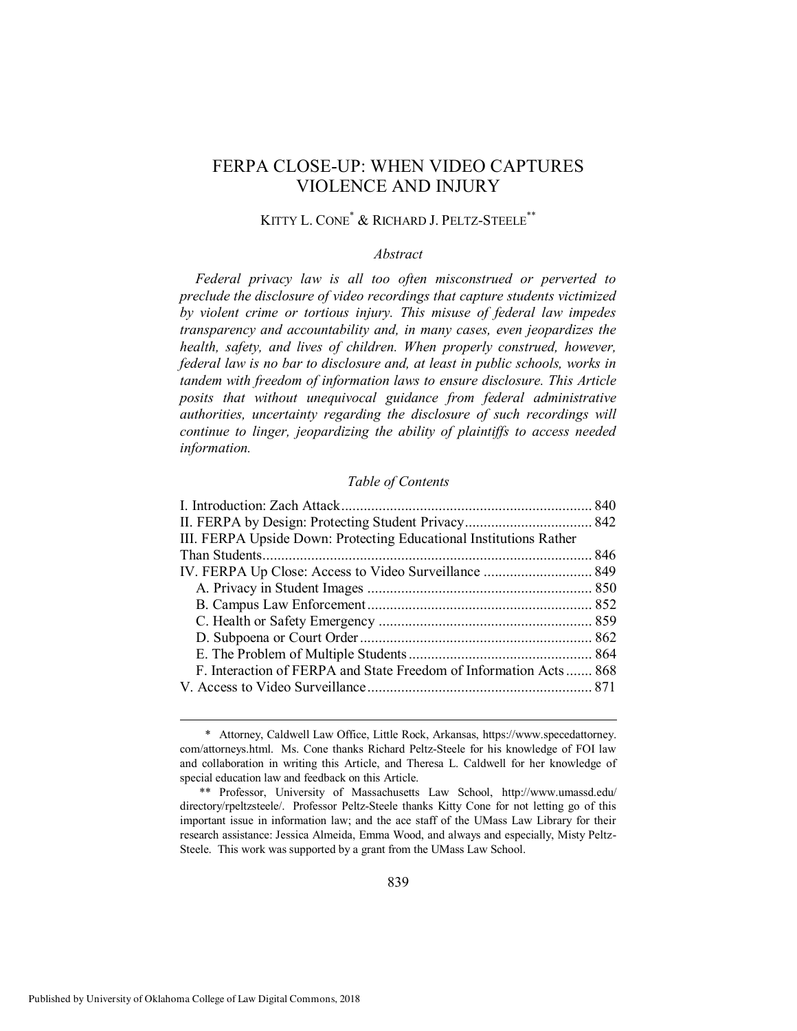# FERPA CLOSE-UP: WHEN VIDEO CAPTURES VIOLENCE AND INJURY

KITTY L. CONE[*] & RICHARD J. PELTZ-STEELE[**]

*Abstract*

*Federal privacy law is all too often misconstrued or perverted to preclude the disclosure of video recordings that capture students victimized by violent crime or tortious injury. This misuse of federal law impedes transparency and accountability and, in many cases, even jeopardizes the health, safety, and lives of children. When properly construed, however, federal law is no bar to disclosure and, at least in public schools, works in tandem with freedom of information laws to ensure disclosure. This Article posits that without unequivocal guidance from federal administrative authorities, uncertainty regarding the disclosure of such recordings will continue to linger, jeopardizing the ability of plaintiffs to access needed information.*

*Table of Contents*

I. Introduction: Zach Attack .................................................................. 840
II. FERPA by Design: Protecting Student Privacy .................................. 842
III. FERPA Upside Down: Protecting Educational Institutions Rather Than Students ....................................................................................... 846
IV. FERPA Up Close: Access to Video Surveillance ............................. 849
   A. Privacy in Student Images ........................................................... 850
   B. Campus Law Enforcement ........................................................... 852
   C. Health or Safety Emergency ......................................................... 859
   D. Subpoena or Court Order ............................................................. 862
   E. The Problem of Multiple Students ................................................. 864
   F. Interaction of FERPA and State Freedom of Information Acts ....... 868
V. Access to Video Surveillance ............................................................ 871

\* Attorney, Caldwell Law Office, Little Rock, Arkansas, https://www.specedattorney.com/attorneys.html. Ms. Cone thanks Richard Peltz-Steele for his knowledge of FOI law and collaboration in writing this Article, and Theresa L. Caldwell for her knowledge of special education law and feedback on this Article.

\** Professor, University of Massachusetts Law School, http://www.umassd.edu/directory/rpeltzsteele/. Professor Peltz-Steele thanks Kitty Cone for not letting go of this important issue in information law; and the ace staff of the UMass Law Library for their research assistance: Jessica Almeida, Emma Wood, and always and especially, Misty Peltz-Steele. This work was supported by a grant from the UMass Law School.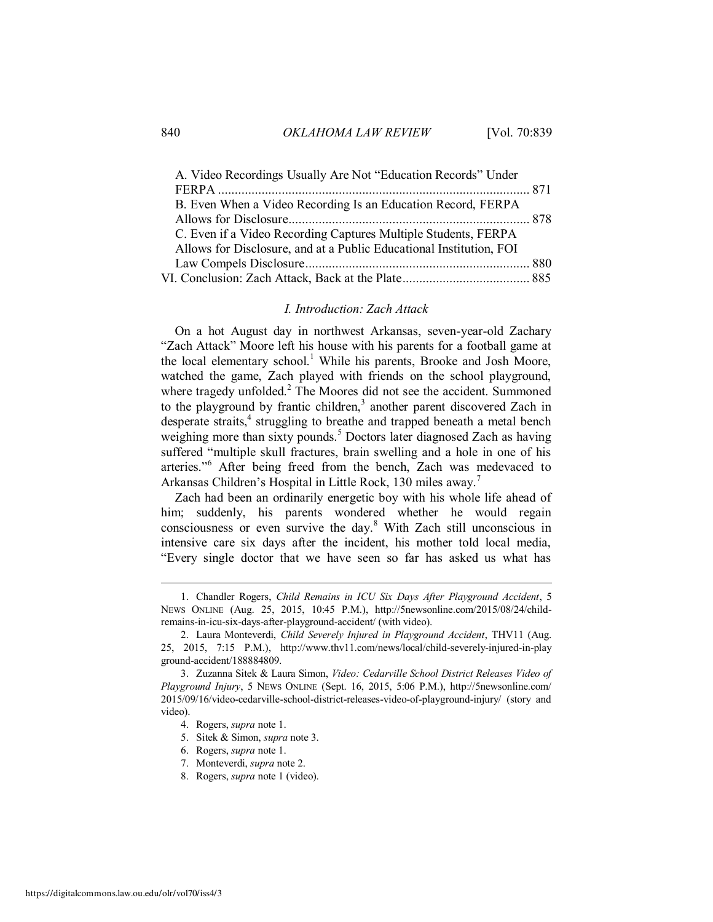A. Video Recordings Usually Are Not "Education Records" Under FERPA ............................................................................................ 871
B. Even When a Video Recording Is an Education Record, FERPA Allows for Disclosure....................................................................... 878
C. Even if a Video Recording Captures Multiple Students, FERPA Allows for Disclosure, and at a Public Educational Institution, FOI Law Compels Disclosure.................................................................. 880
VI. Conclusion: Zach Attack, Back at the Plate...................................... 885

### *I. Introduction: Zach Attack*

On a hot August day in northwest Arkansas, seven-year-old Zachary "Zach Attack" Moore left his house with his parents for a football game at the local elementary school.[1] While his parents, Brooke and Josh Moore, watched the game, Zach played with friends on the school playground, where tragedy unfolded.[2] The Moores did not see the accident. Summoned to the playground by frantic children,[3] another parent discovered Zach in desperate straits,[4] struggling to breathe and trapped beneath a metal bench weighing more than sixty pounds.[5] Doctors later diagnosed Zach as having suffered "multiple skull fractures, brain swelling and a hole in one of his arteries."[6] After being freed from the bench, Zach was medevaced to Arkansas Children's Hospital in Little Rock, 130 miles away.[7]

Zach had been an ordinarily energetic boy with his whole life ahead of him; suddenly, his parents wondered whether he would regain consciousness or even survive the day.[8] With Zach still unconscious in intensive care six days after the incident, his mother told local media, "Every single doctor that we have seen so far has asked us what has

---

1. Chandler Rogers, *Child Remains in ICU Six Days After Playground Accident*, 5 NEWS ONLINE (Aug. 25, 2015, 10:45 P.M.), http://5newsonline.com/2015/08/24/child-remains-in-icu-six-days-after-playground-accident/ (with video).

2. Laura Monteverdi, *Child Severely Injured in Playground Accident*, THV11 (Aug. 25, 2015, 7:15 P.M.), http://www.thv11.com/news/local/child-severely-injured-in-playground-accident/188884809.

3. Zuzanna Sitek & Laura Simon, *Video: Cedarville School District Releases Video of Playground Injury*, 5 NEWS ONLINE (Sept. 16, 2015, 5:06 P.M.), http://5newsonline.com/2015/09/16/video-cedarville-school-district-releases-video-of-playground-injury/ (story and video).

4. Rogers, *supra* note 1.

5. Sitek & Simon, *supra* note 3.

6. Rogers, *supra* note 1.

7. Monteverdi, *supra* note 2.

8. Rogers, *supra* note 1 (video).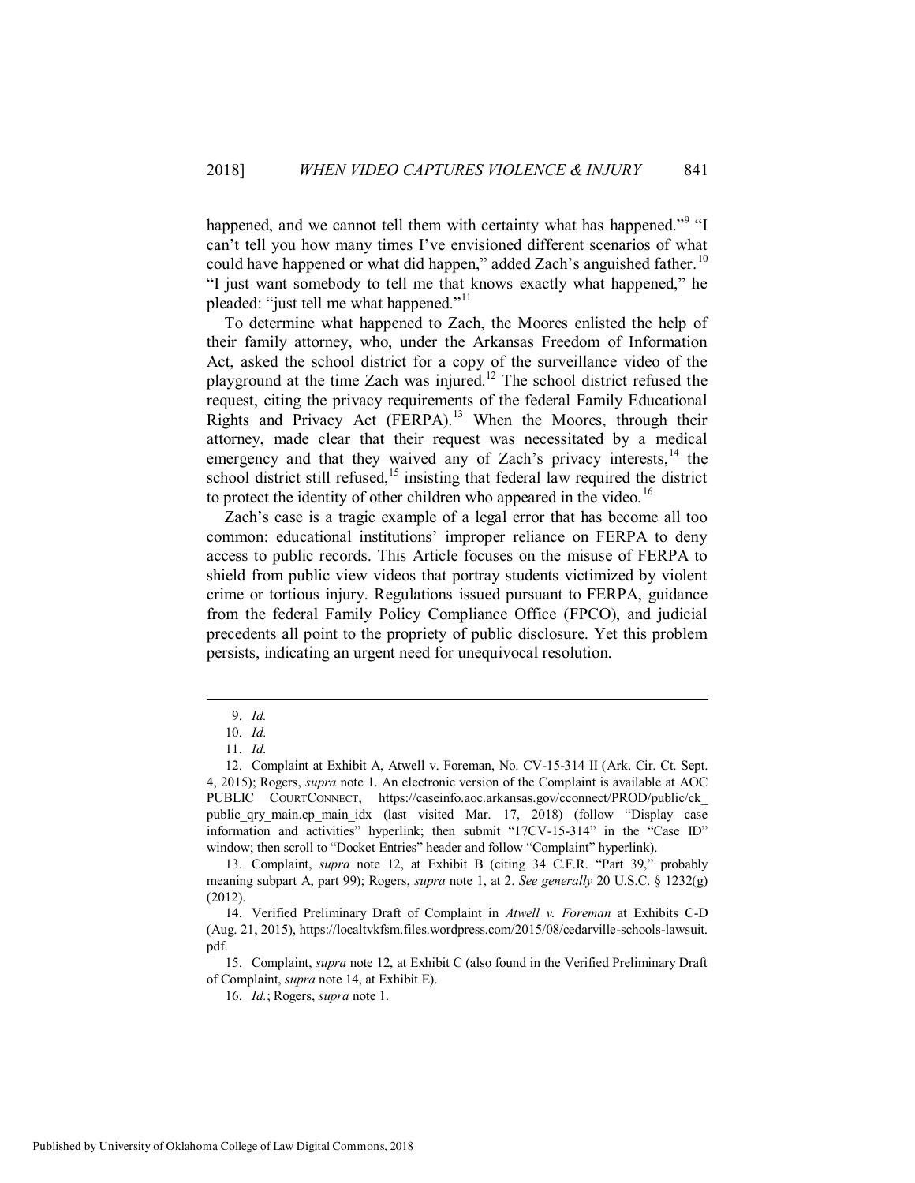happened, and we cannot tell them with certainty what has happened."[9] "I can't tell you how many times I've envisioned different scenarios of what could have happened or what did happen," added Zach's anguished father.[10] "I just want somebody to tell me that knows exactly what happened," he pleaded: "just tell me what happened."[11]

To determine what happened to Zach, the Moores enlisted the help of their family attorney, who, under the Arkansas Freedom of Information Act, asked the school district for a copy of the surveillance video of the playground at the time Zach was injured.[12] The school district refused the request, citing the privacy requirements of the federal Family Educational Rights and Privacy Act (FERPA).[13] When the Moores, through their attorney, made clear that their request was necessitated by a medical emergency and that they waived any of Zach's privacy interests,[14] the school district still refused,[15] insisting that federal law required the district to protect the identity of other children who appeared in the video.[16]

Zach's case is a tragic example of a legal error that has become all too common: educational institutions' improper reliance on FERPA to deny access to public records. This Article focuses on the misuse of FERPA to shield from public view videos that portray students victimized by violent crime or tortious injury. Regulations issued pursuant to FERPA, guidance from the federal Family Policy Compliance Office (FPCO), and judicial precedents all point to the propriety of public disclosure. Yet this problem persists, indicating an urgent need for unequivocal resolution.

---

9. *Id.*

10. *Id.*

11. *Id.*

12. Complaint at Exhibit A, Atwell v. Foreman, No. CV-15-314 II (Ark. Cir. Ct. Sept. 4, 2015); Rogers, *supra* note 1. An electronic version of the Complaint is available at AOC PUBLIC COURTCONNECT, https://caseinfo.aoc.arkansas.gov/cconnect/PROD/public/ck_public_qry_main.cp_main_idx (last visited Mar. 17, 2018) (follow "Display case information and activities" hyperlink; then submit "17CV-15-314" in the "Case ID" window; then scroll to "Docket Entries" header and follow "Complaint" hyperlink).

13. Complaint, *supra* note 12, at Exhibit B (citing 34 C.F.R. "Part 39," probably meaning subpart A, part 99); Rogers, *supra* note 1, at 2. *See generally* 20 U.S.C. § 1232(g) (2012).

14. Verified Preliminary Draft of Complaint in *Atwell v. Foreman* at Exhibits C-D (Aug. 21, 2015), https://localtvkfsm.files.wordpress.com/2015/08/cedarville-schools-lawsuit.pdf.

15. Complaint, *supra* note 12, at Exhibit C (also found in the Verified Preliminary Draft of Complaint, *supra* note 14, at Exhibit E).

16. *Id.*; Rogers, *supra* note 1.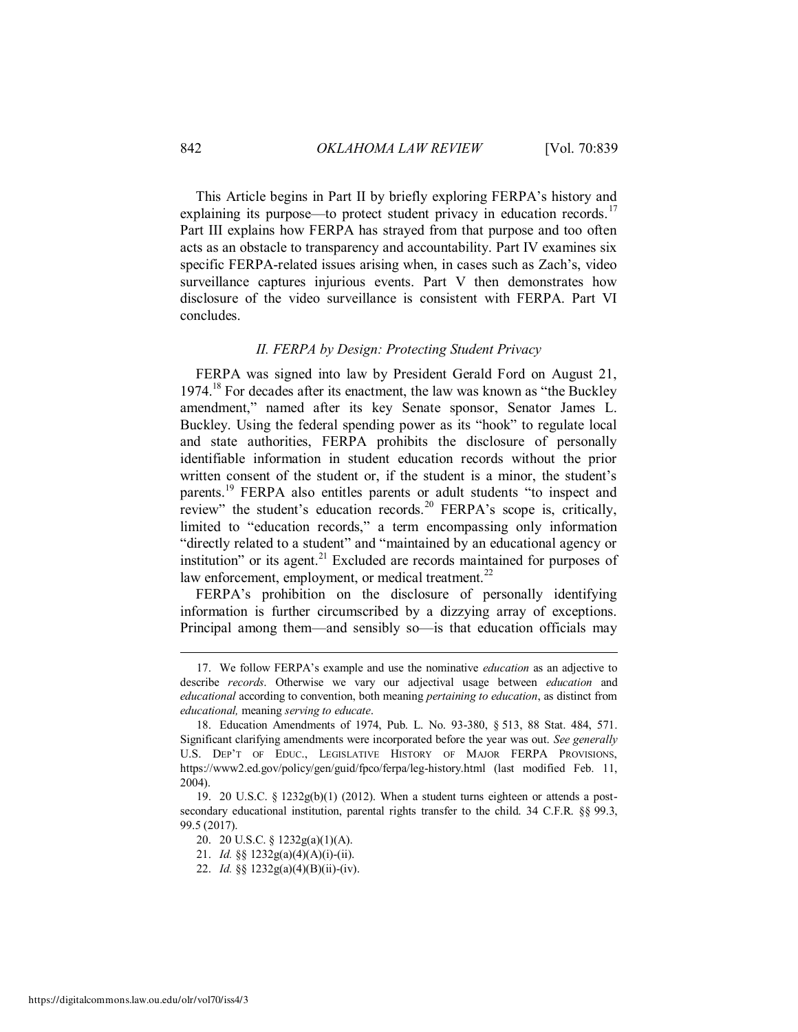This Article begins in Part II by briefly exploring FERPA's history and explaining its purpose—to protect student privacy in education records.[17] Part III explains how FERPA has strayed from that purpose and too often acts as an obstacle to transparency and accountability. Part IV examines six specific FERPA-related issues arising when, in cases such as Zach's, video surveillance captures injurious events. Part V then demonstrates how disclosure of the video surveillance is consistent with FERPA. Part VI concludes.

### *II. FERPA by Design: Protecting Student Privacy*

FERPA was signed into law by President Gerald Ford on August 21, 1974.[18] For decades after its enactment, the law was known as "the Buckley amendment," named after its key Senate sponsor, Senator James L. Buckley. Using the federal spending power as its "hook" to regulate local and state authorities, FERPA prohibits the disclosure of personally identifiable information in student education records without the prior written consent of the student or, if the student is a minor, the student's parents.[19] FERPA also entitles parents or adult students "to inspect and review" the student's education records.[20] FERPA's scope is, critically, limited to "education records," a term encompassing only information "directly related to a student" and "maintained by an educational agency or institution" or its agent.[21] Excluded are records maintained for purposes of law enforcement, employment, or medical treatment.[22]

FERPA's prohibition on the disclosure of personally identifying information is further circumscribed by a dizzying array of exceptions. Principal among them—and sensibly so—is that education officials may

---

17. We follow FERPA's example and use the nominative *education* as an adjective to describe *records*. Otherwise we vary our adjectival usage between *education* and *educational* according to convention, both meaning *pertaining to education*, as distinct from *educational,* meaning *serving to educate*.

18. Education Amendments of 1974, Pub. L. No. 93-380, § 513, 88 Stat. 484, 571. Significant clarifying amendments were incorporated before the year was out. *See generally* U.S. DEP'T OF EDUC., LEGISLATIVE HISTORY OF MAJOR FERPA PROVISIONS, https://www2.ed.gov/policy/gen/guid/fpco/ferpa/leg-history.html (last modified Feb. 11, 2004).

19. 20 U.S.C. § 1232g(b)(1) (2012). When a student turns eighteen or attends a post-secondary educational institution, parental rights transfer to the child. 34 C.F.R. §§ 99.3, 99.5 (2017).

20. 20 U.S.C. § 1232g(a)(1)(A).

21. *Id.* §§ 1232g(a)(4)(A)(i)-(ii).

22. *Id.* §§ 1232g(a)(4)(B)(ii)-(iv).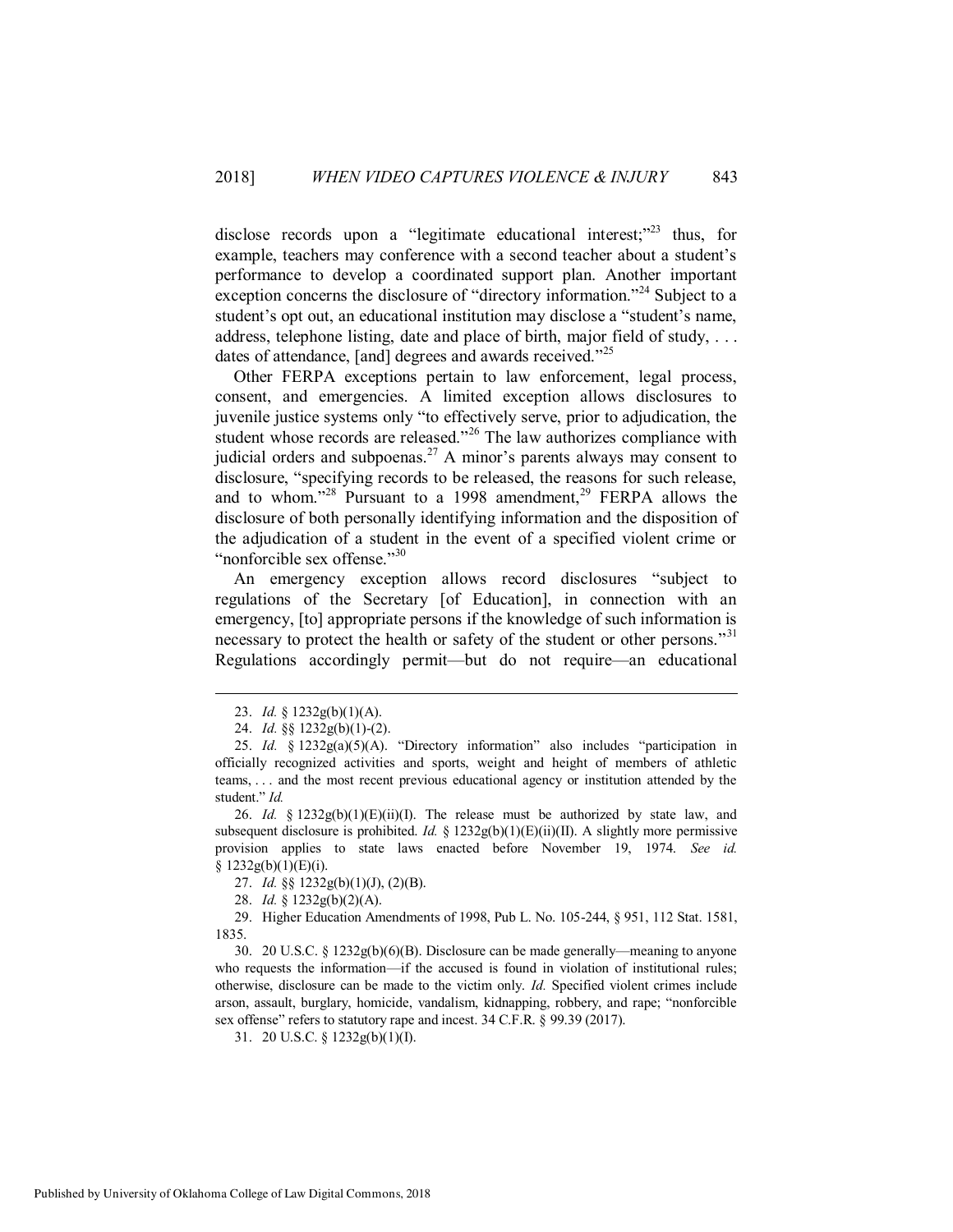disclose records upon a "legitimate educational interest;"[23] thus, for example, teachers may conference with a second teacher about a student's performance to develop a coordinated support plan. Another important exception concerns the disclosure of "directory information."[24] Subject to a student's opt out, an educational institution may disclose a "student's name, address, telephone listing, date and place of birth, major field of study, . . . dates of attendance, [and] degrees and awards received."[25]

Other FERPA exceptions pertain to law enforcement, legal process, consent, and emergencies. A limited exception allows disclosures to juvenile justice systems only "to effectively serve, prior to adjudication, the student whose records are released."[26] The law authorizes compliance with judicial orders and subpoenas.[27] A minor's parents always may consent to disclosure, "specifying records to be released, the reasons for such release, and to whom."[28] Pursuant to a 1998 amendment,[29] FERPA allows the disclosure of both personally identifying information and the disposition of the adjudication of a student in the event of a specified violent crime or "nonforcible sex offense."[30]

An emergency exception allows record disclosures "subject to regulations of the Secretary [of Education], in connection with an emergency, [to] appropriate persons if the knowledge of such information is necessary to protect the health or safety of the student or other persons."[31] Regulations accordingly permit—but do not require—an educational

---

23. *Id.* § 1232g(b)(1)(A).

24. *Id.* §§ 1232g(b)(1)-(2).

25. *Id.* § 1232g(a)(5)(A). "Directory information" also includes "participation in officially recognized activities and sports, weight and height of members of athletic teams, . . . and the most recent previous educational agency or institution attended by the student." *Id.*

26. *Id.* § 1232g(b)(1)(E)(ii)(I). The release must be authorized by state law, and subsequent disclosure is prohibited. *Id.* § 1232g(b)(1)(E)(ii)(II). A slightly more permissive provision applies to state laws enacted before November 19, 1974. *See id.* § 1232g(b)(1)(E)(i).

27. *Id.* §§ 1232g(b)(1)(J), (2)(B).

28. *Id.* § 1232g(b)(2)(A).

29. Higher Education Amendments of 1998, Pub L. No. 105-244, § 951, 112 Stat. 1581, 1835.

30. 20 U.S.C. § 1232g(b)(6)(B). Disclosure can be made generally—meaning to anyone who requests the information—if the accused is found in violation of institutional rules; otherwise, disclosure can be made to the victim only. *Id.* Specified violent crimes include arson, assault, burglary, homicide, vandalism, kidnapping, robbery, and rape; "nonforcible sex offense" refers to statutory rape and incest. 34 C.F.R. § 99.39 (2017).

31. 20 U.S.C. § 1232g(b)(1)(I).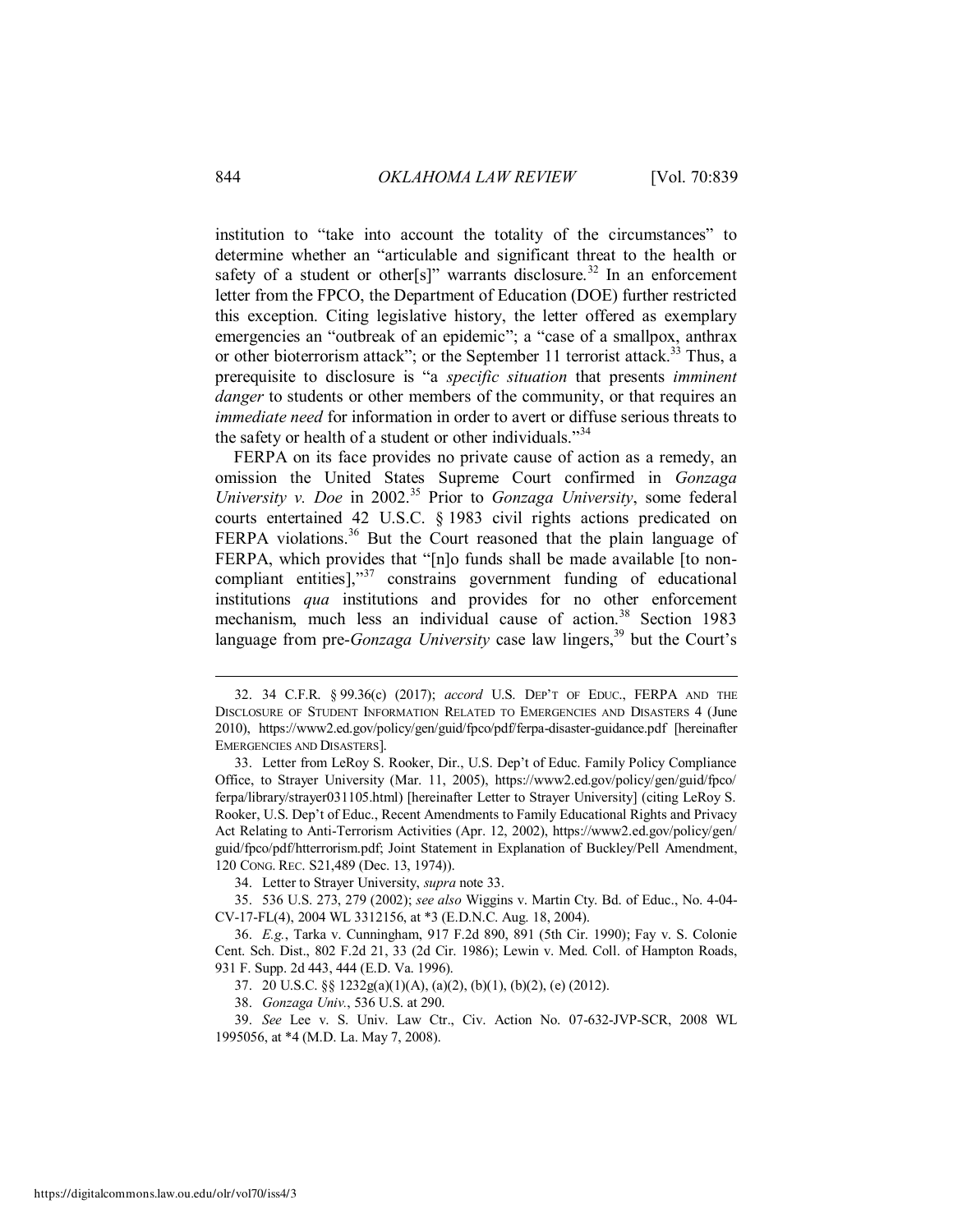institution to "take into account the totality of the circumstances" to determine whether an "articulable and significant threat to the health or safety of a student or other[s]" warrants disclosure.[32] In an enforcement letter from the FPCO, the Department of Education (DOE) further restricted this exception. Citing legislative history, the letter offered as exemplary emergencies an "outbreak of an epidemic"; a "case of a smallpox, anthrax or other bioterrorism attack"; or the September 11 terrorist attack.[33] Thus, a prerequisite to disclosure is "a *specific situation* that presents *imminent danger* to students or other members of the community, or that requires an *immediate need* for information in order to avert or diffuse serious threats to the safety or health of a student or other individuals."[34]

FERPA on its face provides no private cause of action as a remedy, an omission the United States Supreme Court confirmed in *Gonzaga University v. Doe* in 2002.[35] Prior to *Gonzaga University*, some federal courts entertained 42 U.S.C. § 1983 civil rights actions predicated on FERPA violations.[36] But the Court reasoned that the plain language of FERPA, which provides that "[n]o funds shall be made available [to non-compliant entities],"[37] constrains government funding of educational institutions *qua* institutions and provides for no other enforcement mechanism, much less an individual cause of action.[38] Section 1983 language from pre-*Gonzaga University* case law lingers,[39] but the Court's

---

32. 34 C.F.R. § 99.36(c) (2017); *accord* U.S. DEP'T OF EDUC., FERPA AND THE DISCLOSURE OF STUDENT INFORMATION RELATED TO EMERGENCIES AND DISASTERS 4 (June 2010), https://www2.ed.gov/policy/gen/guid/fpco/pdf/ferpa-disaster-guidance.pdf [hereinafter EMERGENCIES AND DISASTERS].

33. Letter from LeRoy S. Rooker, Dir., U.S. Dep't of Educ. Family Policy Compliance Office, to Strayer University (Mar. 11, 2005), https://www2.ed.gov/policy/gen/guid/fpco/ferpa/library/strayer031105.html) [hereinafter Letter to Strayer University] (citing LeRoy S. Rooker, U.S. Dep't of Educ., Recent Amendments to Family Educational Rights and Privacy Act Relating to Anti-Terrorism Activities (Apr. 12, 2002), https://www2.ed.gov/policy/gen/guid/fpco/pdf/htterrorism.pdf; Joint Statement in Explanation of Buckley/Pell Amendment, 120 CONG. REC. S21,489 (Dec. 13, 1974)).

34. Letter to Strayer University, *supra* note 33.

35. 536 U.S. 273, 279 (2002); *see also* Wiggins v. Martin Cty. Bd. of Educ., No. 4-04-CV-17-FL(4), 2004 WL 3312156, at *3 (E.D.N.C. Aug. 18, 2004).

36. *E.g.*, Tarka v. Cunningham, 917 F.2d 890, 891 (5th Cir. 1990); Fay v. S. Colonie Cent. Sch. Dist., 802 F.2d 21, 33 (2d Cir. 1986); Lewin v. Med. Coll. of Hampton Roads, 931 F. Supp. 2d 443, 444 (E.D. Va. 1996).

37. 20 U.S.C. §§ 1232g(a)(1)(A), (a)(2), (b)(1), (b)(2), (e) (2012).

38. *Gonzaga Univ.*, 536 U.S. at 290.

39. *See* Lee v. S. Univ. Law Ctr., Civ. Action No. 07-632-JVP-SCR, 2008 WL 1995056, at *4 (M.D. La. May 7, 2008).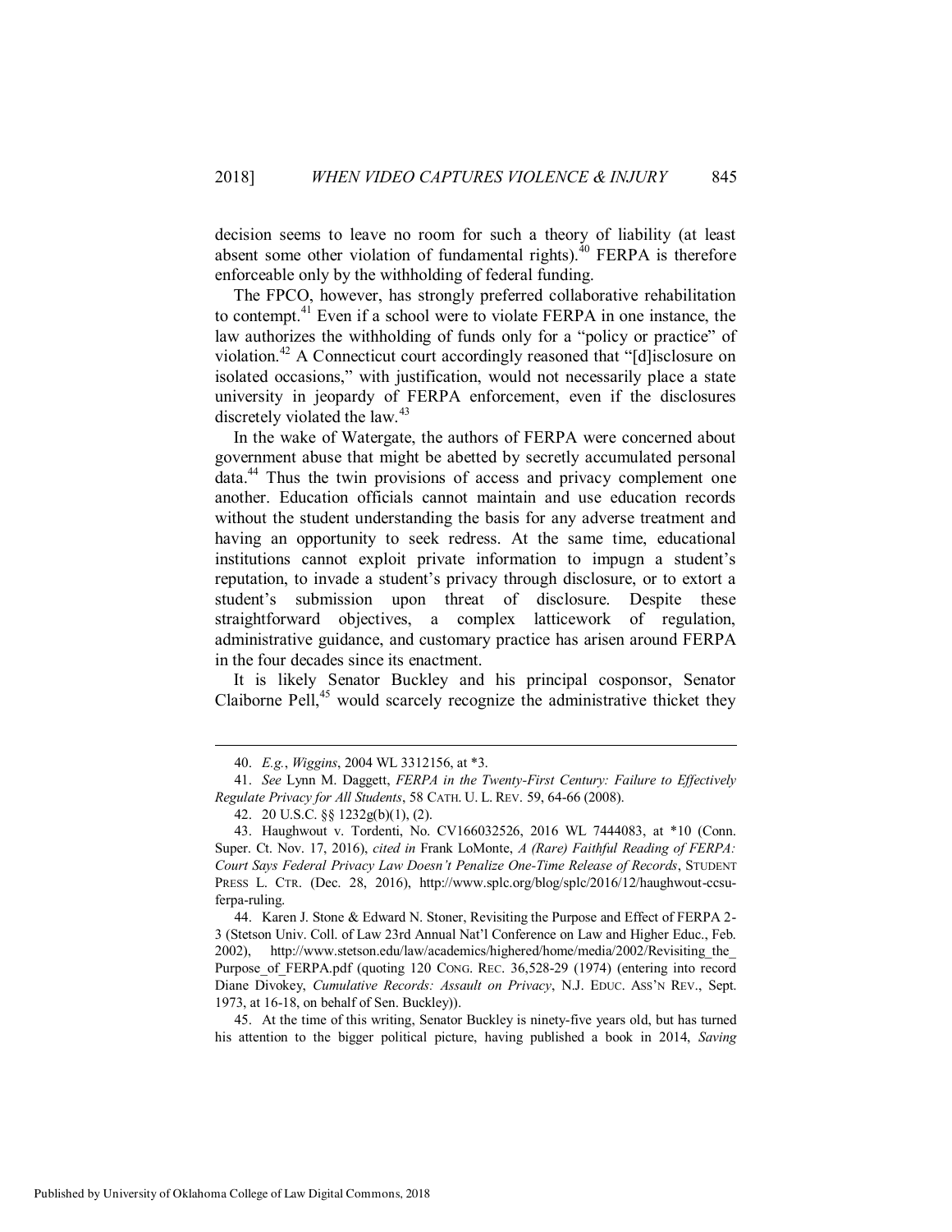decision seems to leave no room for such a theory of liability (at least absent some other violation of fundamental rights).[40] FERPA is therefore enforceable only by the withholding of federal funding.

The FPCO, however, has strongly preferred collaborative rehabilitation to contempt.[41] Even if a school were to violate FERPA in one instance, the law authorizes the withholding of funds only for a "policy or practice" of violation.[42] A Connecticut court accordingly reasoned that "[d]isclosure on isolated occasions," with justification, would not necessarily place a state university in jeopardy of FERPA enforcement, even if the disclosures discretely violated the law.[43]

In the wake of Watergate, the authors of FERPA were concerned about government abuse that might be abetted by secretly accumulated personal data.[44] Thus the twin provisions of access and privacy complement one another. Education officials cannot maintain and use education records without the student understanding the basis for any adverse treatment and having an opportunity to seek redress. At the same time, educational institutions cannot exploit private information to impugn a student's reputation, to invade a student's privacy through disclosure, or to extort a student's submission upon threat of disclosure. Despite these straightforward objectives, a complex latticework of regulation, administrative guidance, and customary practice has arisen around FERPA in the four decades since its enactment.

It is likely Senator Buckley and his principal cosponsor, Senator Claiborne Pell,[45] would scarcely recognize the administrative thicket they

---

40. *E.g.*, *Wiggins*, 2004 WL 3312156, at *3.

41. *See* Lynn M. Daggett, *FERPA in the Twenty-First Century: Failure to Effectively Regulate Privacy for All Students*, 58 CATH. U. L. REV. 59, 64-66 (2008).

42. 20 U.S.C. §§ 1232g(b)(1), (2).

43. Haughwout v. Tordenti, No. CV166032526, 2016 WL 7444083, at *10 (Conn. Super. Ct. Nov. 17, 2016), *cited in* Frank LoMonte, *A (Rare) Faithful Reading of FERPA: Court Says Federal Privacy Law Doesn't Penalize One-Time Release of Records*, STUDENT PRESS L. CTR. (Dec. 28, 2016), http://www.splc.org/blog/splc/2016/12/haughwout-ccsu-ferpa-ruling.

44. Karen J. Stone & Edward N. Stoner, Revisiting the Purpose and Effect of FERPA 2-3 (Stetson Univ. Coll. of Law 23rd Annual Nat'l Conference on Law and Higher Educ., Feb. 2002), http://www.stetson.edu/law/academics/highered/home/media/2002/Revisiting_the_Purpose_of_FERPA.pdf (quoting 120 CONG. REC. 36,528-29 (1974) (entering into record Diane Divokey, *Cumulative Records: Assault on Privacy*, N.J. EDUC. ASS'N REV., Sept. 1973, at 16-18, on behalf of Sen. Buckley)).

45. At the time of this writing, Senator Buckley is ninety-five years old, but has turned his attention to the bigger political picture, having published a book in 2014, *Saving*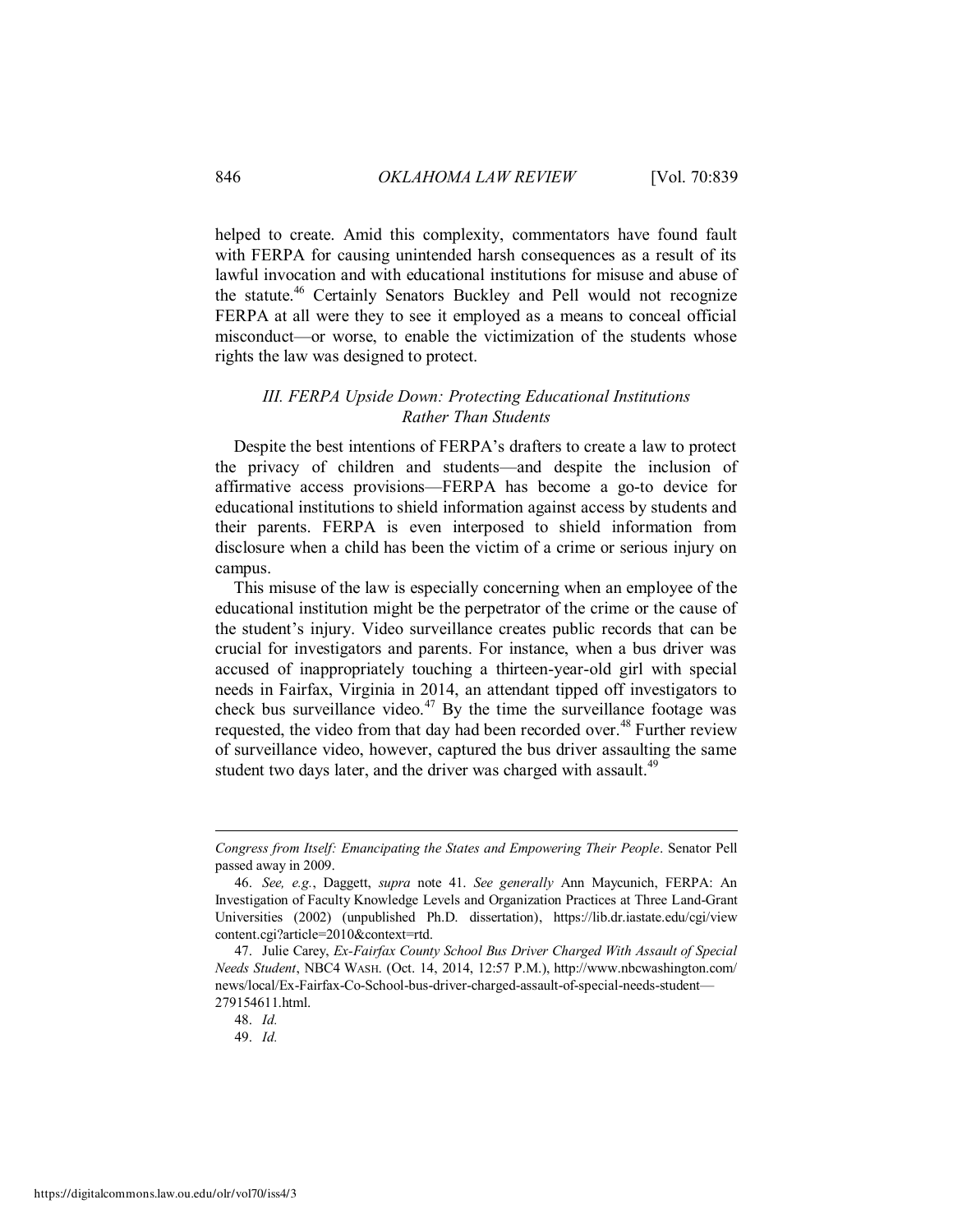helped to create. Amid this complexity, commentators have found fault with FERPA for causing unintended harsh consequences as a result of its lawful invocation and with educational institutions for misuse and abuse of the statute.[46] Certainly Senators Buckley and Pell would not recognize FERPA at all were they to see it employed as a means to conceal official misconduct—or worse, to enable the victimization of the students whose rights the law was designed to protect.

### *III. FERPA Upside Down: Protecting Educational Institutions Rather Than Students*

Despite the best intentions of FERPA's drafters to create a law to protect the privacy of children and students—and despite the inclusion of affirmative access provisions—FERPA has become a go-to device for educational institutions to shield information against access by students and their parents. FERPA is even interposed to shield information from disclosure when a child has been the victim of a crime or serious injury on campus.

This misuse of the law is especially concerning when an employee of the educational institution might be the perpetrator of the crime or the cause of the student's injury. Video surveillance creates public records that can be crucial for investigators and parents. For instance, when a bus driver was accused of inappropriately touching a thirteen-year-old girl with special needs in Fairfax, Virginia in 2014, an attendant tipped off investigators to check bus surveillance video.[47] By the time the surveillance footage was requested, the video from that day had been recorded over.[48] Further review of surveillance video, however, captured the bus driver assaulting the same student two days later, and the driver was charged with assault.[49]

---

*Congress from Itself: Emancipating the States and Empowering Their People*. Senator Pell passed away in 2009.

46. *See, e.g.*, Daggett, *supra* note 41. *See generally* Ann Maycunich, FERPA: An Investigation of Faculty Knowledge Levels and Organization Practices at Three Land-Grant Universities (2002) (unpublished Ph.D. dissertation), https://lib.dr.iastate.edu/cgi/viewcontent.cgi?article=2010&context=rtd.

47. Julie Carey, *Ex-Fairfax County School Bus Driver Charged With Assault of Special Needs Student*, NBC4 WASH. (Oct. 14, 2014, 12:57 P.M.), http://www.nbcwashington.com/news/local/Ex-Fairfax-Co-School-bus-driver-charged-assault-of-special-needs-student—279154611.html.

48. *Id.*

49. *Id.*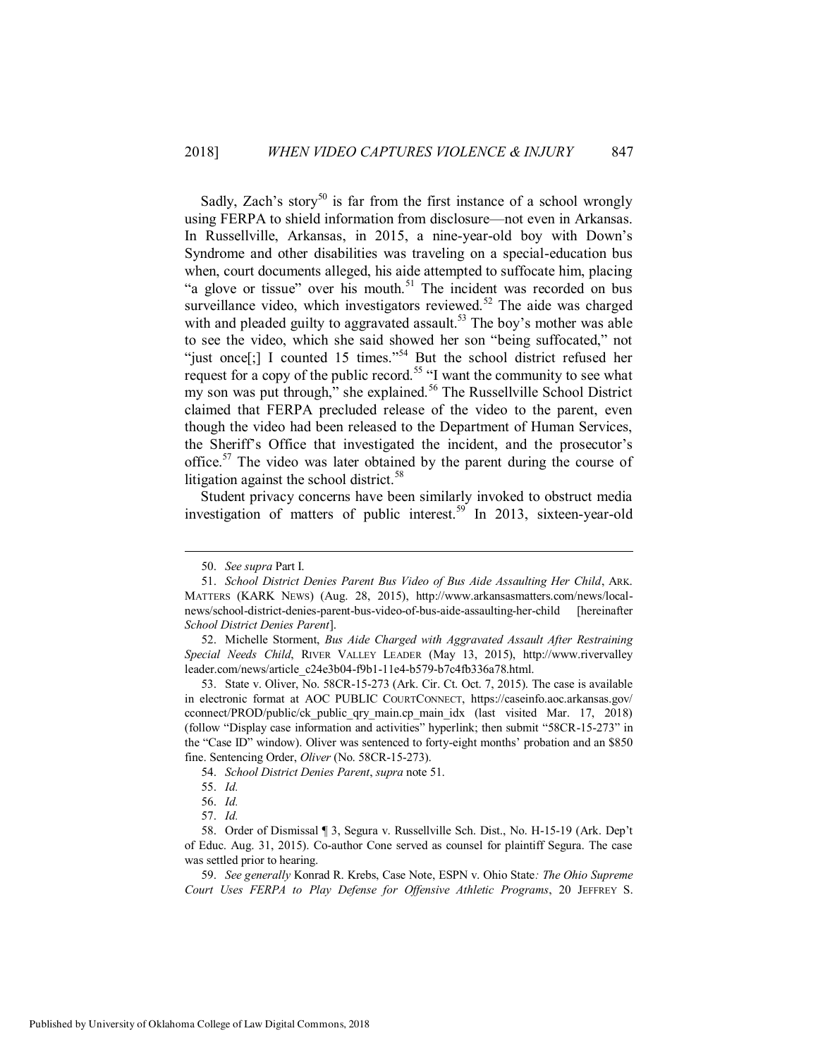Sadly, Zach's story[50] is far from the first instance of a school wrongly using FERPA to shield information from disclosure—not even in Arkansas. In Russellville, Arkansas, in 2015, a nine-year-old boy with Down's Syndrome and other disabilities was traveling on a special-education bus when, court documents alleged, his aide attempted to suffocate him, placing "a glove or tissue" over his mouth.[51] The incident was recorded on bus surveillance video, which investigators reviewed.[52] The aide was charged with and pleaded guilty to aggravated assault.[53] The boy's mother was able to see the video, which she said showed her son "being suffocated," not "just once[;] I counted 15 times."[54] But the school district refused her request for a copy of the public record.[55] "I want the community to see what my son was put through," she explained.[56] The Russellville School District claimed that FERPA precluded release of the video to the parent, even though the video had been released to the Department of Human Services, the Sheriff's Office that investigated the incident, and the prosecutor's office.[57] The video was later obtained by the parent during the course of litigation against the school district.[58]

Student privacy concerns have been similarly invoked to obstruct media investigation of matters of public interest.[59] In 2013, sixteen-year-old

---

50. *See supra* Part I.

51. *School District Denies Parent Bus Video of Bus Aide Assaulting Her Child*, ARK. MATTERS (KARK NEWS) (Aug. 28, 2015), http://www.arkansasmatters.com/news/local-news/school-district-denies-parent-bus-video-of-bus-aide-assaulting-her-child [hereinafter *School District Denies Parent*].

52. Michelle Storment, *Bus Aide Charged with Aggravated Assault After Restraining Special Needs Child*, RIVER VALLEY LEADER (May 13, 2015), http://www.rivervalleyleader.com/news/article_c24e3b04-f9b1-11e4-b579-b7c4fb336a78.html.

53. State v. Oliver, No. 58CR-15-273 (Ark. Cir. Ct. Oct. 7, 2015). The case is available in electronic format at AOC PUBLIC COURTCONNECT, https://caseinfo.aoc.arkansas.gov/cconnect/PROD/public/ck_public_qry_main.cp_main_idx (last visited Mar. 17, 2018) (follow "Display case information and activities" hyperlink; then submit "58CR-15-273" in the "Case ID" window). Oliver was sentenced to forty-eight months' probation and an $850 fine. Sentencing Order, *Oliver* (No. 58CR-15-273).

54. *School District Denies Parent*, *supra* note 51.

55. *Id.*

56. *Id.*

57. *Id.*

58. Order of Dismissal ¶ 3, Segura v. Russellville Sch. Dist., No. H-15-19 (Ark. Dep't of Educ. Aug. 31, 2015). Co-author Cone served as counsel for plaintiff Segura. The case was settled prior to hearing.

59. *See generally* Konrad R. Krebs, Case Note, *ESPN v. Ohio State: The Ohio Supreme Court Uses FERPA to Play Defense for Offensive Athletic Programs*, 20 JEFFREY S.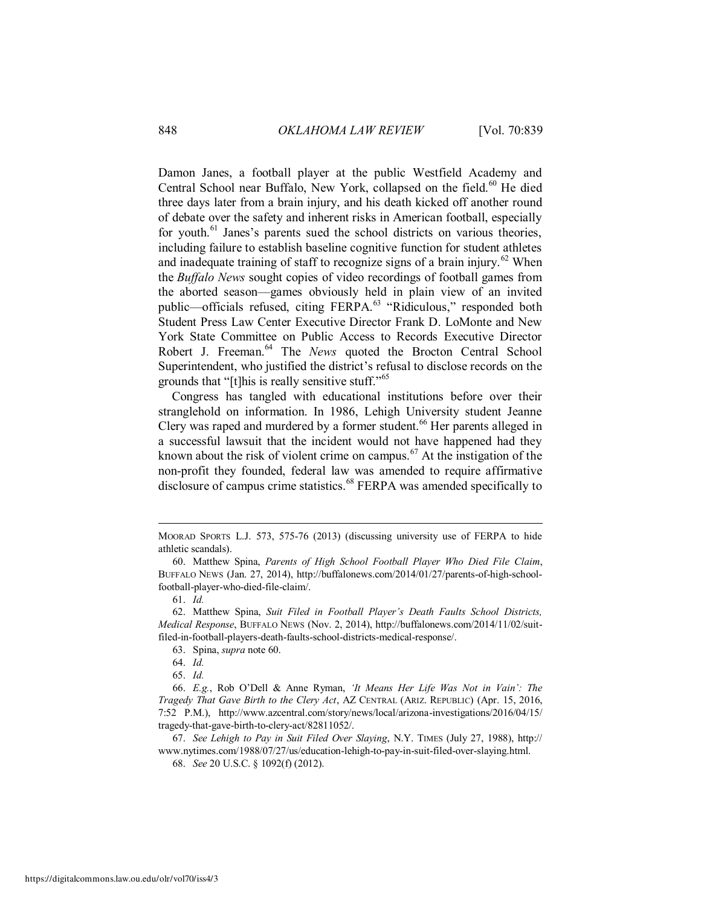Damon Janes, a football player at the public Westfield Academy and Central School near Buffalo, New York, collapsed on the field.[60] He died three days later from a brain injury, and his death kicked off another round of debate over the safety and inherent risks in American football, especially for youth.[61] Janes's parents sued the school districts on various theories, including failure to establish baseline cognitive function for student athletes and inadequate training of staff to recognize signs of a brain injury.[62] When the *Buffalo News* sought copies of video recordings of football games from the aborted season—games obviously held in plain view of an invited public—officials refused, citing FERPA.[63] "Ridiculous," responded both Student Press Law Center Executive Director Frank D. LoMonte and New York State Committee on Public Access to Records Executive Director Robert J. Freeman.[64] The *News* quoted the Brocton Central School Superintendent, who justified the district's refusal to disclose records on the grounds that "[t]his is really sensitive stuff."[65]

Congress has tangled with educational institutions before over their stranglehold on information. In 1986, Lehigh University student Jeanne Clery was raped and murdered by a former student.[66] Her parents alleged in a successful lawsuit that the incident would not have happened had they known about the risk of violent crime on campus.[67] At the instigation of the non-profit they founded, federal law was amended to require affirmative disclosure of campus crime statistics.[68] FERPA was amended specifically to

---

MOORAD SPORTS L.J. 573, 575-76 (2013) (discussing university use of FERPA to hide athletic scandals).

60. Matthew Spina, *Parents of High School Football Player Who Died File Claim*, BUFFALO NEWS (Jan. 27, 2014), http://buffalonews.com/2014/01/27/parents-of-high-school-football-player-who-died-file-claim/.

61. *Id.*

62. Matthew Spina, *Suit Filed in Football Player's Death Faults School Districts, Medical Response*, BUFFALO NEWS (Nov. 2, 2014), http://buffalonews.com/2014/11/02/suit-filed-in-football-players-death-faults-school-districts-medical-response/.

63. Spina, *supra* note 60.

64. *Id.*

65. *Id.*

66. *E.g.*, Rob O'Dell & Anne Ryman, *'It Means Her Life Was Not in Vain': The Tragedy That Gave Birth to the Clery Act*, AZ CENTRAL (ARIZ. REPUBLIC) (Apr. 15, 2016, 7:52 P.M.), http://www.azcentral.com/story/news/local/arizona-investigations/2016/04/15/tragedy-that-gave-birth-to-clery-act/82811052/.

67. *See Lehigh to Pay in Suit Filed Over Slaying*, N.Y. TIMES (July 27, 1988), http://www.nytimes.com/1988/07/27/us/education-lehigh-to-pay-in-suit-filed-over-slaying.html.

68. *See* 20 U.S.C. § 1092(f) (2012).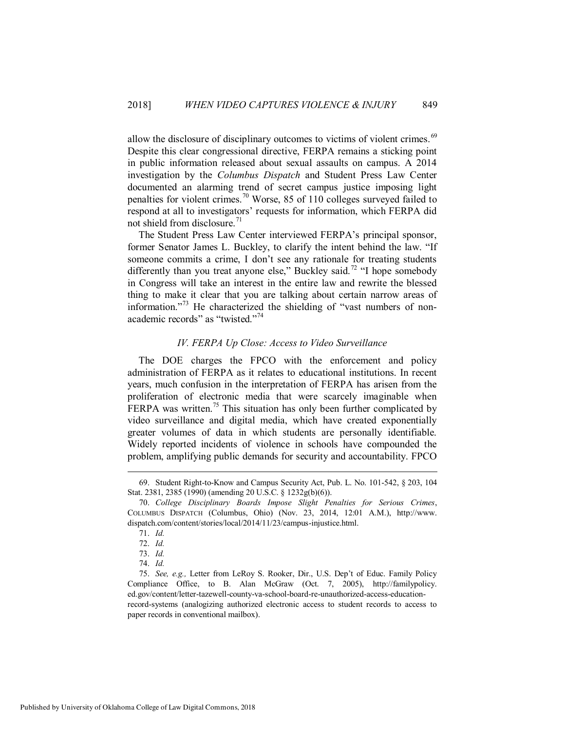allow the disclosure of disciplinary outcomes to victims of violent crimes.[69] Despite this clear congressional directive, FERPA remains a sticking point in public information released about sexual assaults on campus. A 2014 investigation by the *Columbus Dispatch* and Student Press Law Center documented an alarming trend of secret campus justice imposing light penalties for violent crimes.[70] Worse, 85 of 110 colleges surveyed failed to respond at all to investigators' requests for information, which FERPA did not shield from disclosure.[71]

The Student Press Law Center interviewed FERPA's principal sponsor, former Senator James L. Buckley, to clarify the intent behind the law. "If someone commits a crime, I don't see any rationale for treating students differently than you treat anyone else," Buckley said.[72] "I hope somebody in Congress will take an interest in the entire law and rewrite the blessed thing to make it clear that you are talking about certain narrow areas of information."[73] He characterized the shielding of "vast numbers of non-academic records" as "twisted."[74]

### *IV. FERPA Up Close: Access to Video Surveillance*

The DOE charges the FPCO with the enforcement and policy administration of FERPA as it relates to educational institutions. In recent years, much confusion in the interpretation of FERPA has arisen from the proliferation of electronic media that were scarcely imaginable when FERPA was written.[75] This situation has only been further complicated by video surveillance and digital media, which have created exponentially greater volumes of data in which students are personally identifiable. Widely reported incidents of violence in schools have compounded the problem, amplifying public demands for security and accountability. FPCO

---

69. Student Right-to-Know and Campus Security Act, Pub. L. No. 101-542, § 203, 104 Stat. 2381, 2385 (1990) (amending 20 U.S.C. § 1232g(b)(6)).

70. *College Disciplinary Boards Impose Slight Penalties for Serious Crimes*, COLUMBUS DISPATCH (Columbus, Ohio) (Nov. 23, 2014, 12:01 A.M.), http://www.dispatch.com/content/stories/local/2014/11/23/campus-injustice.html.

71. *Id.*

72. *Id.*

73. *Id.*

74. *Id.*

75. *See, e.g.,* Letter from LeRoy S. Rooker, Dir., U.S. Dep't of Educ. Family Policy Compliance Office, to B. Alan McGraw (Oct. 7, 2005), http://familypolicy.ed.gov/content/letter-tazewell-county-va-school-board-re-unauthorized-access-education-record-systems (analogizing authorized electronic access to student records to access to paper records in conventional mailbox).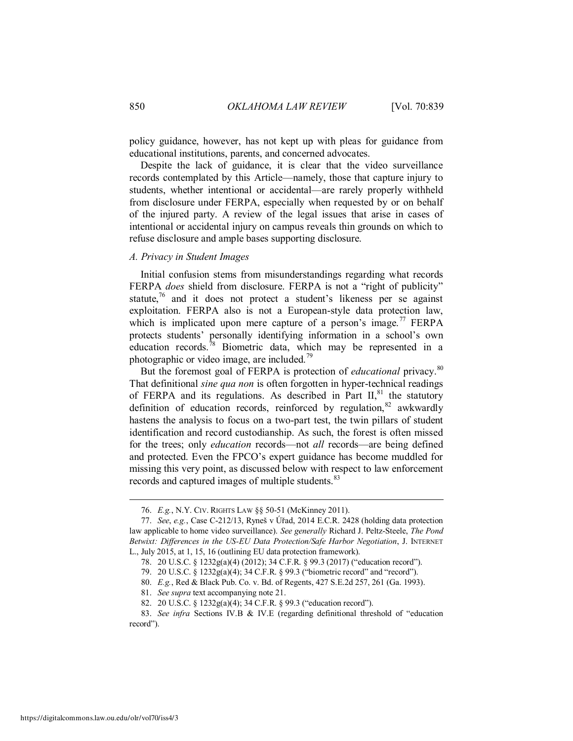policy guidance, however, has not kept up with pleas for guidance from educational institutions, parents, and concerned advocates.

Despite the lack of guidance, it is clear that the video surveillance records contemplated by this Article—namely, those that capture injury to students, whether intentional or accidental—are rarely properly withheld from disclosure under FERPA, especially when requested by or on behalf of the injured party. A review of the legal issues that arise in cases of intentional or accidental injury on campus reveals thin grounds on which to refuse disclosure and ample bases supporting disclosure.

### *A. Privacy in Student Images*

Initial confusion stems from misunderstandings regarding what records FERPA *does* shield from disclosure. FERPA is not a "right of publicity" statute,[76] and it does not protect a student's likeness per se against exploitation. FERPA also is not a European-style data protection law, which is implicated upon mere capture of a person's image.[77] FERPA protects students' personally identifying information in a school's own education records.[78] Biometric data, which may be represented in a photographic or video image, are included.[79]

But the foremost goal of FERPA is protection of *educational* privacy.[80] That definitional *sine qua non* is often forgotten in hyper-technical readings of FERPA and its regulations. As described in Part II,[81] the statutory definition of education records, reinforced by regulation,[82] awkwardly hastens the analysis to focus on a two-part test, the twin pillars of student identification and record custodianship. As such, the forest is often missed for the trees; only *education* records—not *all* records—are being defined and protected. Even the FPCO's expert guidance has become muddled for missing this very point, as discussed below with respect to law enforcement records and captured images of multiple students.[83]

---

76. *E.g.*, N.Y. CIV. RIGHTS LAW §§ 50-51 (McKinney 2011).

77. *See*, *e.g.*, Case C-212/13, Ryneš v Úřad, 2014 E.C.R. 2428 (holding data protection law applicable to home video surveillance). *See generally* Richard J. Peltz-Steele, *The Pond Betwixt: Differences in the US-EU Data Protection/Safe Harbor Negotiation*, J. INTERNET L., July 2015, at 1, 15, 16 (outlining EU data protection framework).

78. 20 U.S.C. § 1232g(a)(4) (2012); 34 C.F.R. § 99.3 (2017) ("education record").

79. 20 U.S.C. § 1232g(a)(4); 34 C.F.R. § 99.3 ("biometric record" and "record").

80. *E.g.*, Red & Black Pub. Co. v. Bd. of Regents, 427 S.E.2d 257, 261 (Ga. 1993).

81. *See supra* text accompanying note 21.

82. 20 U.S.C. § 1232g(a)(4); 34 C.F.R. § 99.3 ("education record").

83. *See infra* Sections IV.B & IV.E (regarding definitional threshold of "education record").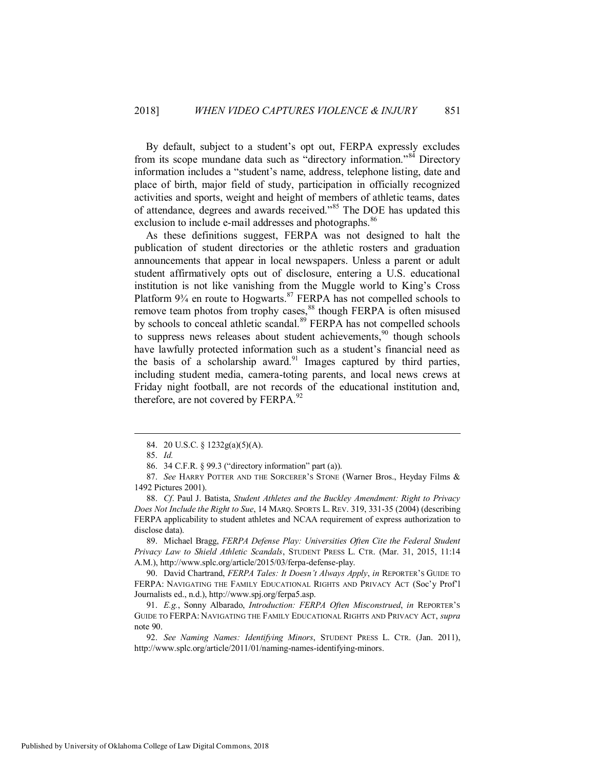By default, subject to a student's opt out, FERPA expressly excludes from its scope mundane data such as "directory information."[84] Directory information includes a "student's name, address, telephone listing, date and place of birth, major field of study, participation in officially recognized activities and sports, weight and height of members of athletic teams, dates of attendance, degrees and awards received."[85] The DOE has updated this exclusion to include e-mail addresses and photographs.[86]

As these definitions suggest, FERPA was not designed to halt the publication of student directories or the athletic rosters and graduation announcements that appear in local newspapers. Unless a parent or adult student affirmatively opts out of disclosure, entering a U.S. educational institution is not like vanishing from the Muggle world to King's Cross Platform 9¾ en route to Hogwarts.[87] FERPA has not compelled schools to remove team photos from trophy cases,[88] though FERPA is often misused by schools to conceal athletic scandal.[89] FERPA has not compelled schools to suppress news releases about student achievements,[90] though schools have lawfully protected information such as a student's financial need as the basis of a scholarship award.[91] Images captured by third parties, including student media, camera-toting parents, and local news crews at Friday night football, are not records of the educational institution and, therefore, are not covered by FERPA.[92]

---

84. 20 U.S.C. § 1232g(a)(5)(A).

85. *Id.*

86. 34 C.F.R. § 99.3 ("directory information" part (a)).

87. *See* HARRY POTTER AND THE SORCERER'S STONE (Warner Bros., Heyday Films & 1492 Pictures 2001).

88. *Cf*. Paul J. Batista, *Student Athletes and the Buckley Amendment: Right to Privacy Does Not Include the Right to Sue*, 14 MARQ. SPORTS L. REV. 319, 331-35 (2004) (describing FERPA applicability to student athletes and NCAA requirement of express authorization to disclose data).

89. Michael Bragg, *FERPA Defense Play: Universities Often Cite the Federal Student Privacy Law to Shield Athletic Scandals*, STUDENT PRESS L. CTR. (Mar. 31, 2015, 11:14 A.M.), http://www.splc.org/article/2015/03/ferpa-defense-play.

90. David Chartrand, *FERPA Tales: It Doesn't Always Apply*, *in* REPORTER'S GUIDE TO FERPA: NAVIGATING THE FAMILY EDUCATIONAL RIGHTS AND PRIVACY ACT (Soc'y Prof'l Journalists ed., n.d.), http://www.spj.org/ferpa5.asp.

91. *E.g.*, Sonny Albarado, *Introduction: FERPA Often Misconstrued*, *in* REPORTER'S GUIDE TO FERPA: NAVIGATING THE FAMILY EDUCATIONAL RIGHTS AND PRIVACY ACT, *supra* note 90.

92. *See Naming Names: Identifying Minors*, STUDENT PRESS L. CTR. (Jan. 2011), http://www.splc.org/article/2011/01/naming-names-identifying-minors.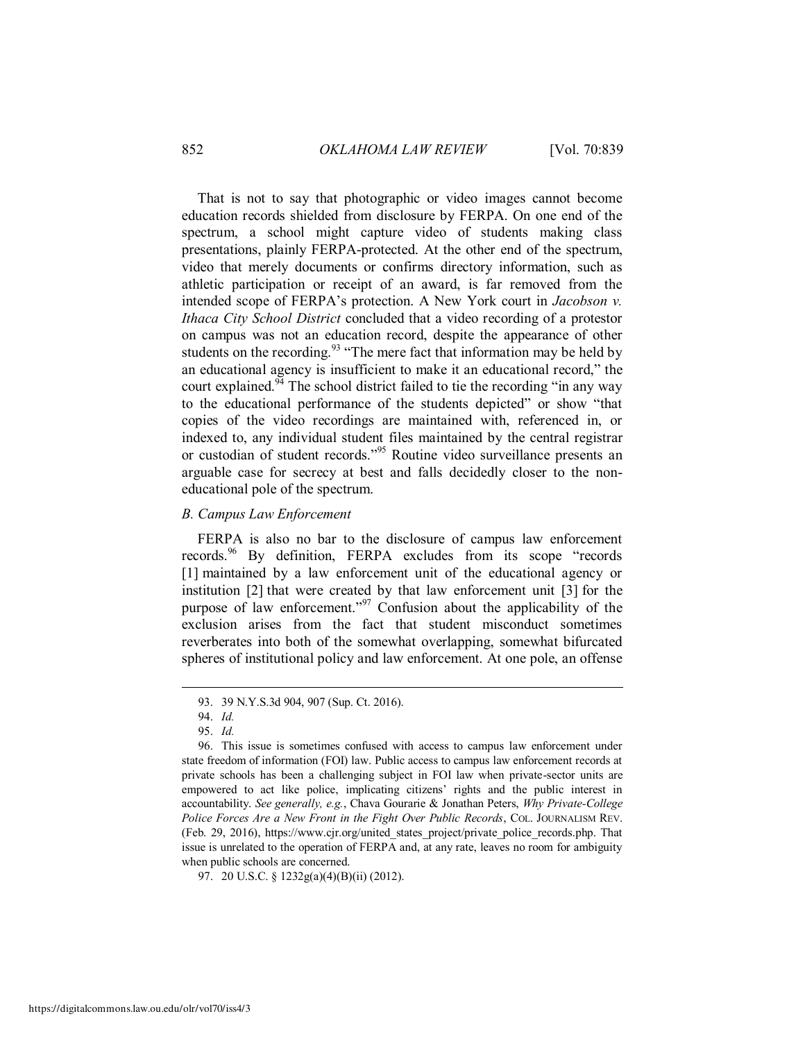That is not to say that photographic or video images cannot become education records shielded from disclosure by FERPA. On one end of the spectrum, a school might capture video of students making class presentations, plainly FERPA-protected. At the other end of the spectrum, video that merely documents or confirms directory information, such as athletic participation or receipt of an award, is far removed from the intended scope of FERPA's protection. A New York court in *Jacobson v. Ithaca City School District* concluded that a video recording of a protestor on campus was not an education record, despite the appearance of other students on the recording.[93] "The mere fact that information may be held by an educational agency is insufficient to make it an educational record," the court explained.[94] The school district failed to tie the recording "in any way to the educational performance of the students depicted" or show "that copies of the video recordings are maintained with, referenced in, or indexed to, any individual student files maintained by the central registrar or custodian of student records."[95] Routine video surveillance presents an arguable case for secrecy at best and falls decidedly closer to the non-educational pole of the spectrum.

### *B. Campus Law Enforcement*

FERPA is also no bar to the disclosure of campus law enforcement records.[96] By definition, FERPA excludes from its scope "records [1] maintained by a law enforcement unit of the educational agency or institution [2] that were created by that law enforcement unit [3] for the purpose of law enforcement."[97] Confusion about the applicability of the exclusion arises from the fact that student misconduct sometimes reverberates into both of the somewhat overlapping, somewhat bifurcated spheres of institutional policy and law enforcement. At one pole, an offense

---

93. 39 N.Y.S.3d 904, 907 (Sup. Ct. 2016).

94. *Id.*

95. *Id.*

96. This issue is sometimes confused with access to campus law enforcement under state freedom of information (FOI) law. Public access to campus law enforcement records at private schools has been a challenging subject in FOI law when private-sector units are empowered to act like police, implicating citizens' rights and the public interest in accountability. *See generally, e.g.*, Chava Gourarie & Jonathan Peters, *Why Private-College Police Forces Are a New Front in the Fight Over Public Records*, COL. JOURNALISM REV. (Feb. 29, 2016), https://www.cjr.org/united_states_project/private_police_records.php. That issue is unrelated to the operation of FERPA and, at any rate, leaves no room for ambiguity when public schools are concerned.

97. 20 U.S.C. § 1232g(a)(4)(B)(ii) (2012).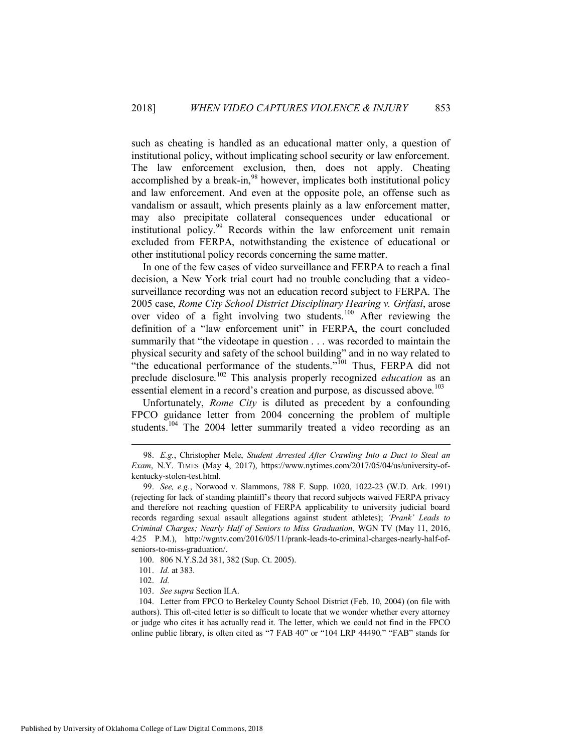such as cheating is handled as an educational matter only, a question of institutional policy, without implicating school security or law enforcement. The law enforcement exclusion, then, does not apply. Cheating accomplished by a break-in,[98] however, implicates both institutional policy and law enforcement. And even at the opposite pole, an offense such as vandalism or assault, which presents plainly as a law enforcement matter, may also precipitate collateral consequences under educational or institutional policy.[99] Records within the law enforcement unit remain excluded from FERPA, notwithstanding the existence of educational or other institutional policy records concerning the same matter.

In one of the few cases of video surveillance and FERPA to reach a final decision, a New York trial court had no trouble concluding that a video-surveillance recording was not an education record subject to FERPA. The 2005 case, *Rome City School District Disciplinary Hearing v. Grifasi*, arose over video of a fight involving two students.[100] After reviewing the definition of a "law enforcement unit" in FERPA, the court concluded summarily that "the videotape in question . . . was recorded to maintain the physical security and safety of the school building" and in no way related to "the educational performance of the students."[101] Thus, FERPA did not preclude disclosure.[102] This analysis properly recognized *education* as an essential element in a record's creation and purpose, as discussed above.[103]

Unfortunately, *Rome City* is diluted as precedent by a confounding FPCO guidance letter from 2004 concerning the problem of multiple students.[104] The 2004 letter summarily treated a video recording as an

---

98. *E.g.*, Christopher Mele, *Student Arrested After Crawling Into a Duct to Steal an Exam*, N.Y. TIMES (May 4, 2017), https://www.nytimes.com/2017/05/04/us/university-of-kentucky-stolen-test.html.

99. *See, e.g.*, Norwood v. Slammons, 788 F. Supp. 1020, 1022-23 (W.D. Ark. 1991) (rejecting for lack of standing plaintiff's theory that record subjects waived FERPA privacy and therefore not reaching question of FERPA applicability to university judicial board records regarding sexual assault allegations against student athletes); *'Prank' Leads to Criminal Charges; Nearly Half of Seniors to Miss Graduation*, WGN TV (May 11, 2016, 4:25 P.M.), http://wgntv.com/2016/05/11/prank-leads-to-criminal-charges-nearly-half-of-seniors-to-miss-graduation/.

100. 806 N.Y.S.2d 381, 382 (Sup. Ct. 2005).

101. *Id.* at 383.

102. *Id.*

103. *See supra* Section II.A.

104. Letter from FPCO to Berkeley County School District (Feb. 10, 2004) (on file with authors). This oft-cited letter is so difficult to locate that we wonder whether every attorney or judge who cites it has actually read it. The letter, which we could not find in the FPCO online public library, is often cited as "7 FAB 40" or "104 LRP 44490." "FAB" stands for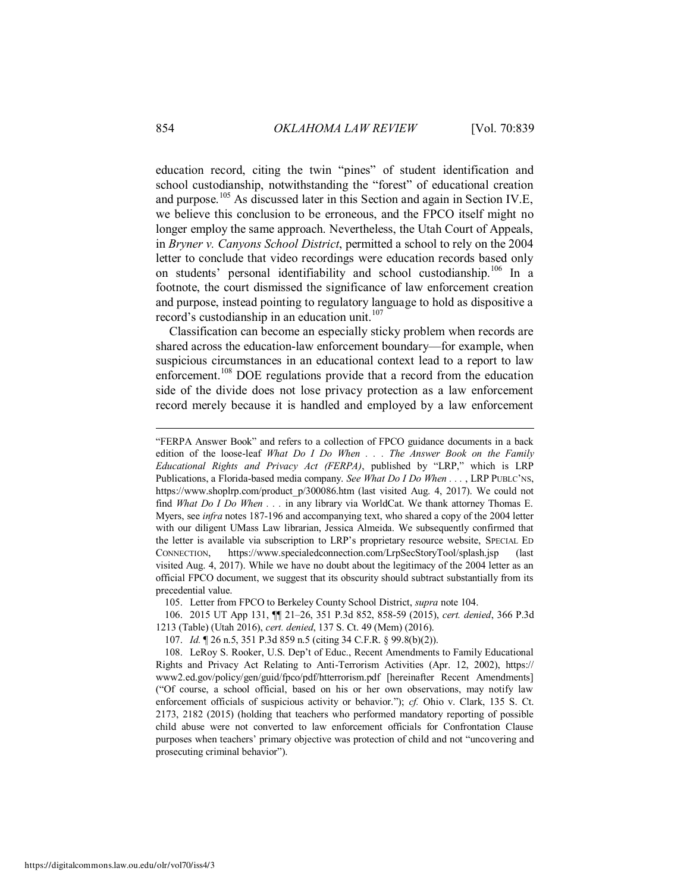education record, citing the twin "pines" of student identification and school custodianship, notwithstanding the "forest" of educational creation and purpose.[105] As discussed later in this Section and again in Section IV.E, we believe this conclusion to be erroneous, and the FPCO itself might no longer employ the same approach. Nevertheless, the Utah Court of Appeals, in *Bryner v. Canyons School District*, permitted a school to rely on the 2004 letter to conclude that video recordings were education records based only on students' personal identifiability and school custodianship.[106] In a footnote, the court dismissed the significance of law enforcement creation and purpose, instead pointing to regulatory language to hold as dispositive a record's custodianship in an education unit.[107]

Classification can become an especially sticky problem when records are shared across the education-law enforcement boundary—for example, when suspicious circumstances in an educational context lead to a report to law enforcement.[108] DOE regulations provide that a record from the education side of the divide does not lose privacy protection as a law enforcement record merely because it is handled and employed by a law enforcement

---

"FERPA Answer Book" and refers to a collection of FPCO guidance documents in a back edition of the loose-leaf *What Do I Do When . . . The Answer Book on the Family Educational Rights and Privacy Act (FERPA)*, published by "LRP," which is LRP Publications, a Florida-based media company. *See What Do I Do When . . .* , LRP PUBLC'NS, https://www.shoplrp.com/product_p/300086.htm (last visited Aug. 4, 2017). We could not find *What Do I Do When . . .* in any library via WorldCat. We thank attorney Thomas E. Myers, see *infra* notes 187-196 and accompanying text, who shared a copy of the 2004 letter with our diligent UMass Law librarian, Jessica Almeida. We subsequently confirmed that the letter is available via subscription to LRP's proprietary resource website, SPECIAL ED CONNECTION, https://www.specialedconnection.com/LrpSecStoryTool/splash.jsp (last visited Aug. 4, 2017). While we have no doubt about the legitimacy of the 2004 letter as an official FPCO document, we suggest that its obscurity should subtract substantially from its precedential value.

105. Letter from FPCO to Berkeley County School District, *supra* note 104.

106. 2015 UT App 131, ¶¶ 21–26, 351 P.3d 852, 858-59 (2015), *cert. denied*, 366 P.3d 1213 (Table) (Utah 2016), *cert. denied*, 137 S. Ct. 49 (Mem) (2016).

107. *Id.* ¶ 26 n.5, 351 P.3d 859 n.5 (citing 34 C.F.R. § 99.8(b)(2)).

108. LeRoy S. Rooker, U.S. Dep't of Educ., Recent Amendments to Family Educational Rights and Privacy Act Relating to Anti-Terrorism Activities (Apr. 12, 2002), https://www2.ed.gov/policy/gen/guid/fpco/pdf/htterrorism.pdf [hereinafter Recent Amendments] ("Of course, a school official, based on his or her own observations, may notify law enforcement officials of suspicious activity or behavior."); *cf.* Ohio v. Clark, 135 S. Ct. 2173, 2182 (2015) (holding that teachers who performed mandatory reporting of possible child abuse were not converted to law enforcement officials for Confrontation Clause purposes when teachers' primary objective was protection of child and not "uncovering and prosecuting criminal behavior").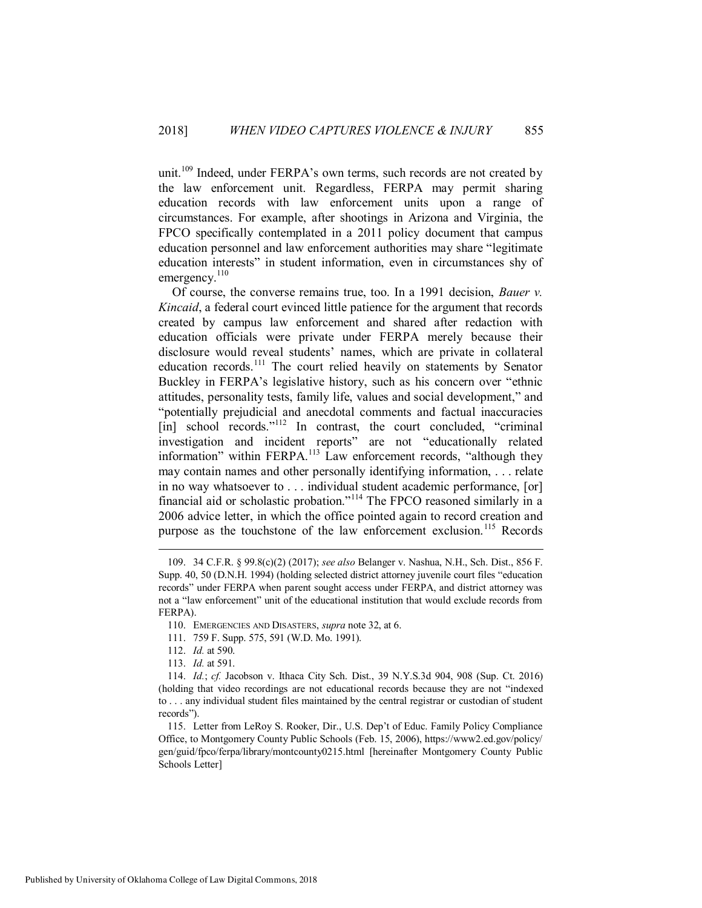unit.[109] Indeed, under FERPA's own terms, such records are not created by the law enforcement unit. Regardless, FERPA may permit sharing education records with law enforcement units upon a range of circumstances. For example, after shootings in Arizona and Virginia, the FPCO specifically contemplated in a 2011 policy document that campus education personnel and law enforcement authorities may share "legitimate education interests" in student information, even in circumstances shy of emergency.[110]

Of course, the converse remains true, too. In a 1991 decision, *Bauer v. Kincaid*, a federal court evinced little patience for the argument that records created by campus law enforcement and shared after redaction with education officials were private under FERPA merely because their disclosure would reveal students' names, which are private in collateral education records.[111] The court relied heavily on statements by Senator Buckley in FERPA's legislative history, such as his concern over "ethnic attitudes, personality tests, family life, values and social development," and "potentially prejudicial and anecdotal comments and factual inaccuracies [in] school records."[112] In contrast, the court concluded, "criminal investigation and incident reports" are not "educationally related information" within FERPA.[113] Law enforcement records, "although they may contain names and other personally identifying information, . . . relate in no way whatsoever to . . . individual student academic performance, [or] financial aid or scholastic probation."[114] The FPCO reasoned similarly in a 2006 advice letter, in which the office pointed again to record creation and purpose as the touchstone of the law enforcement exclusion.[115] Records

---

109. 34 C.F.R. § 99.8(c)(2) (2017); *see also* Belanger v. Nashua, N.H., Sch. Dist., 856 F. Supp. 40, 50 (D.N.H. 1994) (holding selected district attorney juvenile court files "education records" under FERPA when parent sought access under FERPA, and district attorney was not a "law enforcement" unit of the educational institution that would exclude records from FERPA).

110. EMERGENCIES AND DISASTERS, *supra* note 32, at 6.

111. 759 F. Supp. 575, 591 (W.D. Mo. 1991).

112. *Id.* at 590.

113. *Id.* at 591.

114. *Id.*; *cf.* Jacobson v. Ithaca City Sch. Dist., 39 N.Y.S.3d 904, 908 (Sup. Ct. 2016) (holding that video recordings are not educational records because they are not "indexed to . . . any individual student files maintained by the central registrar or custodian of student records").

115. Letter from LeRoy S. Rooker, Dir., U.S. Dep't of Educ. Family Policy Compliance Office, to Montgomery County Public Schools (Feb. 15, 2006), https://www2.ed.gov/policy/gen/guid/fpco/ferpa/library/montcounty0215.html [hereinafter Montgomery County Public Schools Letter]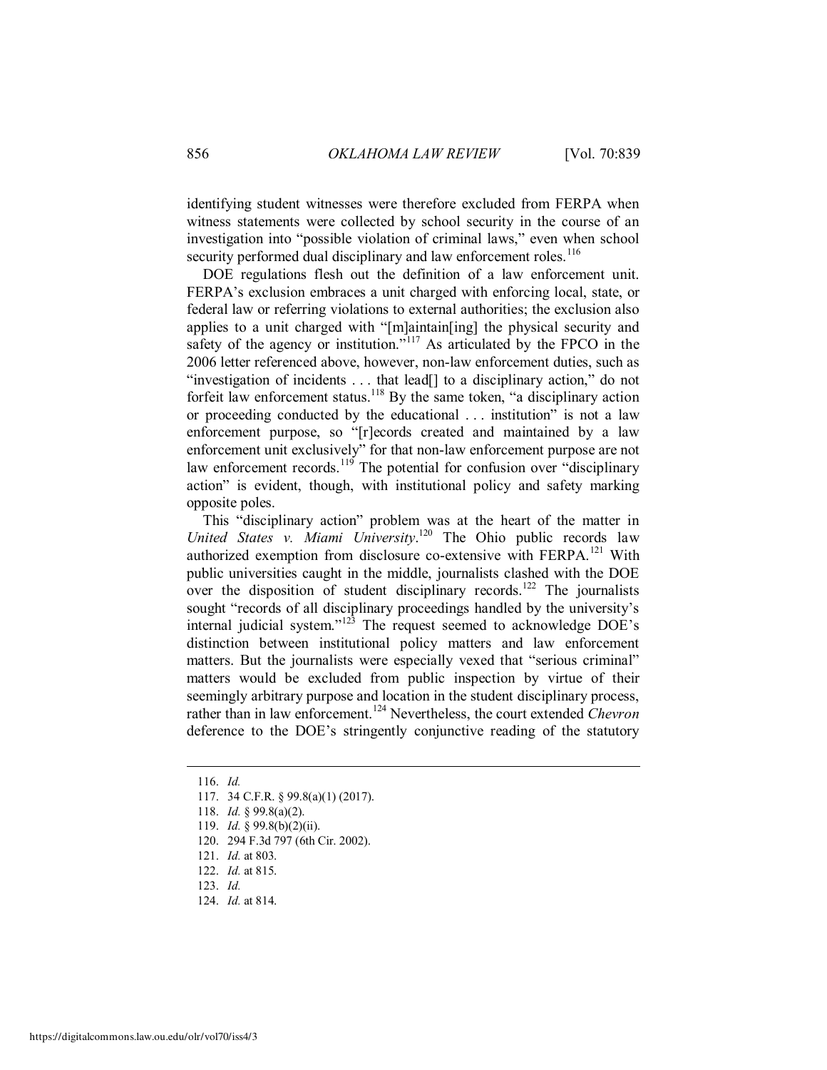identifying student witnesses were therefore excluded from FERPA when witness statements were collected by school security in the course of an investigation into "possible violation of criminal laws," even when school security performed dual disciplinary and law enforcement roles.[116]

DOE regulations flesh out the definition of a law enforcement unit. FERPA's exclusion embraces a unit charged with enforcing local, state, or federal law or referring violations to external authorities; the exclusion also applies to a unit charged with "[m]aintain[ing] the physical security and safety of the agency or institution."[117] As articulated by the FPCO in the 2006 letter referenced above, however, non-law enforcement duties, such as "investigation of incidents . . . that lead[] to a disciplinary action," do not forfeit law enforcement status.[118] By the same token, "a disciplinary action or proceeding conducted by the educational . . . institution" is not a law enforcement purpose, so "[r]ecords created and maintained by a law enforcement unit exclusively" for that non-law enforcement purpose are not law enforcement records.[119] The potential for confusion over "disciplinary action" is evident, though, with institutional policy and safety marking opposite poles.

This "disciplinary action" problem was at the heart of the matter in *United States v. Miami University*.[120] The Ohio public records law authorized exemption from disclosure co-extensive with FERPA.[121] With public universities caught in the middle, journalists clashed with the DOE over the disposition of student disciplinary records.[122] The journalists sought "records of all disciplinary proceedings handled by the university's internal judicial system."[123] The request seemed to acknowledge DOE's distinction between institutional policy matters and law enforcement matters. But the journalists were especially vexed that "serious criminal" matters would be excluded from public inspection by virtue of their seemingly arbitrary purpose and location in the student disciplinary process, rather than in law enforcement.[124] Nevertheless, the court extended *Chevron* deference to the DOE's stringently conjunctive reading of the statutory

---

116. *Id.*

117. 34 C.F.R. § 99.8(a)(1) (2017).

118. *Id.* § 99.8(a)(2).

119. *Id.* § 99.8(b)(2)(ii).

120. 294 F.3d 797 (6th Cir. 2002).

121. *Id.* at 803.

122. *Id.* at 815.

123. *Id.*

124. *Id.* at 814.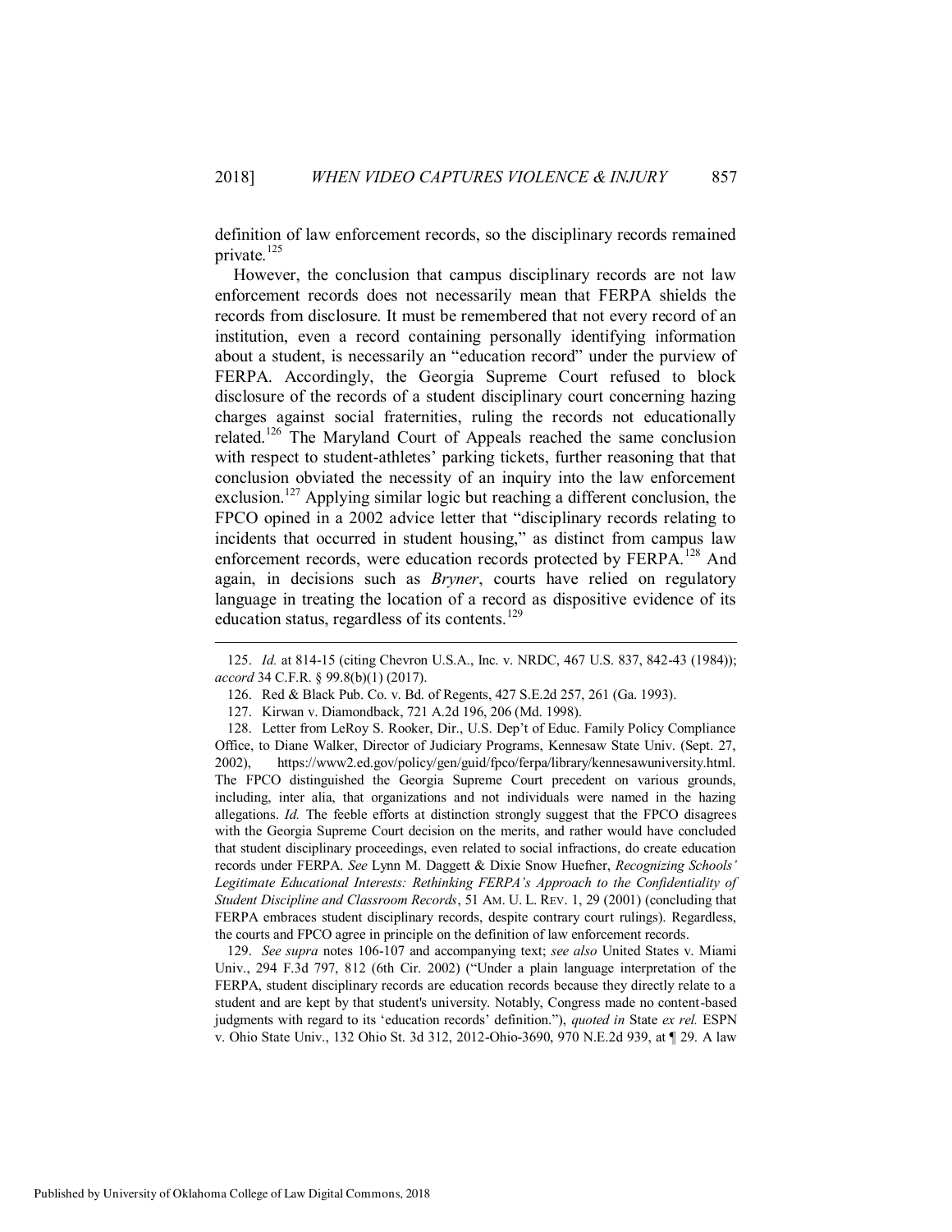definition of law enforcement records, so the disciplinary records remained private.[125]

However, the conclusion that campus disciplinary records are not law enforcement records does not necessarily mean that FERPA shields the records from disclosure. It must be remembered that not every record of an institution, even a record containing personally identifying information about a student, is necessarily an "education record" under the purview of FERPA. Accordingly, the Georgia Supreme Court refused to block disclosure of the records of a student disciplinary court concerning hazing charges against social fraternities, ruling the records not educationally related.[126] The Maryland Court of Appeals reached the same conclusion with respect to student-athletes' parking tickets, further reasoning that that conclusion obviated the necessity of an inquiry into the law enforcement exclusion.[127] Applying similar logic but reaching a different conclusion, the FPCO opined in a 2002 advice letter that "disciplinary records relating to incidents that occurred in student housing," as distinct from campus law enforcement records, were education records protected by FERPA.[128] And again, in decisions such as *Bryner*, courts have relied on regulatory language in treating the location of a record as dispositive evidence of its education status, regardless of its contents.[129]

---

125. *Id.* at 814-15 (citing Chevron U.S.A., Inc. v. NRDC, 467 U.S. 837, 842-43 (1984)); *accord* 34 C.F.R. § 99.8(b)(1) (2017).

126. Red & Black Pub. Co. v. Bd. of Regents, 427 S.E.2d 257, 261 (Ga. 1993).

127. Kirwan v. Diamondback, 721 A.2d 196, 206 (Md. 1998).

128. Letter from LeRoy S. Rooker, Dir., U.S. Dep't of Educ. Family Policy Compliance Office, to Diane Walker, Director of Judiciary Programs, Kennesaw State Univ. (Sept. 27, 2002), https://www2.ed.gov/policy/gen/guid/fpco/ferpa/library/kennesawuniversity.html. The FPCO distinguished the Georgia Supreme Court precedent on various grounds, including, inter alia, that organizations and not individuals were named in the hazing allegations. *Id.* The feeble efforts at distinction strongly suggest that the FPCO disagrees with the Georgia Supreme Court decision on the merits, and rather would have concluded that student disciplinary proceedings, even related to social infractions, do create education records under FERPA. *See* Lynn M. Daggett & Dixie Snow Huefner, *Recognizing Schools' Legitimate Educational Interests: Rethinking FERPA's Approach to the Confidentiality of Student Discipline and Classroom Records*, 51 AM. U. L. REV. 1, 29 (2001) (concluding that FERPA embraces student disciplinary records, despite contrary court rulings). Regardless, the courts and FPCO agree in principle on the definition of law enforcement records.

129. *See supra* notes 106-107 and accompanying text; *see also* United States v. Miami Univ., 294 F.3d 797, 812 (6th Cir. 2002) ("Under a plain language interpretation of the FERPA, student disciplinary records are education records because they directly relate to a student and are kept by that student's university. Notably, Congress made no content-based judgments with regard to its 'education records' definition."), *quoted in* State *ex rel.* ESPN v. Ohio State Univ., 132 Ohio St. 3d 312, 2012-Ohio-3690, 970 N.E.2d 939, at ¶ 29. A law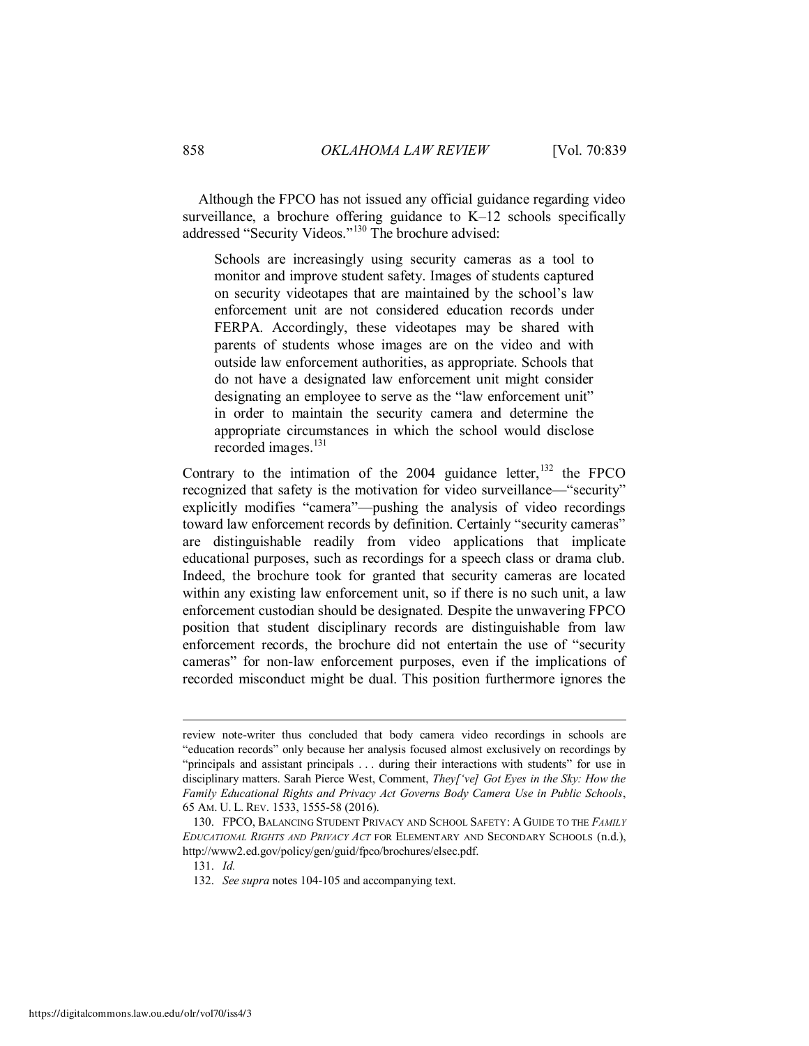Although the FPCO has not issued any official guidance regarding video surveillance, a brochure offering guidance to K–12 schools specifically addressed "Security Videos."[130] The brochure advised:

> Schools are increasingly using security cameras as a tool to monitor and improve student safety. Images of students captured on security videotapes that are maintained by the school's law enforcement unit are not considered education records under FERPA. Accordingly, these videotapes may be shared with parents of students whose images are on the video and with outside law enforcement authorities, as appropriate. Schools that do not have a designated law enforcement unit might consider designating an employee to serve as the "law enforcement unit" in order to maintain the security camera and determine the appropriate circumstances in which the school would disclose recorded images.[131]

Contrary to the intimation of the 2004 guidance letter,[132] the FPCO recognized that safety is the motivation for video surveillance—"security" explicitly modifies "camera"—pushing the analysis of video recordings toward law enforcement records by definition. Certainly "security cameras" are distinguishable readily from video applications that implicate educational purposes, such as recordings for a speech class or drama club. Indeed, the brochure took for granted that security cameras are located within any existing law enforcement unit, so if there is no such unit, a law enforcement custodian should be designated. Despite the unwavering FPCO position that student disciplinary records are distinguishable from law enforcement records, the brochure did not entertain the use of "security cameras" for non-law enforcement purposes, even if the implications of recorded misconduct might be dual. This position furthermore ignores the

---

review note-writer thus concluded that body camera video recordings in schools are "education records" only because her analysis focused almost exclusively on recordings by "principals and assistant principals . . . during their interactions with students" for use in disciplinary matters. Sarah Pierce West, Comment, *They['ve] Got Eyes in the Sky: How the Family Educational Rights and Privacy Act Governs Body Camera Use in Public Schools*, 65 AM. U. L. REV. 1533, 1555-58 (2016).

130. FPCO, BALANCING STUDENT PRIVACY AND SCHOOL SAFETY: A GUIDE TO THE *FAMILY EDUCATIONAL RIGHTS AND PRIVACY ACT* FOR ELEMENTARY AND SECONDARY SCHOOLS (n.d.), http://www2.ed.gov/policy/gen/guid/fpco/brochures/elsec.pdf.

131. *Id.*

132. *See supra* notes 104-105 and accompanying text.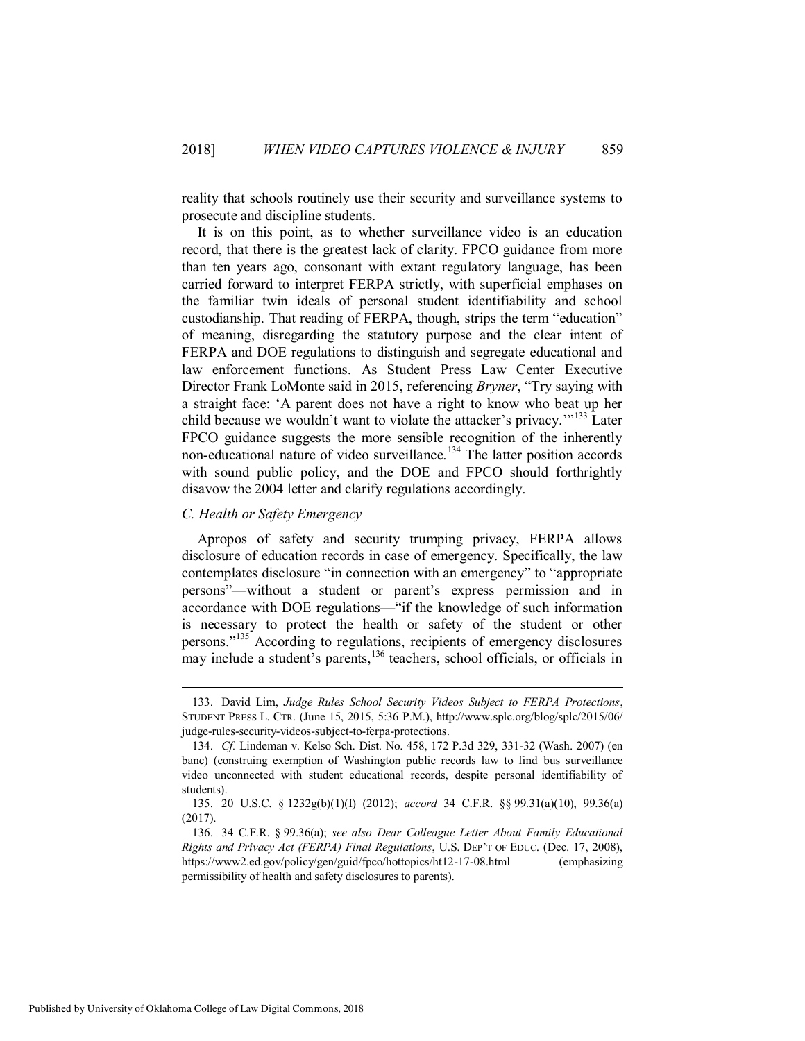reality that schools routinely use their security and surveillance systems to prosecute and discipline students.

It is on this point, as to whether surveillance video is an education record, that there is the greatest lack of clarity. FPCO guidance from more than ten years ago, consonant with extant regulatory language, has been carried forward to interpret FERPA strictly, with superficial emphases on the familiar twin ideals of personal student identifiability and school custodianship. That reading of FERPA, though, strips the term "education" of meaning, disregarding the statutory purpose and the clear intent of FERPA and DOE regulations to distinguish and segregate educational and law enforcement functions. As Student Press Law Center Executive Director Frank LoMonte said in 2015, referencing *Bryner*, "Try saying with a straight face: 'A parent does not have a right to know who beat up her child because we wouldn't want to violate the attacker's privacy.'"[133] Later FPCO guidance suggests the more sensible recognition of the inherently non-educational nature of video surveillance.[134] The latter position accords with sound public policy, and the DOE and FPCO should forthrightly disavow the 2004 letter and clarify regulations accordingly.

### *C. Health or Safety Emergency*

Apropos of safety and security trumping privacy, FERPA allows disclosure of education records in case of emergency. Specifically, the law contemplates disclosure "in connection with an emergency" to "appropriate persons"—without a student or parent's express permission and in accordance with DOE regulations—"if the knowledge of such information is necessary to protect the health or safety of the student or other persons."[135] According to regulations, recipients of emergency disclosures may include a student's parents,[136] teachers, school officials, or officials in

---

133. David Lim, *Judge Rules School Security Videos Subject to FERPA Protections*, STUDENT PRESS L. CTR. (June 15, 2015, 5:36 P.M.), http://www.splc.org/blog/splc/2015/06/judge-rules-security-videos-subject-to-ferpa-protections.

134. *Cf.* Lindeman v. Kelso Sch. Dist. No. 458, 172 P.3d 329, 331-32 (Wash. 2007) (en banc) (construing exemption of Washington public records law to find bus surveillance video unconnected with student educational records, despite personal identifiability of students).

135. 20 U.S.C. § 1232g(b)(1)(I) (2012); *accord* 34 C.F.R. §§ 99.31(a)(10), 99.36(a) (2017).

136. 34 C.F.R. § 99.36(a); *see also Dear Colleague Letter About Family Educational Rights and Privacy Act (FERPA) Final Regulations*, U.S. DEP'T OF EDUC. (Dec. 17, 2008), https://www2.ed.gov/policy/gen/guid/fpco/hottopics/ht12-17-08.html (emphasizing permissibility of health and safety disclosures to parents).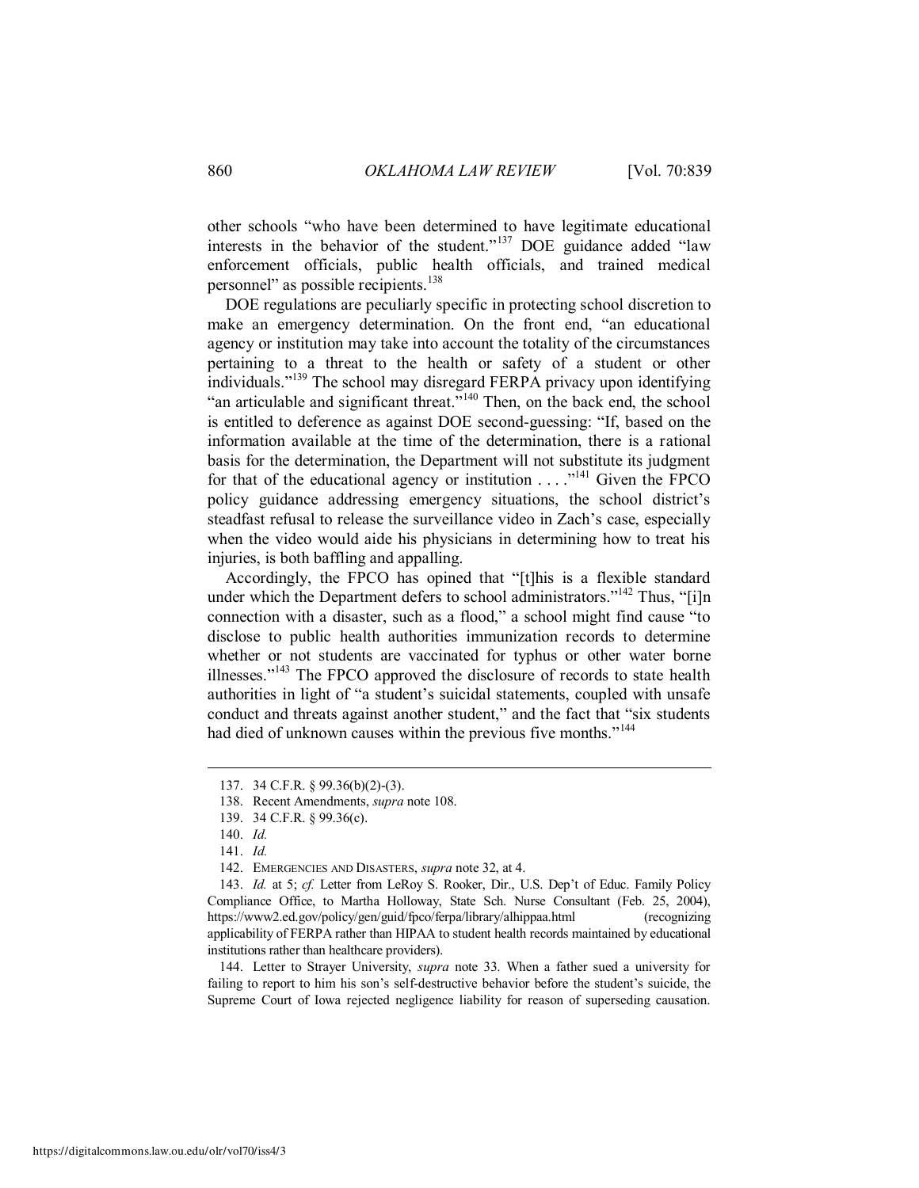other schools "who have been determined to have legitimate educational interests in the behavior of the student."[137] DOE guidance added "law enforcement officials, public health officials, and trained medical personnel" as possible recipients.[138]

DOE regulations are peculiarly specific in protecting school discretion to make an emergency determination. On the front end, "an educational agency or institution may take into account the totality of the circumstances pertaining to a threat to the health or safety of a student or other individuals."[139] The school may disregard FERPA privacy upon identifying "an articulable and significant threat."[140] Then, on the back end, the school is entitled to deference as against DOE second-guessing: "If, based on the information available at the time of the determination, there is a rational basis for the determination, the Department will not substitute its judgment for that of the educational agency or institution . . . ."[141] Given the FPCO policy guidance addressing emergency situations, the school district's steadfast refusal to release the surveillance video in Zach's case, especially when the video would aide his physicians in determining how to treat his injuries, is both baffling and appalling.

Accordingly, the FPCO has opined that "[t]his is a flexible standard under which the Department defers to school administrators."[142] Thus, "[i]n connection with a disaster, such as a flood," a school might find cause "to disclose to public health authorities immunization records to determine whether or not students are vaccinated for typhus or other water borne illnesses."[143] The FPCO approved the disclosure of records to state health authorities in light of "a student's suicidal statements, coupled with unsafe conduct and threats against another student," and the fact that "six students had died of unknown causes within the previous five months."[144]

---

137. 34 C.F.R. § 99.36(b)(2)-(3).

138. Recent Amendments, *supra* note 108.

139. 34 C.F.R. § 99.36(c).

140. *Id.*

141. *Id.*

142. EMERGENCIES AND DISASTERS, *supra* note 32, at 4.

143. *Id.* at 5; *cf.* Letter from LeRoy S. Rooker, Dir., U.S. Dep't of Educ. Family Policy Compliance Office, to Martha Holloway, State Sch. Nurse Consultant (Feb. 25, 2004), https://www2.ed.gov/policy/gen/guid/fpco/ferpa/library/alhippaa.html (recognizing applicability of FERPA rather than HIPAA to student health records maintained by educational institutions rather than healthcare providers).

144. Letter to Strayer University, *supra* note 33. When a father sued a university for failing to report to him his son's self-destructive behavior before the student's suicide, the Supreme Court of Iowa rejected negligence liability for reason of superseding causation.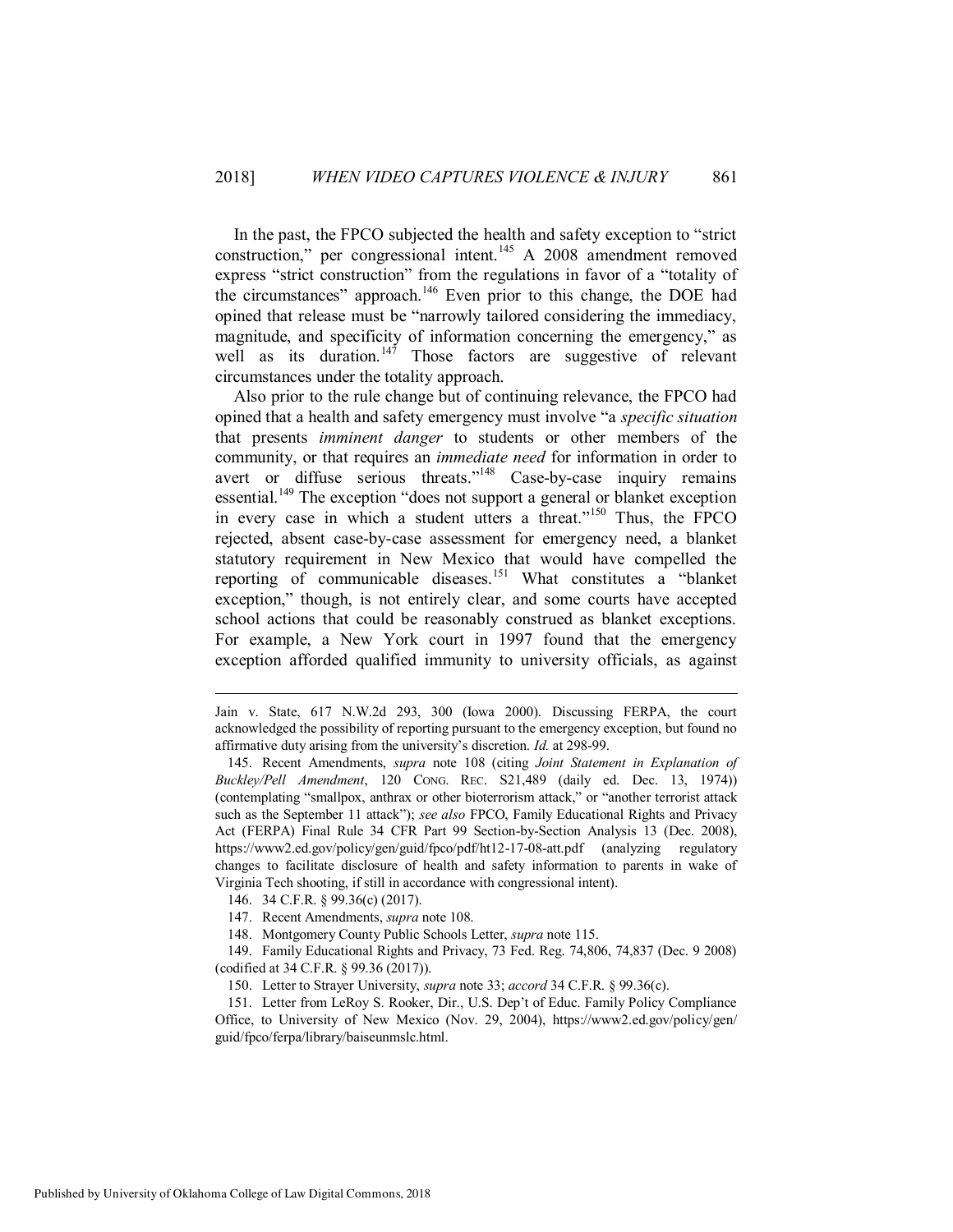In the past, the FPCO subjected the health and safety exception to "strict construction," per congressional intent.[145] A 2008 amendment removed express "strict construction" from the regulations in favor of a "totality of the circumstances" approach.[146] Even prior to this change, the DOE had opined that release must be "narrowly tailored considering the immediacy, magnitude, and specificity of information concerning the emergency," as well as its duration.[147] Those factors are suggestive of relevant circumstances under the totality approach.

Also prior to the rule change but of continuing relevance, the FPCO had opined that a health and safety emergency must involve "a *specific situation* that presents *imminent danger* to students or other members of the community, or that requires an *immediate need* for information in order to avert or diffuse serious threats."[148] Case-by-case inquiry remains essential.[149] The exception "does not support a general or blanket exception in every case in which a student utters a threat."[150] Thus, the FPCO rejected, absent case-by-case assessment for emergency need, a blanket statutory requirement in New Mexico that would have compelled the reporting of communicable diseases.[151] What constitutes a "blanket exception," though, is not entirely clear, and some courts have accepted school actions that could be reasonably construed as blanket exceptions. For example, a New York court in 1997 found that the emergency exception afforded qualified immunity to university officials, as against

---

Jain v. State, 617 N.W.2d 293, 300 (Iowa 2000). Discussing FERPA, the court acknowledged the possibility of reporting pursuant to the emergency exception, but found no affirmative duty arising from the university's discretion. *Id.* at 298-99.

145. Recent Amendments, *supra* note 108 (citing *Joint Statement in Explanation of Buckley/Pell Amendment*, 120 CONG. REC. S21,489 (daily ed. Dec. 13, 1974)) (contemplating "smallpox, anthrax or other bioterrorism attack," or "another terrorist attack such as the September 11 attack"); *see also* FPCO, Family Educational Rights and Privacy Act (FERPA) Final Rule 34 CFR Part 99 Section-by-Section Analysis 13 (Dec. 2008), https://www2.ed.gov/policy/gen/guid/fpco/pdf/ht12-17-08-att.pdf (analyzing regulatory changes to facilitate disclosure of health and safety information to parents in wake of Virginia Tech shooting, if still in accordance with congressional intent).

146. 34 C.F.R. § 99.36(c) (2017).

147. Recent Amendments, *supra* note 108.

148. Montgomery County Public Schools Letter, *supra* note 115.

149. Family Educational Rights and Privacy, 73 Fed. Reg. 74,806, 74,837 (Dec. 9 2008) (codified at 34 C.F.R. § 99.36 (2017)).

150. Letter to Strayer University, *supra* note 33; *accord* 34 C.F.R. § 99.36(c).

151. Letter from LeRoy S. Rooker, Dir., U.S. Dep't of Educ. Family Policy Compliance Office, to University of New Mexico (Nov. 29, 2004), https://www2.ed.gov/policy/gen/guid/fpco/ferpa/library/baiseunmslc.html.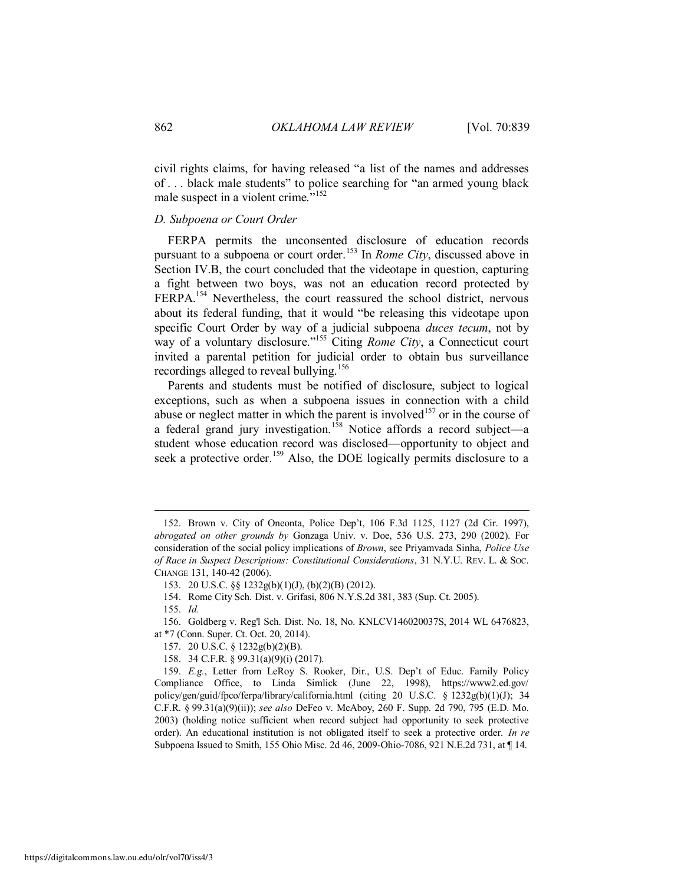civil rights claims, for having released "a list of the names and addresses of . . . black male students" to police searching for "an armed young black male suspect in a violent crime."[152]

### *D. Subpoena or Court Order*

FERPA permits the unconsented disclosure of education records pursuant to a subpoena or court order.[153] In *Rome City*, discussed above in Section IV.B, the court concluded that the videotape in question, capturing a fight between two boys, was not an education record protected by FERPA.[154] Nevertheless, the court reassured the school district, nervous about its federal funding, that it would "be releasing this videotape upon specific Court Order by way of a judicial subpoena *duces tecum*, not by way of a voluntary disclosure."[155] Citing *Rome City*, a Connecticut court invited a parental petition for judicial order to obtain bus surveillance recordings alleged to reveal bullying.[156]

Parents and students must be notified of disclosure, subject to logical exceptions, such as when a subpoena issues in connection with a child abuse or neglect matter in which the parent is involved[157] or in the course of a federal grand jury investigation.[158] Notice affords a record subject—a student whose education record was disclosed—opportunity to object and seek a protective order.[159] Also, the DOE logically permits disclosure to a

---

152. Brown v. City of Oneonta, Police Dep't, 106 F.3d 1125, 1127 (2d Cir. 1997), *abrogated on other grounds by* Gonzaga Univ. v. Doe, 536 U.S. 273, 290 (2002). For consideration of the social policy implications of *Brown*, see Priyamvada Sinha, *Police Use of Race in Suspect Descriptions: Constitutional Considerations*, 31 N.Y.U. REV. L. & SOC. CHANGE 131, 140-42 (2006).

153. 20 U.S.C. §§ 1232g(b)(1)(J), (b)(2)(B) (2012).

154. Rome City Sch. Dist. v. Grifasi, 806 N.Y.S.2d 381, 383 (Sup. Ct. 2005).

155. *Id.*

156. Goldberg v. Reg'l Sch. Dist. No. 18, No. KNLCV146020037S, 2014 WL 6476823, at *7 (Conn. Super. Ct. Oct. 20, 2014).

157. 20 U.S.C. § 1232g(b)(2)(B).

158. 34 C.F.R. § 99.31(a)(9)(i) (2017).

159. *E.g.*, Letter from LeRoy S. Rooker, Dir., U.S. Dep't of Educ. Family Policy Compliance Office, to Linda Simlick (June 22, 1998), https://www2.ed.gov/policy/gen/guid/fpco/ferpa/library/california.html (citing 20 U.S.C. § 1232g(b)(1)(J); 34 C.F.R. § 99.31(a)(9)(ii)); *see also* DeFeo v. McAboy, 260 F. Supp. 2d 790, 795 (E.D. Mo. 2003) (holding notice sufficient when record subject had opportunity to seek protective order). An educational institution is not obligated itself to seek a protective order. *In re* Subpoena Issued to Smith, 155 Ohio Misc. 2d 46, 2009-Ohio-7086, 921 N.E.2d 731, at ¶ 14.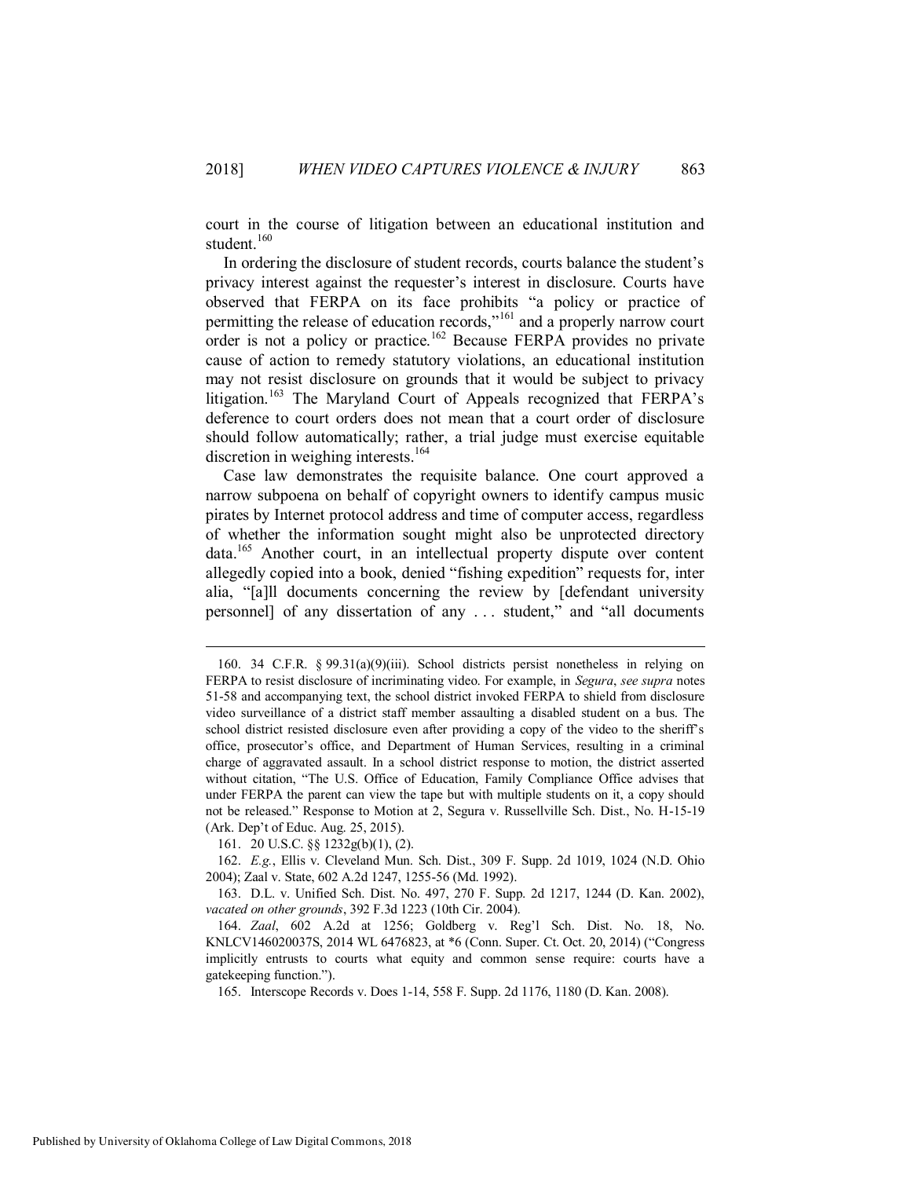court in the course of litigation between an educational institution and student.[160]

In ordering the disclosure of student records, courts balance the student's privacy interest against the requester's interest in disclosure. Courts have observed that FERPA on its face prohibits "a policy or practice of permitting the release of education records,"[161] and a properly narrow court order is not a policy or practice.[162] Because FERPA provides no private cause of action to remedy statutory violations, an educational institution may not resist disclosure on grounds that it would be subject to privacy litigation.[163] The Maryland Court of Appeals recognized that FERPA's deference to court orders does not mean that a court order of disclosure should follow automatically; rather, a trial judge must exercise equitable discretion in weighing interests.[164]

Case law demonstrates the requisite balance. One court approved a narrow subpoena on behalf of copyright owners to identify campus music pirates by Internet protocol address and time of computer access, regardless of whether the information sought might also be unprotected directory data.[165] Another court, in an intellectual property dispute over content allegedly copied into a book, denied "fishing expedition" requests for, inter alia, "[a]ll documents concerning the review by [defendant university personnel] of any dissertation of any . . . student," and "all documents

---

160. 34 C.F.R. § 99.31(a)(9)(iii). School districts persist nonetheless in relying on FERPA to resist disclosure of incriminating video. For example, in *Segura*, *see supra* notes 51-58 and accompanying text, the school district invoked FERPA to shield from disclosure video surveillance of a district staff member assaulting a disabled student on a bus. The school district resisted disclosure even after providing a copy of the video to the sheriff's office, prosecutor's office, and Department of Human Services, resulting in a criminal charge of aggravated assault. In a school district response to motion, the district asserted without citation, "The U.S. Office of Education, Family Compliance Office advises that under FERPA the parent can view the tape but with multiple students on it, a copy should not be released." Response to Motion at 2, Segura v. Russellville Sch. Dist., No. H-15-19 (Ark. Dep't of Educ. Aug. 25, 2015).

161. 20 U.S.C. §§ 1232g(b)(1), (2).

162. *E.g.*, Ellis v. Cleveland Mun. Sch. Dist., 309 F. Supp. 2d 1019, 1024 (N.D. Ohio 2004); Zaal v. State, 602 A.2d 1247, 1255-56 (Md. 1992).

163. D.L. v. Unified Sch. Dist. No. 497, 270 F. Supp. 2d 1217, 1244 (D. Kan. 2002), *vacated on other grounds*, 392 F.3d 1223 (10th Cir. 2004).

164. *Zaal*, 602 A.2d at 1256; Goldberg v. Reg'l Sch. Dist. No. 18, No. KNLCV146020037S, 2014 WL 6476823, at *6 (Conn. Super. Ct. Oct. 20, 2014) ("Congress implicitly entrusts to courts what equity and common sense require: courts have a gatekeeping function.").

165. Interscope Records v. Does 1-14, 558 F. Supp. 2d 1176, 1180 (D. Kan. 2008).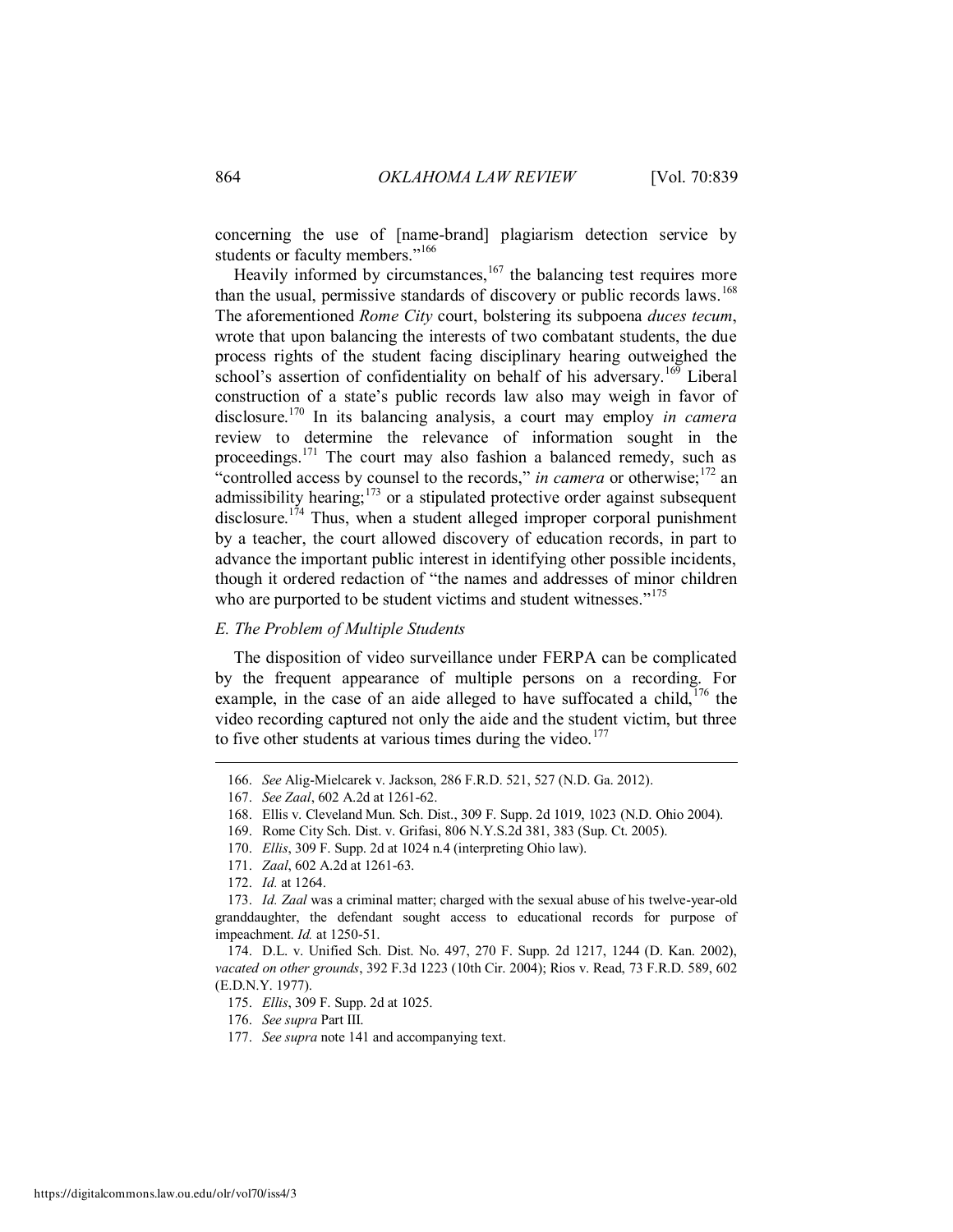concerning the use of [name-brand] plagiarism detection service by students or faculty members."[166]

Heavily informed by circumstances,[167] the balancing test requires more than the usual, permissive standards of discovery or public records laws.[168] The aforementioned *Rome City* court, bolstering its subpoena *duces tecum*, wrote that upon balancing the interests of two combatant students, the due process rights of the student facing disciplinary hearing outweighed the school's assertion of confidentiality on behalf of his adversary.[169] Liberal construction of a state's public records law also may weigh in favor of disclosure.[170] In its balancing analysis, a court may employ *in camera* review to determine the relevance of information sought in the proceedings.[171] The court may also fashion a balanced remedy, such as "controlled access by counsel to the records," *in camera* or otherwise;[172] an admissibility hearing;[173] or a stipulated protective order against subsequent disclosure.[174] Thus, when a student alleged improper corporal punishment by a teacher, the court allowed discovery of education records, in part to advance the important public interest in identifying other possible incidents, though it ordered redaction of "the names and addresses of minor children who are purported to be student victims and student witnesses."[175]

### *E. The Problem of Multiple Students*

The disposition of video surveillance under FERPA can be complicated by the frequent appearance of multiple persons on a recording. For example, in the case of an aide alleged to have suffocated a child,[176] the video recording captured not only the aide and the student victim, but three to five other students at various times during the video.[177]

---

166. *See* Alig-Mielcarek v. Jackson, 286 F.R.D. 521, 527 (N.D. Ga. 2012).

167. *See Zaal*, 602 A.2d at 1261-62.

168. Ellis v. Cleveland Mun. Sch. Dist., 309 F. Supp. 2d 1019, 1023 (N.D. Ohio 2004).

169. Rome City Sch. Dist. v. Grifasi, 806 N.Y.S.2d 381, 383 (Sup. Ct. 2005).

170. *Ellis*, 309 F. Supp. 2d at 1024 n.4 (interpreting Ohio law).

171. *Zaal*, 602 A.2d at 1261-63.

172. *Id.* at 1264.

173. *Id. Zaal* was a criminal matter; charged with the sexual abuse of his twelve-year-old granddaughter, the defendant sought access to educational records for purpose of impeachment. *Id.* at 1250-51.

174. D.L. v. Unified Sch. Dist. No. 497, 270 F. Supp. 2d 1217, 1244 (D. Kan. 2002), *vacated on other grounds*, 392 F.3d 1223 (10th Cir. 2004); Rios v. Read, 73 F.R.D. 589, 602 (E.D.N.Y. 1977).

175. *Ellis*, 309 F. Supp. 2d at 1025.

176. *See supra* Part III.

177. *See supra* note 141 and accompanying text.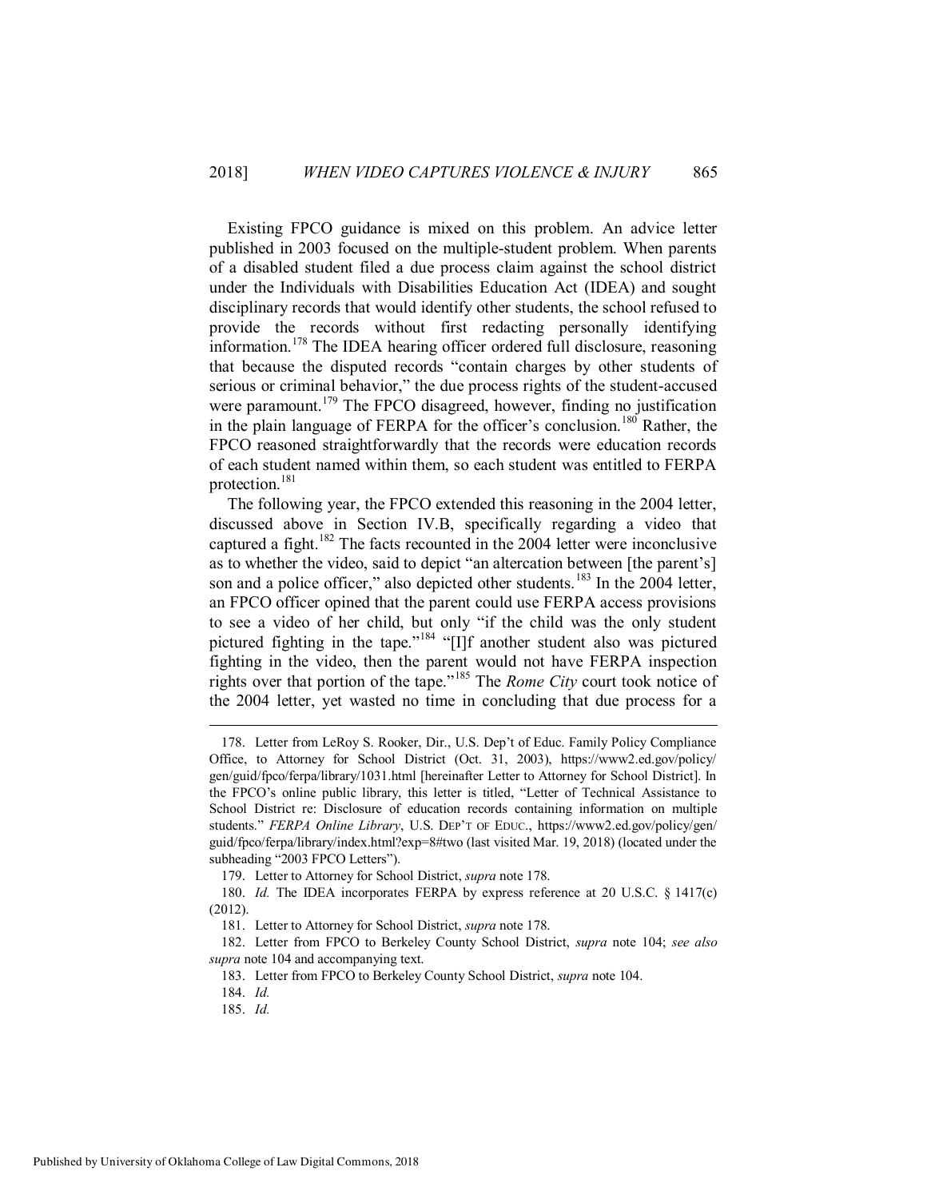Existing FPCO guidance is mixed on this problem. An advice letter published in 2003 focused on the multiple-student problem. When parents of a disabled student filed a due process claim against the school district under the Individuals with Disabilities Education Act (IDEA) and sought disciplinary records that would identify other students, the school refused to provide the records without first redacting personally identifying information.[178] The IDEA hearing officer ordered full disclosure, reasoning that because the disputed records "contain charges by other students of serious or criminal behavior," the due process rights of the student-accused were paramount.[179] The FPCO disagreed, however, finding no justification in the plain language of FERPA for the officer's conclusion.[180] Rather, the FPCO reasoned straightforwardly that the records were education records of each student named within them, so each student was entitled to FERPA protection.[181]

The following year, the FPCO extended this reasoning in the 2004 letter, discussed above in Section IV.B, specifically regarding a video that captured a fight.[182] The facts recounted in the 2004 letter were inconclusive as to whether the video, said to depict "an altercation between [the parent's] son and a police officer," also depicted other students.[183] In the 2004 letter, an FPCO officer opined that the parent could use FERPA access provisions to see a video of her child, but only "if the child was the only student pictured fighting in the tape."[184] "[I]f another student also was pictured fighting in the video, then the parent would not have FERPA inspection rights over that portion of the tape."[185] The *Rome City* court took notice of the 2004 letter, yet wasted no time in concluding that due process for a

---

178. Letter from LeRoy S. Rooker, Dir., U.S. Dep't of Educ. Family Policy Compliance Office, to Attorney for School District (Oct. 31, 2003), https://www2.ed.gov/policy/gen/guid/fpco/ferpa/library/1031.html [hereinafter Letter to Attorney for School District]. In the FPCO's online public library, this letter is titled, "Letter of Technical Assistance to School District re: Disclosure of education records containing information on multiple students." *FERPA Online Library*, U.S. DEP'T OF EDUC., https://www2.ed.gov/policy/gen/guid/fpco/ferpa/library/index.html?exp=8#two (last visited Mar. 19, 2018) (located under the subheading "2003 FPCO Letters").

179. Letter to Attorney for School District, *supra* note 178.

180. *Id.* The IDEA incorporates FERPA by express reference at 20 U.S.C. § 1417(c) (2012).

181. Letter to Attorney for School District, *supra* note 178.

182. Letter from FPCO to Berkeley County School District, *supra* note 104; *see also supra* note 104 and accompanying text.

183. Letter from FPCO to Berkeley County School District, *supra* note 104.

184. *Id.*

185. *Id.*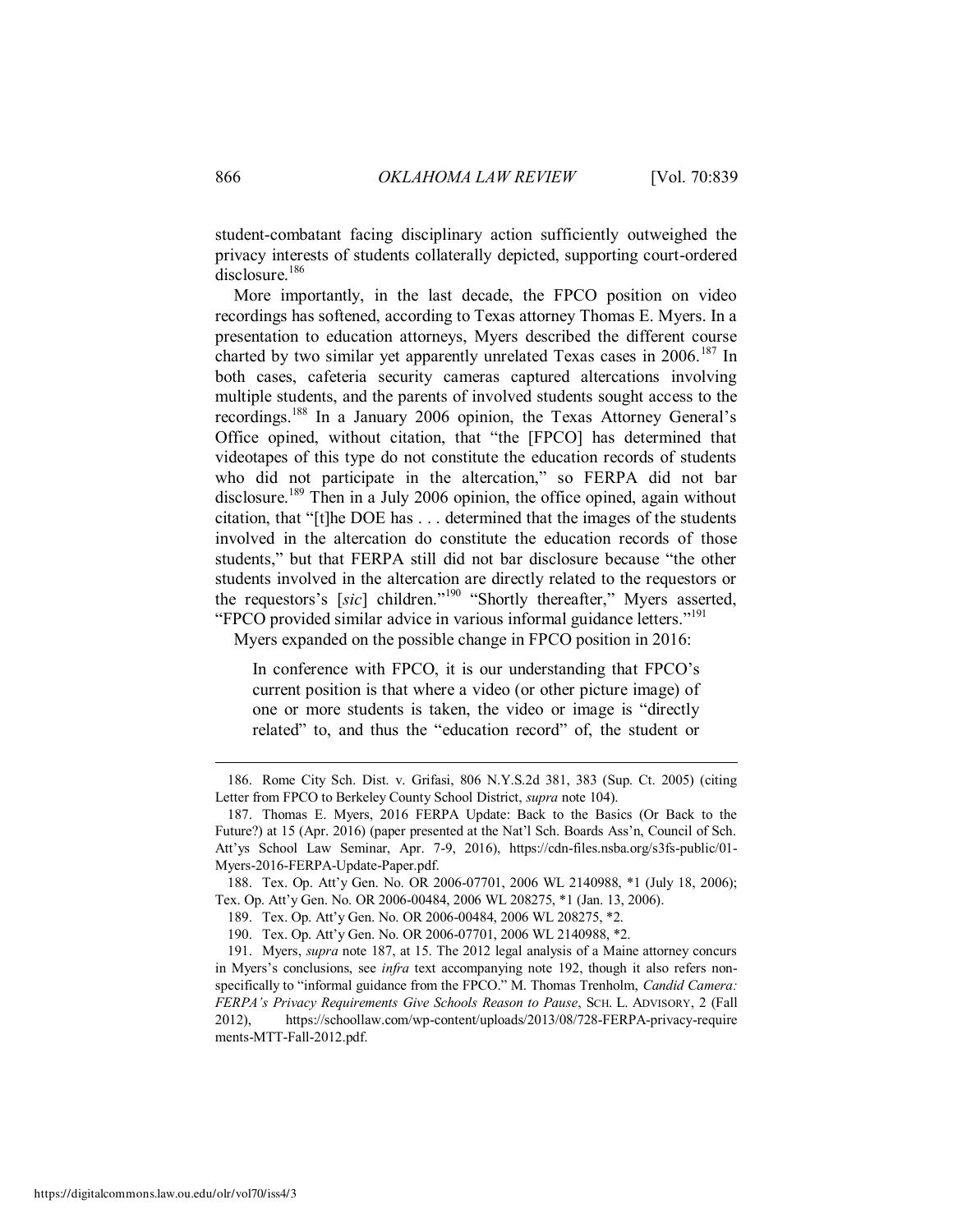student-combatant facing disciplinary action sufficiently outweighed the privacy interests of students collaterally depicted, supporting court-ordered disclosure.[186]

More importantly, in the last decade, the FPCO position on video recordings has softened, according to Texas attorney Thomas E. Myers. In a presentation to education attorneys, Myers described the different course charted by two similar yet apparently unrelated Texas cases in 2006.[187] In both cases, cafeteria security cameras captured altercations involving multiple students, and the parents of involved students sought access to the recordings.[188] In a January 2006 opinion, the Texas Attorney General's Office opined, without citation, that "the [FPCO] has determined that videotapes of this type do not constitute the education records of students who did not participate in the altercation," so FERPA did not bar disclosure.[189] Then in a July 2006 opinion, the office opined, again without citation, that "[t]he DOE has . . . determined that the images of the students involved in the altercation do constitute the education records of those students," but that FERPA still did not bar disclosure because "the other students involved in the altercation are directly related to the requestors or the requestors's [*sic*] children."[190] "Shortly thereafter," Myers asserted, "FPCO provided similar advice in various informal guidance letters."[191]

Myers expanded on the possible change in FPCO position in 2016:

> In conference with FPCO, it is our understanding that FPCO's current position is that where a video (or other picture image) of one or more students is taken, the video or image is "directly related" to, and thus the "education record" of, the student or

---

186. Rome City Sch. Dist. v. Grifasi, 806 N.Y.S.2d 381, 383 (Sup. Ct. 2005) (citing Letter from FPCO to Berkeley County School District, *supra* note 104).

187. Thomas E. Myers, 2016 FERPA Update: Back to the Basics (Or Back to the Future?) at 15 (Apr. 2016) (paper presented at the Nat'l Sch. Boards Ass'n, Council of Sch. Att'ys School Law Seminar, Apr. 7-9, 2016), https://cdn-files.nsba.org/s3fs-public/01-Myers-2016-FERPA-Update-Paper.pdf.

188. Tex. Op. Att'y Gen. No. OR 2006-07701, 2006 WL 2140988, *1 (July 18, 2006); Tex. Op. Att'y Gen. No. OR 2006-00484, 2006 WL 208275, *1 (Jan. 13, 2006).

189. Tex. Op. Att'y Gen. No. OR 2006-00484, 2006 WL 208275, *2.

190. Tex. Op. Att'y Gen. No. OR 2006-07701, 2006 WL 2140988, *2.

191. Myers, *supra* note 187, at 15. The 2012 legal analysis of a Maine attorney concurs in Myers's conclusions, see *infra* text accompanying note 192, though it also refers non-specifically to "informal guidance from the FPCO." M. Thomas Trenholm, *Candid Camera: FERPA's Privacy Requirements Give Schools Reason to Pause*, SCH. L. ADVISORY, 2 (Fall 2012), https://schoollaw.com/wp-content/uploads/2013/08/728-FERPA-privacy-requirements-MTT-Fall-2012.pdf.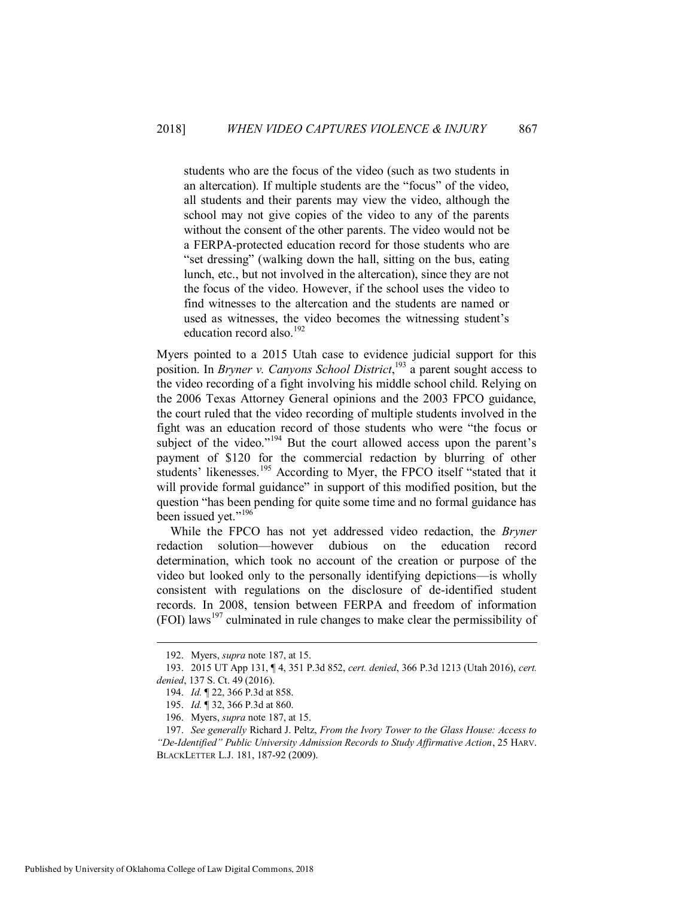> students who are the focus of the video (such as two students in an altercation). If multiple students are the "focus" of the video, all students and their parents may view the video, although the school may not give copies of the video to any of the parents without the consent of the other parents. The video would not be a FERPA-protected education record for those students who are "set dressing" (walking down the hall, sitting on the bus, eating lunch, etc., but not involved in the altercation), since they are not the focus of the video. However, if the school uses the video to find witnesses to the altercation and the students are named or used as witnesses, the video becomes the witnessing student's education record also.[192]

Myers pointed to a 2015 Utah case to evidence judicial support for this position. In *Bryner v. Canyons School District*,[193] a parent sought access to the video recording of a fight involving his middle school child. Relying on the 2006 Texas Attorney General opinions and the 2003 FPCO guidance, the court ruled that the video recording of multiple students involved in the fight was an education record of those students who were "the focus or subject of the video."[194] But the court allowed access upon the parent's payment of $120 for the commercial redaction by blurring of other students' likenesses.[195] According to Myer, the FPCO itself "stated that it will provide formal guidance" in support of this modified position, but the question "has been pending for quite some time and no formal guidance has been issued yet."[196]

While the FPCO has not yet addressed video redaction, the *Bryner* redaction solution—however dubious on the education record determination, which took no account of the creation or purpose of the video but looked only to the personally identifying depictions—is wholly consistent with regulations on the disclosure of de-identified student records. In 2008, tension between FERPA and freedom of information (FOI) laws[197] culminated in rule changes to make clear the permissibility of

---

192. Myers, *supra* note 187, at 15.

193. 2015 UT App 131, ¶ 4, 351 P.3d 852, *cert. denied*, 366 P.3d 1213 (Utah 2016), *cert. denied*, 137 S. Ct. 49 (2016).

194. *Id.* ¶ 22, 366 P.3d at 858.

195. *Id.* ¶ 32, 366 P.3d at 860.

196. Myers, *supra* note 187, at 15.

197. *See generally* Richard J. Peltz, *From the Ivory Tower to the Glass House: Access to "De-Identified" Public University Admission Records to Study Affirmative Action*, 25 HARV. BLACKLETTER L.J. 181, 187-92 (2009).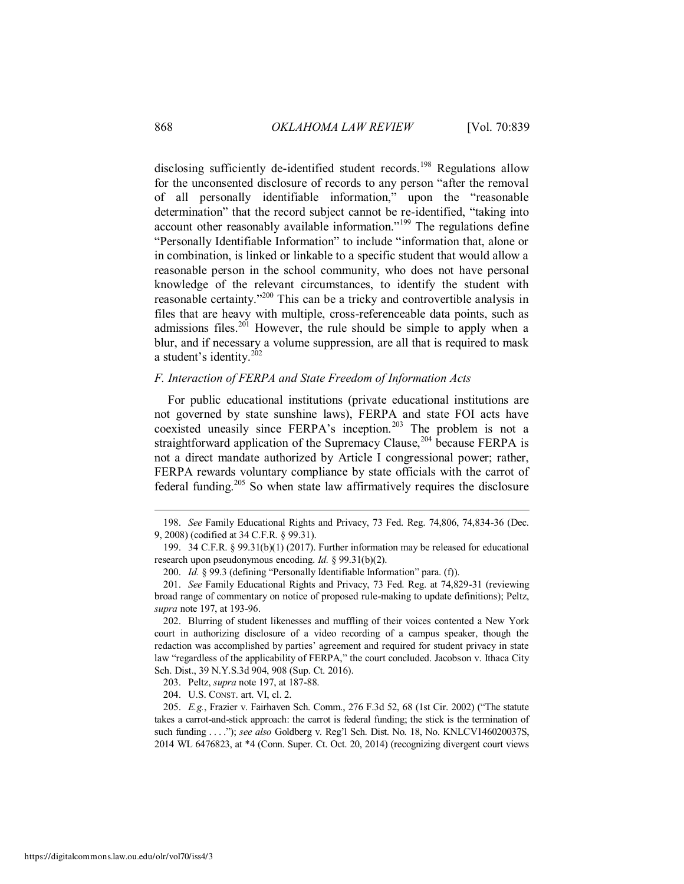disclosing sufficiently de-identified student records.[198] Regulations allow for the unconsented disclosure of records to any person "after the removal of all personally identifiable information," upon the "reasonable determination" that the record subject cannot be re-identified, "taking into account other reasonably available information."[199] The regulations define "Personally Identifiable Information" to include "information that, alone or in combination, is linked or linkable to a specific student that would allow a reasonable person in the school community, who does not have personal knowledge of the relevant circumstances, to identify the student with reasonable certainty."[200] This can be a tricky and controvertible analysis in files that are heavy with multiple, cross-referenceable data points, such as admissions files.[201] However, the rule should be simple to apply when a blur, and if necessary a volume suppression, are all that is required to mask a student's identity.[202]

### *F. Interaction of FERPA and State Freedom of Information Acts*

For public educational institutions (private educational institutions are not governed by state sunshine laws), FERPA and state FOI acts have coexisted uneasily since FERPA's inception.[203] The problem is not a straightforward application of the Supremacy Clause,[204] because FERPA is not a direct mandate authorized by Article I congressional power; rather, FERPA rewards voluntary compliance by state officials with the carrot of federal funding.[205] So when state law affirmatively requires the disclosure

---

198. *See* Family Educational Rights and Privacy, 73 Fed. Reg. 74,806, 74,834-36 (Dec. 9, 2008) (codified at 34 C.F.R. § 99.31).

199. 34 C.F.R. § 99.31(b)(1) (2017). Further information may be released for educational research upon pseudonymous encoding. *Id.* § 99.31(b)(2).

200. *Id.* § 99.3 (defining "Personally Identifiable Information" para. (f)).

201. *See* Family Educational Rights and Privacy, 73 Fed. Reg. at 74,829-31 (reviewing broad range of commentary on notice of proposed rule-making to update definitions); Peltz, *supra* note 197, at 193-96.

202. Blurring of student likenesses and muffling of their voices contented a New York court in authorizing disclosure of a video recording of a campus speaker, though the redaction was accomplished by parties' agreement and required for student privacy in state law "regardless of the applicability of FERPA," the court concluded. Jacobson v. Ithaca City Sch. Dist., 39 N.Y.S.3d 904, 908 (Sup. Ct. 2016).

203. Peltz, *supra* note 197, at 187-88.

204. U.S. CONST. art. VI, cl. 2.

205. *E.g.*, Frazier v. Fairhaven Sch. Comm., 276 F.3d 52, 68 (1st Cir. 2002) ("The statute takes a carrot-and-stick approach: the carrot is federal funding; the stick is the termination of such funding . . . ."); *see also* Goldberg v. Reg'l Sch. Dist. No. 18, No. KNLCV146020037S, 2014 WL 6476823, at *4 (Conn. Super. Ct. Oct. 20, 2014) (recognizing divergent court views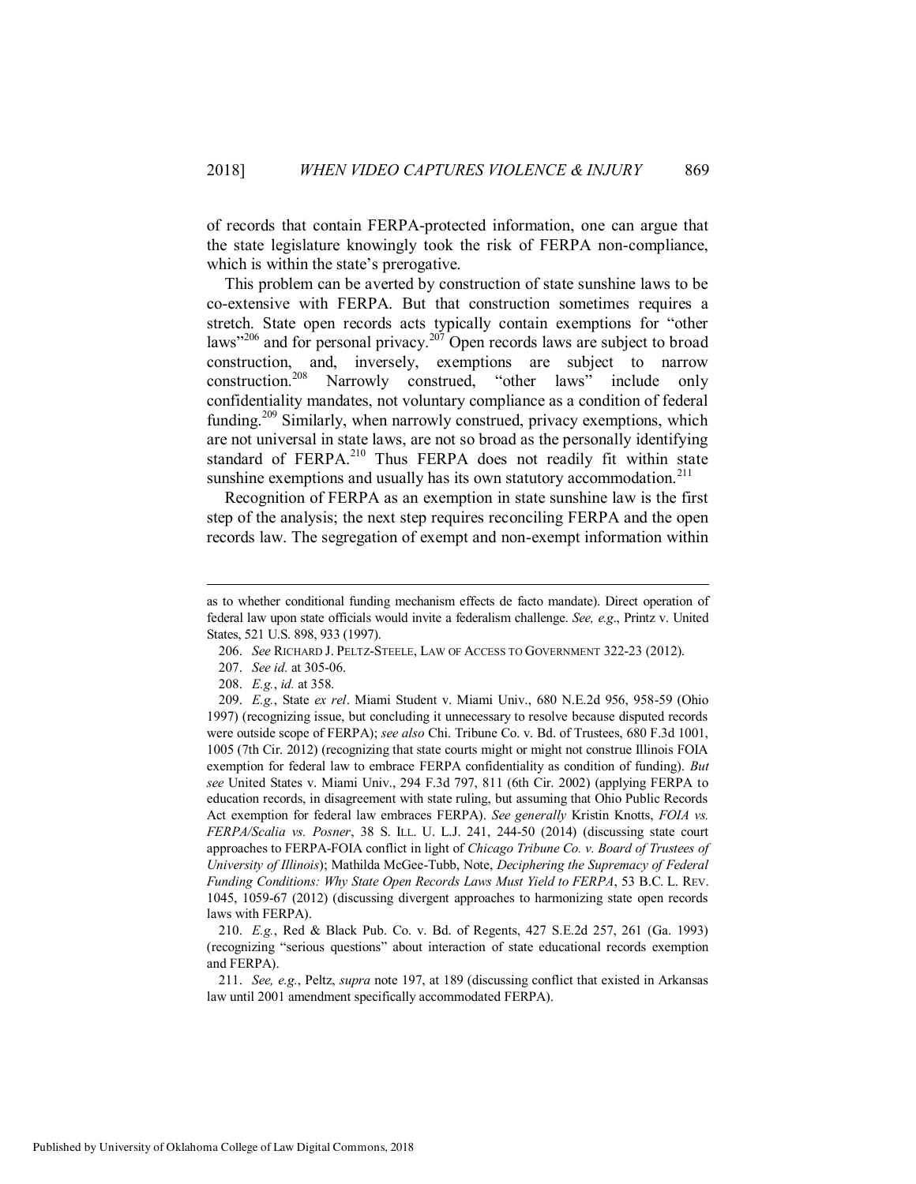of records that contain FERPA-protected information, one can argue that the state legislature knowingly took the risk of FERPA non-compliance, which is within the state's prerogative.

This problem can be averted by construction of state sunshine laws to be co-extensive with FERPA. But that construction sometimes requires a stretch. State open records acts typically contain exemptions for "other laws"[206] and for personal privacy.[207] Open records laws are subject to broad construction, and, inversely, exemptions are subject to narrow construction.[208] Narrowly construed, "other laws" include only confidentiality mandates, not voluntary compliance as a condition of federal funding.[209] Similarly, when narrowly construed, privacy exemptions, which are not universal in state laws, are not so broad as the personally identifying standard of FERPA.[210] Thus FERPA does not readily fit within state sunshine exemptions and usually has its own statutory accommodation.[211]

Recognition of FERPA as an exemption in state sunshine law is the first step of the analysis; the next step requires reconciling FERPA and the open records law. The segregation of exempt and non-exempt information within

---

as to whether conditional funding mechanism effects de facto mandate). Direct operation of federal law upon state officials would invite a federalism challenge. *See, e.g.*, Printz v. United States, 521 U.S. 898, 933 (1997).

206. *See* RICHARD J. PELTZ-STEELE, LAW OF ACCESS TO GOVERNMENT 322-23 (2012).

207. *See id.* at 305-06.

208. *E.g.*, *id.* at 358.

209. *E.g.*, State *ex rel*. Miami Student v. Miami Univ., 680 N.E.2d 956, 958-59 (Ohio 1997) (recognizing issue, but concluding it unnecessary to resolve because disputed records were outside scope of FERPA); *see also* Chi. Tribune Co. v. Bd. of Trustees, 680 F.3d 1001, 1005 (7th Cir. 2012) (recognizing that state courts might or might not construe Illinois FOIA exemption for federal law to embrace FERPA confidentiality as condition of funding). *But see* United States v. Miami Univ., 294 F.3d 797, 811 (6th Cir. 2002) (applying FERPA to education records, in disagreement with state ruling, but assuming that Ohio Public Records Act exemption for federal law embraces FERPA). *See generally* Kristin Knotts, *FOIA vs. FERPA/Scalia vs. Posner*, 38 S. ILL. U. L.J. 241, 244-50 (2014) (discussing state court approaches to FERPA-FOIA conflict in light of *Chicago Tribune Co. v. Board of Trustees of University of Illinois*); Mathilda McGee-Tubb, Note, *Deciphering the Supremacy of Federal Funding Conditions: Why State Open Records Laws Must Yield to FERPA*, 53 B.C. L. REV. 1045, 1059-67 (2012) (discussing divergent approaches to harmonizing state open records laws with FERPA).

210. *E.g.*, Red & Black Pub. Co. v. Bd. of Regents, 427 S.E.2d 257, 261 (Ga. 1993) (recognizing "serious questions" about interaction of state educational records exemption and FERPA).

211. *See, e.g.*, Peltz, *supra* note 197, at 189 (discussing conflict that existed in Arkansas law until 2001 amendment specifically accommodated FERPA).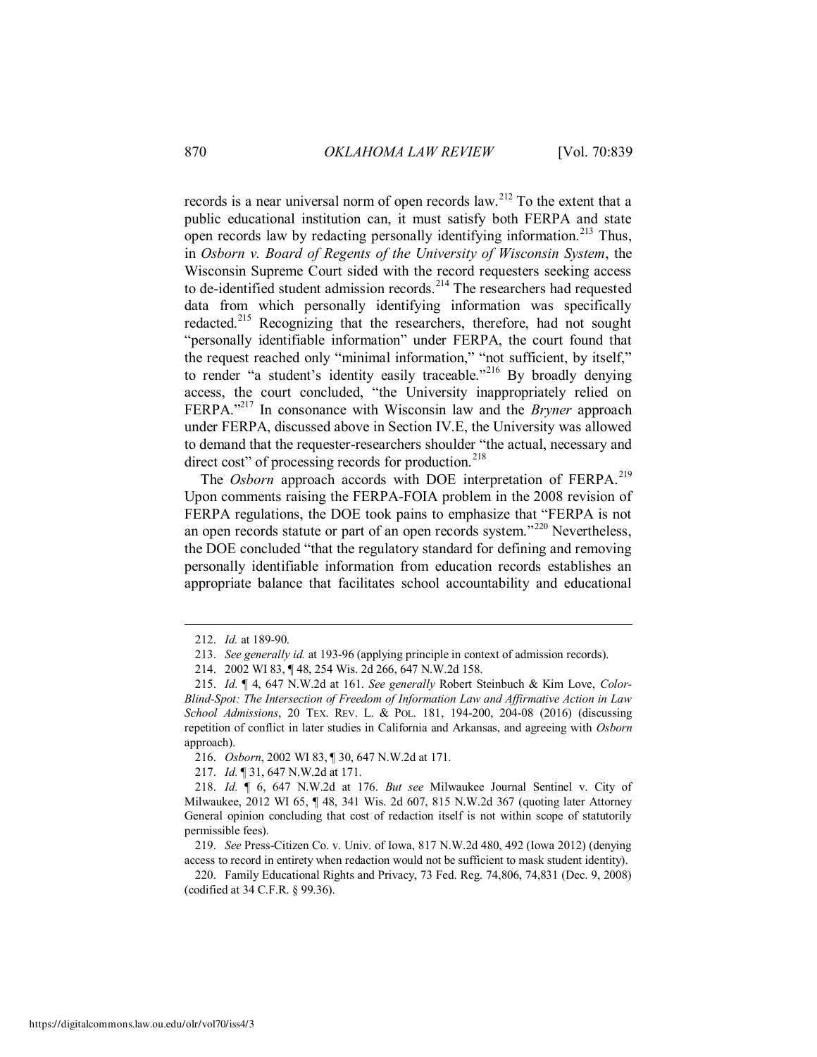records is a near universal norm of open records law.[212] To the extent that a public educational institution can, it must satisfy both FERPA and state open records law by redacting personally identifying information.[213] Thus, in *Osborn v. Board of Regents of the University of Wisconsin System*, the Wisconsin Supreme Court sided with the record requesters seeking access to de-identified student admission records.[214] The researchers had requested data from which personally identifying information was specifically redacted.[215] Recognizing that the researchers, therefore, had not sought "personally identifiable information" under FERPA, the court found that the request reached only "minimal information," "not sufficient, by itself," to render "a student's identity easily traceable."[216] By broadly denying access, the court concluded, "the University inappropriately relied on FERPA."[217] In consonance with Wisconsin law and the *Bryner* approach under FERPA, discussed above in Section IV.E, the University was allowed to demand that the requester-researchers shoulder "the actual, necessary and direct cost" of processing records for production.[218]

The *Osborn* approach accords with DOE interpretation of FERPA.[219] Upon comments raising the FERPA-FOIA problem in the 2008 revision of FERPA regulations, the DOE took pains to emphasize that "FERPA is not an open records statute or part of an open records system."[220] Nevertheless, the DOE concluded "that the regulatory standard for defining and removing personally identifiable information from education records establishes an appropriate balance that facilitates school accountability and educational

---

212. *Id.* at 189-90.

213. *See generally id.* at 193-96 (applying principle in context of admission records).

214. 2002 WI 83, ¶ 48, 254 Wis. 2d 266, 647 N.W.2d 158.

215. *Id.* ¶ 4, 647 N.W.2d at 161. *See generally* Robert Steinbuch & Kim Love, *Color-Blind-Spot: The Intersection of Freedom of Information Law and Affirmative Action in Law School Admissions*, 20 TEX. REV. L. & POL. 181, 194-200, 204-08 (2016) (discussing repetition of conflict in later studies in California and Arkansas, and agreeing with *Osborn* approach).

216. *Osborn*, 2002 WI 83, ¶ 30, 647 N.W.2d at 171.

217. *Id.* ¶ 31, 647 N.W.2d at 171.

218. *Id.* ¶ 6, 647 N.W.2d at 176. *But see* Milwaukee Journal Sentinel v. City of Milwaukee, 2012 WI 65, ¶ 48, 341 Wis. 2d 607, 815 N.W.2d 367 (quoting later Attorney General opinion concluding that cost of redaction itself is not within scope of statutorily permissible fees).

219. *See* Press-Citizen Co. v. Univ. of Iowa, 817 N.W.2d 480, 492 (Iowa 2012) (denying access to record in entirety when redaction would not be sufficient to mask student identity).

220. Family Educational Rights and Privacy, 73 Fed. Reg. 74,806, 74,831 (Dec. 9, 2008) (codified at 34 C.F.R. § 99.36).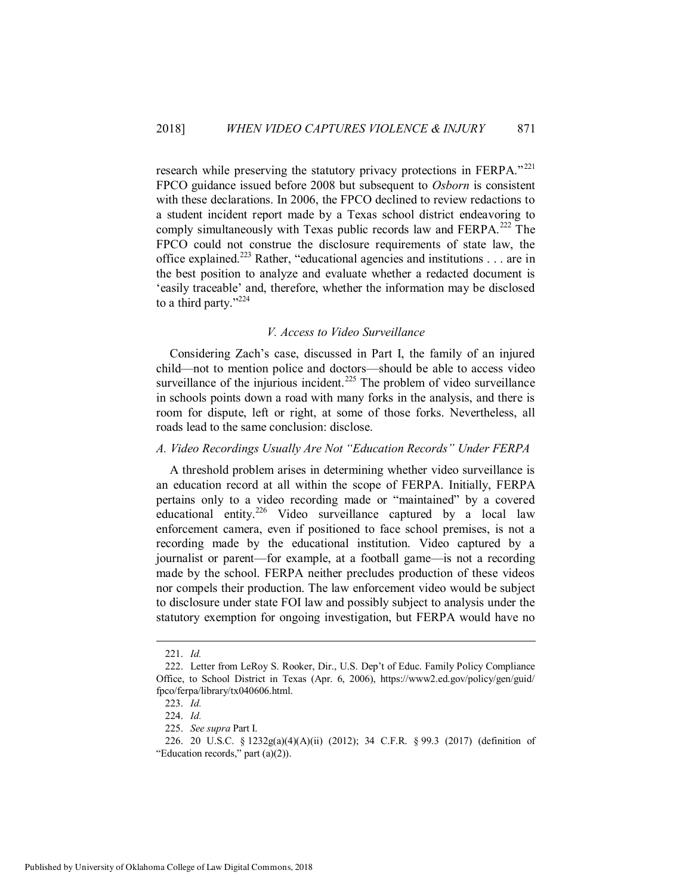research while preserving the statutory privacy protections in FERPA."[221] FPCO guidance issued before 2008 but subsequent to *Osborn* is consistent with these declarations. In 2006, the FPCO declined to review redactions to a student incident report made by a Texas school district endeavoring to comply simultaneously with Texas public records law and FERPA.[222] The FPCO could not construe the disclosure requirements of state law, the office explained.[223] Rather, "educational agencies and institutions . . . are in the best position to analyze and evaluate whether a redacted document is 'easily traceable' and, therefore, whether the information may be disclosed to a third party."[224]

### *V. Access to Video Surveillance*

Considering Zach's case, discussed in Part I, the family of an injured child—not to mention police and doctors—should be able to access video surveillance of the injurious incident.[225] The problem of video surveillance in schools points down a road with many forks in the analysis, and there is room for dispute, left or right, at some of those forks. Nevertheless, all roads lead to the same conclusion: disclose.

#### *A. Video Recordings Usually Are Not "Education Records" Under FERPA*

A threshold problem arises in determining whether video surveillance is an education record at all within the scope of FERPA. Initially, FERPA pertains only to a video recording made or "maintained" by a covered educational entity.[226] Video surveillance captured by a local law enforcement camera, even if positioned to face school premises, is not a recording made by the educational institution. Video captured by a journalist or parent—for example, at a football game—is not a recording made by the school. FERPA neither precludes production of these videos nor compels their production. The law enforcement video would be subject to disclosure under state FOI law and possibly subject to analysis under the statutory exemption for ongoing investigation, but FERPA would have no

---

221. *Id.*

222. Letter from LeRoy S. Rooker, Dir., U.S. Dep't of Educ. Family Policy Compliance Office, to School District in Texas (Apr. 6, 2006), https://www2.ed.gov/policy/gen/guid/fpco/ferpa/library/tx040606.html.

223. *Id.*

224. *Id.*

225. *See supra* Part I.

226. 20 U.S.C. § 1232g(a)(4)(A)(ii) (2012); 34 C.F.R. § 99.3 (2017) (definition of "Education records," part (a)(2)).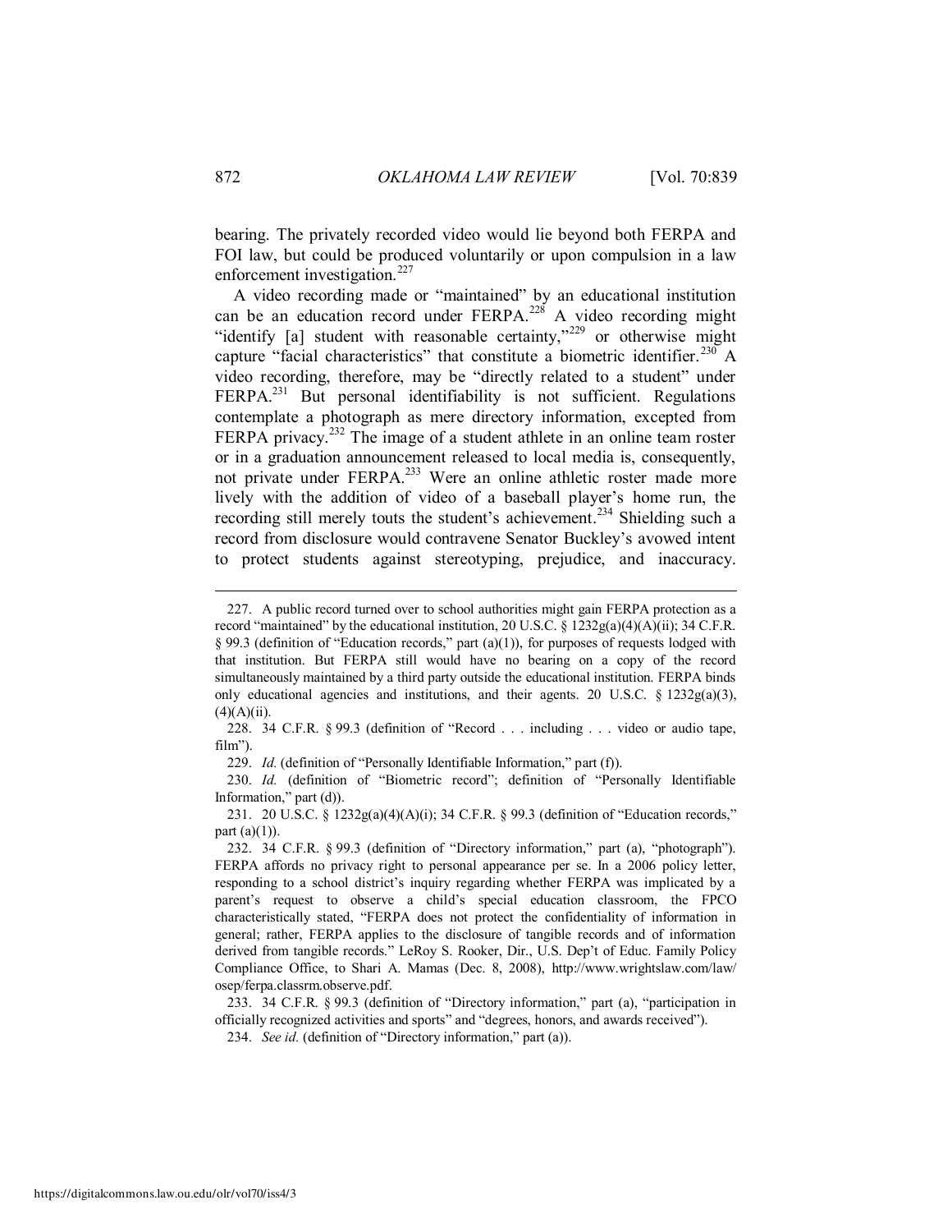bearing. The privately recorded video would lie beyond both FERPA and FOI law, but could be produced voluntarily or upon compulsion in a law enforcement investigation.[227]

A video recording made or "maintained" by an educational institution can be an education record under FERPA.[228] A video recording might "identify [a] student with reasonable certainty,"[229] or otherwise might capture "facial characteristics" that constitute a biometric identifier.[230] A video recording, therefore, may be "directly related to a student" under FERPA.[231] But personal identifiability is not sufficient. Regulations contemplate a photograph as mere directory information, excepted from FERPA privacy.[232] The image of a student athlete in an online team roster or in a graduation announcement released to local media is, consequently, not private under FERPA.[233] Were an online athletic roster made more lively with the addition of video of a baseball player's home run, the recording still merely touts the student's achievement.[234] Shielding such a record from disclosure would contravene Senator Buckley's avowed intent to protect students against stereotyping, prejudice, and inaccuracy.

---

227. A public record turned over to school authorities might gain FERPA protection as a record "maintained" by the educational institution, 20 U.S.C. § 1232g(a)(4)(A)(ii); 34 C.F.R. § 99.3 (definition of "Education records," part (a)(1)), for purposes of requests lodged with that institution. But FERPA still would have no bearing on a copy of the record simultaneously maintained by a third party outside the educational institution. FERPA binds only educational agencies and institutions, and their agents. 20 U.S.C. § 1232g(a)(3), (4)(A)(ii).

228. 34 C.F.R. § 99.3 (definition of "Record . . . including . . . video or audio tape, film").

229. *Id.* (definition of "Personally Identifiable Information," part (f)).

230. *Id.* (definition of "Biometric record"; definition of "Personally Identifiable Information," part (d)).

231. 20 U.S.C. § 1232g(a)(4)(A)(i); 34 C.F.R. § 99.3 (definition of "Education records," part (a)(1)).

232. 34 C.F.R. § 99.3 (definition of "Directory information," part (a), "photograph"). FERPA affords no privacy right to personal appearance per se. In a 2006 policy letter, responding to a school district's inquiry regarding whether FERPA was implicated by a parent's request to observe a child's special education classroom, the FPCO characteristically stated, "FERPA does not protect the confidentiality of information in general; rather, FERPA applies to the disclosure of tangible records and of information derived from tangible records." LeRoy S. Rooker, Dir., U.S. Dep't of Educ. Family Policy Compliance Office, to Shari A. Mamas (Dec. 8, 2008), http://www.wrightslaw.com/law/osep/ferpa.classrm.observe.pdf.

233. 34 C.F.R. § 99.3 (definition of "Directory information," part (a), "participation in officially recognized activities and sports" and "degrees, honors, and awards received").

234. *See id.* (definition of "Directory information," part (a)).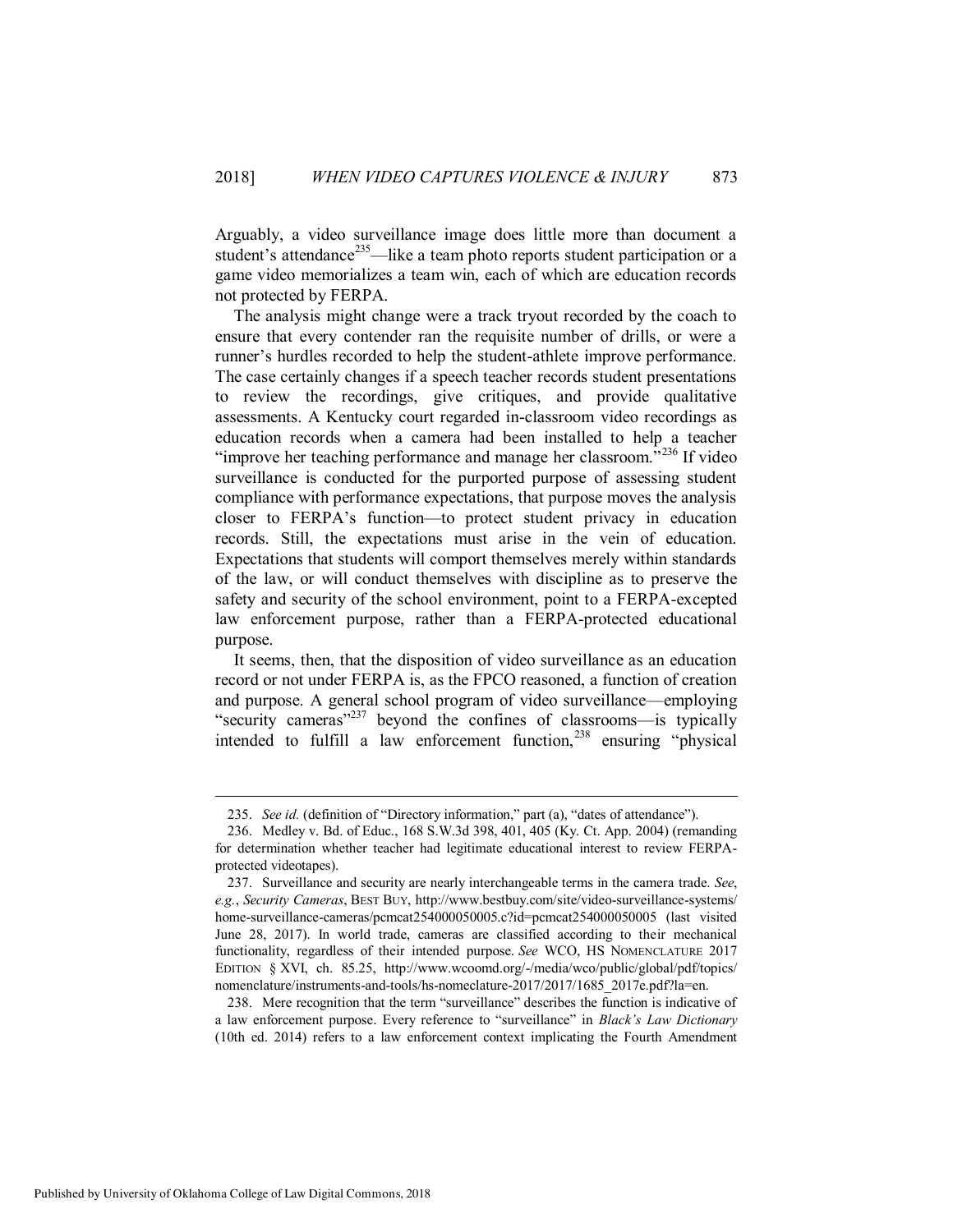Arguably, a video surveillance image does little more than document a student's attendance[235]—like a team photo reports student participation or a game video memorializes a team win, each of which are education records not protected by FERPA.

The analysis might change were a track tryout recorded by the coach to ensure that every contender ran the requisite number of drills, or were a runner's hurdles recorded to help the student-athlete improve performance. The case certainly changes if a speech teacher records student presentations to review the recordings, give critiques, and provide qualitative assessments. A Kentucky court regarded in-classroom video recordings as education records when a camera had been installed to help a teacher "improve her teaching performance and manage her classroom."[236] If video surveillance is conducted for the purported purpose of assessing student compliance with performance expectations, that purpose moves the analysis closer to FERPA's function—to protect student privacy in education records. Still, the expectations must arise in the vein of education. Expectations that students will comport themselves merely within standards of the law, or will conduct themselves with discipline as to preserve the safety and security of the school environment, point to a FERPA-excepted law enforcement purpose, rather than a FERPA-protected educational purpose.

It seems, then, that the disposition of video surveillance as an education record or not under FERPA is, as the FPCO reasoned, a function of creation and purpose. A general school program of video surveillance—employing "security cameras"[237] beyond the confines of classrooms—is typically intended to fulfill a law enforcement function,[238] ensuring "physical

---

235. *See id.* (definition of "Directory information," part (a), "dates of attendance").

236. Medley v. Bd. of Educ., 168 S.W.3d 398, 401, 405 (Ky. Ct. App. 2004) (remanding for determination whether teacher had legitimate educational interest to review FERPA-protected videotapes).

237. Surveillance and security are nearly interchangeable terms in the camera trade. *See, e.g.*, *Security Cameras*, BEST BUY, http://www.bestbuy.com/site/video-surveillance-systems/home-surveillance-cameras/pcmcat254000050005.c?id=pcmcat254000050005 (last visited June 28, 2017). In world trade, cameras are classified according to their mechanical functionality, regardless of their intended purpose. *See* WCO, HS NOMENCLATURE 2017 EDITION § XVI, ch. 85.25, http://www.wcoomd.org/-/media/wco/public/global/pdf/topics/nomenclature/instruments-and-tools/hs-nomeclature-2017/2017/1685_2017e.pdf?la=en.

238. Mere recognition that the term "surveillance" describes the function is indicative of a law enforcement purpose. Every reference to "surveillance" in *Black's Law Dictionary* (10th ed. 2014) refers to a law enforcement context implicating the Fourth Amendment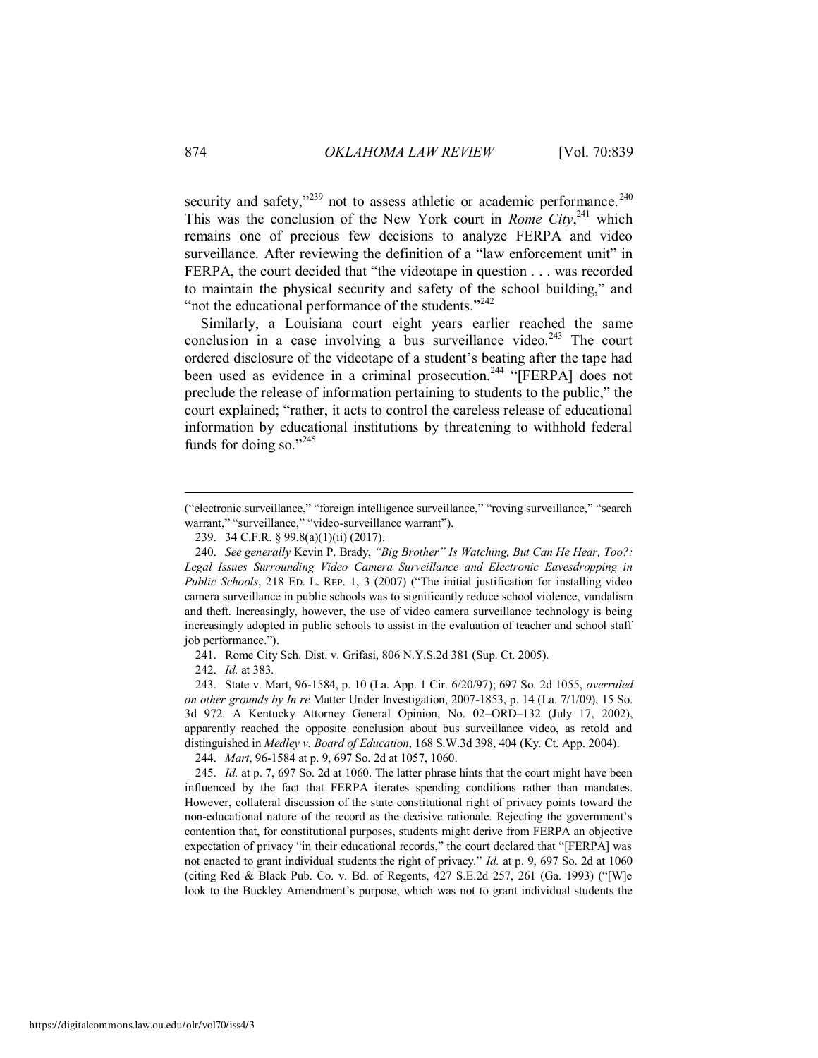security and safety,"[239] not to assess athletic or academic performance.[240] This was the conclusion of the New York court in *Rome City*,[241] which remains one of precious few decisions to analyze FERPA and video surveillance. After reviewing the definition of a "law enforcement unit" in FERPA, the court decided that "the videotape in question . . . was recorded to maintain the physical security and safety of the school building," and "not the educational performance of the students."[242]

Similarly, a Louisiana court eight years earlier reached the same conclusion in a case involving a bus surveillance video.[243] The court ordered disclosure of the videotape of a student's beating after the tape had been used as evidence in a criminal prosecution.[244] "[FERPA] does not preclude the release of information pertaining to students to the public," the court explained; "rather, it acts to control the careless release of educational information by educational institutions by threatening to withhold federal funds for doing so."[245]

---

("electronic surveillance," "foreign intelligence surveillance," "roving surveillance," "search warrant," "surveillance," "video-surveillance warrant").

239. 34 C.F.R. § 99.8(a)(1)(ii) (2017).

240. *See generally* Kevin P. Brady, *"Big Brother" Is Watching, But Can He Hear, Too?: Legal Issues Surrounding Video Camera Surveillance and Electronic Eavesdropping in Public Schools*, 218 ED. L. REP. 1, 3 (2007) ("The initial justification for installing video camera surveillance in public schools was to significantly reduce school violence, vandalism and theft. Increasingly, however, the use of video camera surveillance technology is being increasingly adopted in public schools to assist in the evaluation of teacher and school staff job performance.").

241. Rome City Sch. Dist. v. Grifasi, 806 N.Y.S.2d 381 (Sup. Ct. 2005).

242. *Id.* at 383.

243. State v. Mart, 96-1584, p. 10 (La. App. 1 Cir. 6/20/97); 697 So. 2d 1055, *overruled on other grounds by In re* Matter Under Investigation, 2007-1853, p. 14 (La. 7/1/09), 15 So. 3d 972. A Kentucky Attorney General Opinion, No. 02–ORD–132 (July 17, 2002), apparently reached the opposite conclusion about bus surveillance video, as retold and distinguished in *Medley v. Board of Education*, 168 S.W.3d 398, 404 (Ky. Ct. App. 2004).

244. *Mart*, 96-1584 at p. 9, 697 So. 2d at 1057, 1060.

245. *Id.* at p. 7, 697 So. 2d at 1060. The latter phrase hints that the court might have been influenced by the fact that FERPA iterates spending conditions rather than mandates. However, collateral discussion of the state constitutional right of privacy points toward the non-educational nature of the record as the decisive rationale. Rejecting the government's contention that, for constitutional purposes, students might derive from FERPA an objective expectation of privacy "in their educational records," the court declared that "[FERPA] was not enacted to grant individual students the right of privacy." *Id.* at p. 9, 697 So. 2d at 1060 (citing Red & Black Pub. Co. v. Bd. of Regents, 427 S.E.2d 257, 261 (Ga. 1993) ("[W]e look to the Buckley Amendment's purpose, which was not to grant individual students the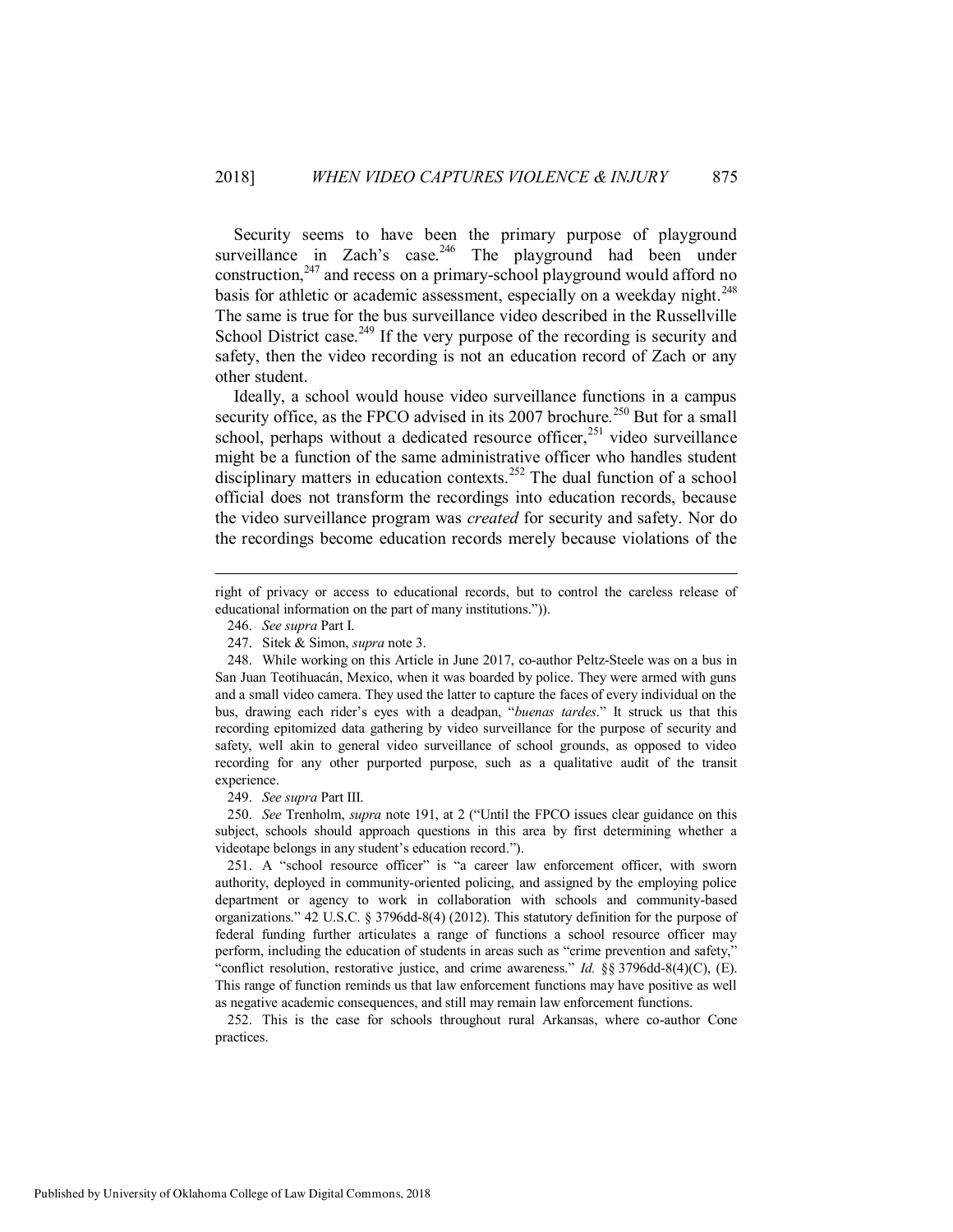Security seems to have been the primary purpose of playground surveillance in Zach's case.[246] The playground had been under construction,[247] and recess on a primary-school playground would afford no basis for athletic or academic assessment, especially on a weekday night.[248] The same is true for the bus surveillance video described in the Russellville School District case.[249] If the very purpose of the recording is security and safety, then the video recording is not an education record of Zach or any other student.

Ideally, a school would house video surveillance functions in a campus security office, as the FPCO advised in its 2007 brochure.[250] But for a small school, perhaps without a dedicated resource officer,[251] video surveillance might be a function of the same administrative officer who handles student disciplinary matters in education contexts.[252] The dual function of a school official does not transform the recordings into education records, because the video surveillance program was *created* for security and safety. Nor do the recordings become education records merely because violations of the

---

right of privacy or access to educational records, but to control the careless release of educational information on the part of many institutions.")).

246. *See supra* Part I.

247. Sitek & Simon, *supra* note 3.

248. While working on this Article in June 2017, co-author Peltz-Steele was on a bus in San Juan Teotihuacán, Mexico, when it was boarded by police. They were armed with guns and a small video camera. They used the latter to capture the faces of every individual on the bus, drawing each rider's eyes with a deadpan, "*buenas tardes*." It struck us that this recording epitomized data gathering by video surveillance for the purpose of security and safety, well akin to general video surveillance of school grounds, as opposed to video recording for any other purported purpose, such as a qualitative audit of the transit experience.

249. *See supra* Part III.

250. *See* Trenholm, *supra* note 191, at 2 ("Until the FPCO issues clear guidance on this subject, schools should approach questions in this area by first determining whether a videotape belongs in any student's education record.").

251. A "school resource officer" is "a career law enforcement officer, with sworn authority, deployed in community-oriented policing, and assigned by the employing police department or agency to work in collaboration with schools and community-based organizations." 42 U.S.C. § 3796dd-8(4) (2012). This statutory definition for the purpose of federal funding further articulates a range of functions a school resource officer may perform, including the education of students in areas such as "crime prevention and safety," "conflict resolution, restorative justice, and crime awareness." *Id.* §§ 3796dd-8(4)(C), (E). This range of function reminds us that law enforcement functions may have positive as well as negative academic consequences, and still may remain law enforcement functions.

252. This is the case for schools throughout rural Arkansas, where co-author Cone practices.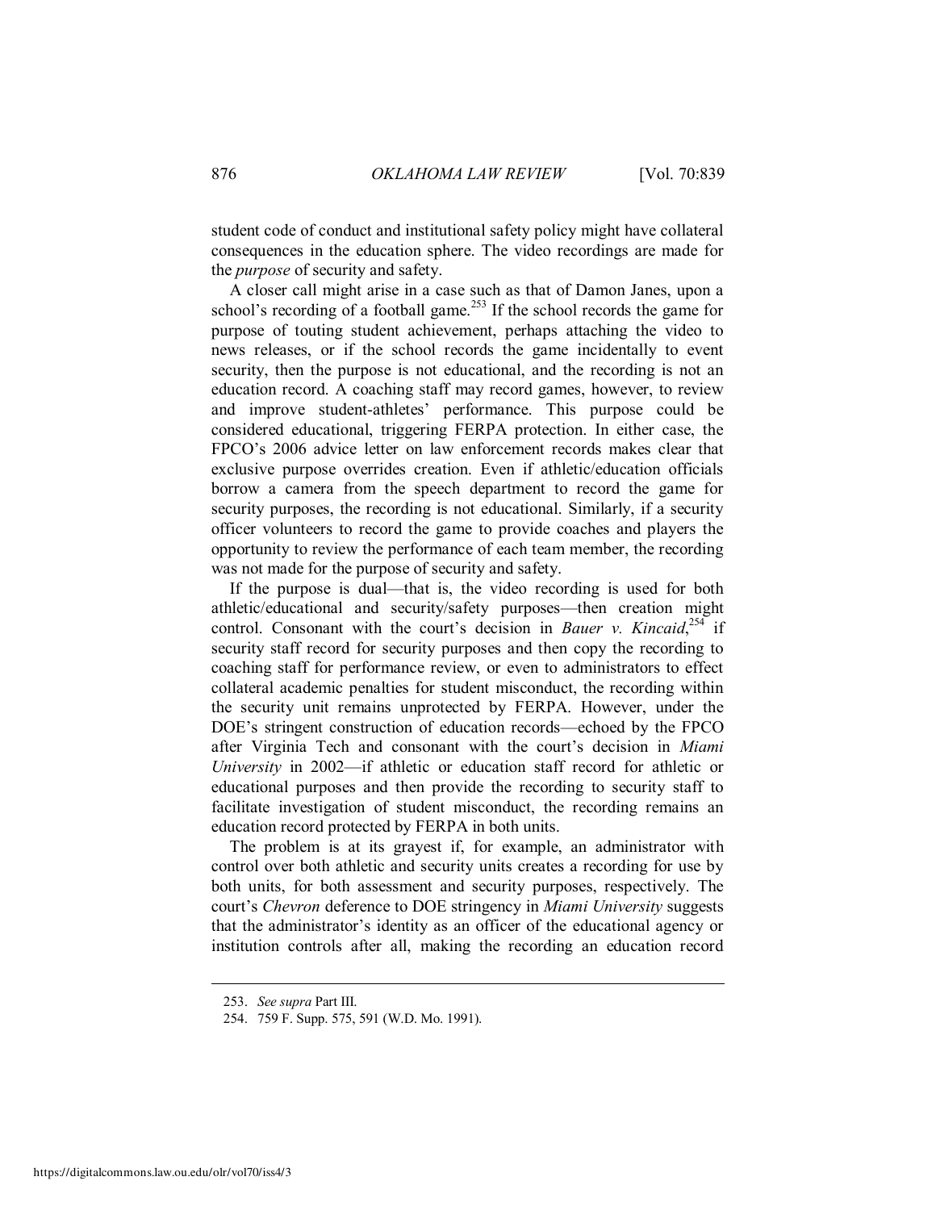student code of conduct and institutional safety policy might have collateral consequences in the education sphere. The video recordings are made for the *purpose* of security and safety.

A closer call might arise in a case such as that of Damon Janes, upon a school's recording of a football game.[253] If the school records the game for purpose of touting student achievement, perhaps attaching the video to news releases, or if the school records the game incidentally to event security, then the purpose is not educational, and the recording is not an education record. A coaching staff may record games, however, to review and improve student-athletes' performance. This purpose could be considered educational, triggering FERPA protection. In either case, the FPCO's 2006 advice letter on law enforcement records makes clear that exclusive purpose overrides creation. Even if athletic/education officials borrow a camera from the speech department to record the game for security purposes, the recording is not educational. Similarly, if a security officer volunteers to record the game to provide coaches and players the opportunity to review the performance of each team member, the recording was not made for the purpose of security and safety.

If the purpose is dual—that is, the video recording is used for both athletic/educational and security/safety purposes—then creation might control. Consonant with the court's decision in *Bauer v. Kincaid*,[254] if security staff record for security purposes and then copy the recording to coaching staff for performance review, or even to administrators to effect collateral academic penalties for student misconduct, the recording within the security unit remains unprotected by FERPA. However, under the DOE's stringent construction of education records—echoed by the FPCO after Virginia Tech and consonant with the court's decision in *Miami University* in 2002—if athletic or education staff record for athletic or educational purposes and then provide the recording to security staff to facilitate investigation of student misconduct, the recording remains an education record protected by FERPA in both units.

The problem is at its grayest if, for example, an administrator with control over both athletic and security units creates a recording for use by both units, for both assessment and security purposes, respectively. The court's *Chevron* deference to DOE stringency in *Miami University* suggests that the administrator's identity as an officer of the educational agency or institution controls after all, making the recording an education record

---

253. *See supra* Part III.

254. 759 F. Supp. 575, 591 (W.D. Mo. 1991).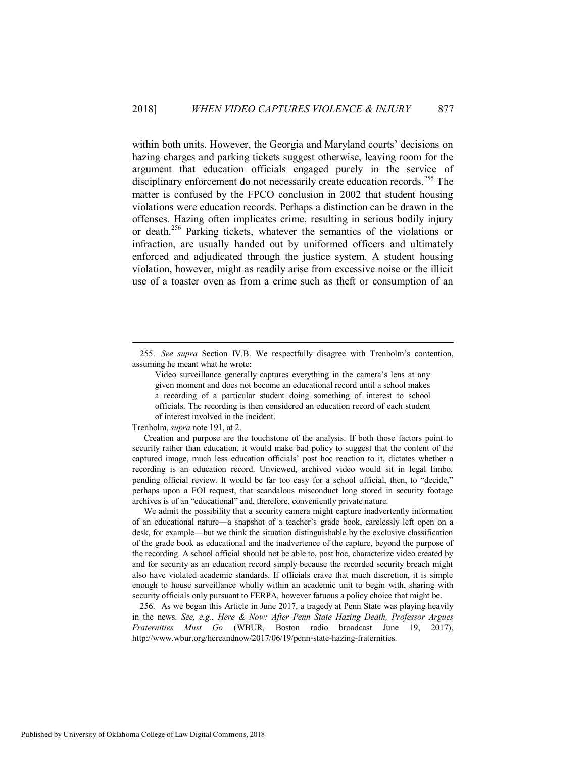within both units. However, the Georgia and Maryland courts' decisions on hazing charges and parking tickets suggest otherwise, leaving room for the argument that education officials engaged purely in the service of disciplinary enforcement do not necessarily create education records.[255] The matter is confused by the FPCO conclusion in 2002 that student housing violations were education records. Perhaps a distinction can be drawn in the offenses. Hazing often implicates crime, resulting in serious bodily injury or death.[256] Parking tickets, whatever the semantics of the violations or infraction, are usually handed out by uniformed officers and ultimately enforced and adjudicated through the justice system. A student housing violation, however, might as readily arise from excessive noise or the illicit use of a toaster oven as from a crime such as theft or consumption of an

---

255. *See supra* Section IV.B. We respectfully disagree with Trenholm's contention, assuming he meant what he wrote:

> Video surveillance generally captures everything in the camera's lens at any given moment and does not become an educational record until a school makes a recording of a particular student doing something of interest to school officials. The recording is then considered an education record of each student of interest involved in the incident.

Trenholm, *supra* note 191, at 2.

Creation and purpose are the touchstone of the analysis. If both those factors point to security rather than education, it would make bad policy to suggest that the content of the captured image, much less education officials' post hoc reaction to it, dictates whether a recording is an education record. Unviewed, archived video would sit in legal limbo, pending official review. It would be far too easy for a school official, then, to "decide," perhaps upon a FOI request, that scandalous misconduct long stored in security footage archives is of an "educational" and, therefore, conveniently private nature.

We admit the possibility that a security camera might capture inadvertently information of an educational nature—a snapshot of a teacher's grade book, carelessly left open on a desk, for example—but we think the situation distinguishable by the exclusive classification of the grade book as educational and the inadvertence of the capture, beyond the purpose of the recording. A school official should not be able to, post hoc, characterize video created by and for security as an education record simply because the recorded security breach might also have violated academic standards. If officials crave that much discretion, it is simple enough to house surveillance wholly within an academic unit to begin with, sharing with security officials only pursuant to FERPA, however fatuous a policy choice that might be.

256. As we began this Article in June 2017, a tragedy at Penn State was playing heavily in the news. *See, e.g.*, *Here & Now: After Penn State Hazing Death, Professor Argues Fraternities Must Go* (WBUR, Boston radio broadcast June 19, 2017), http://www.wbur.org/hereandnow/2017/06/19/penn-state-hazing-fraternities.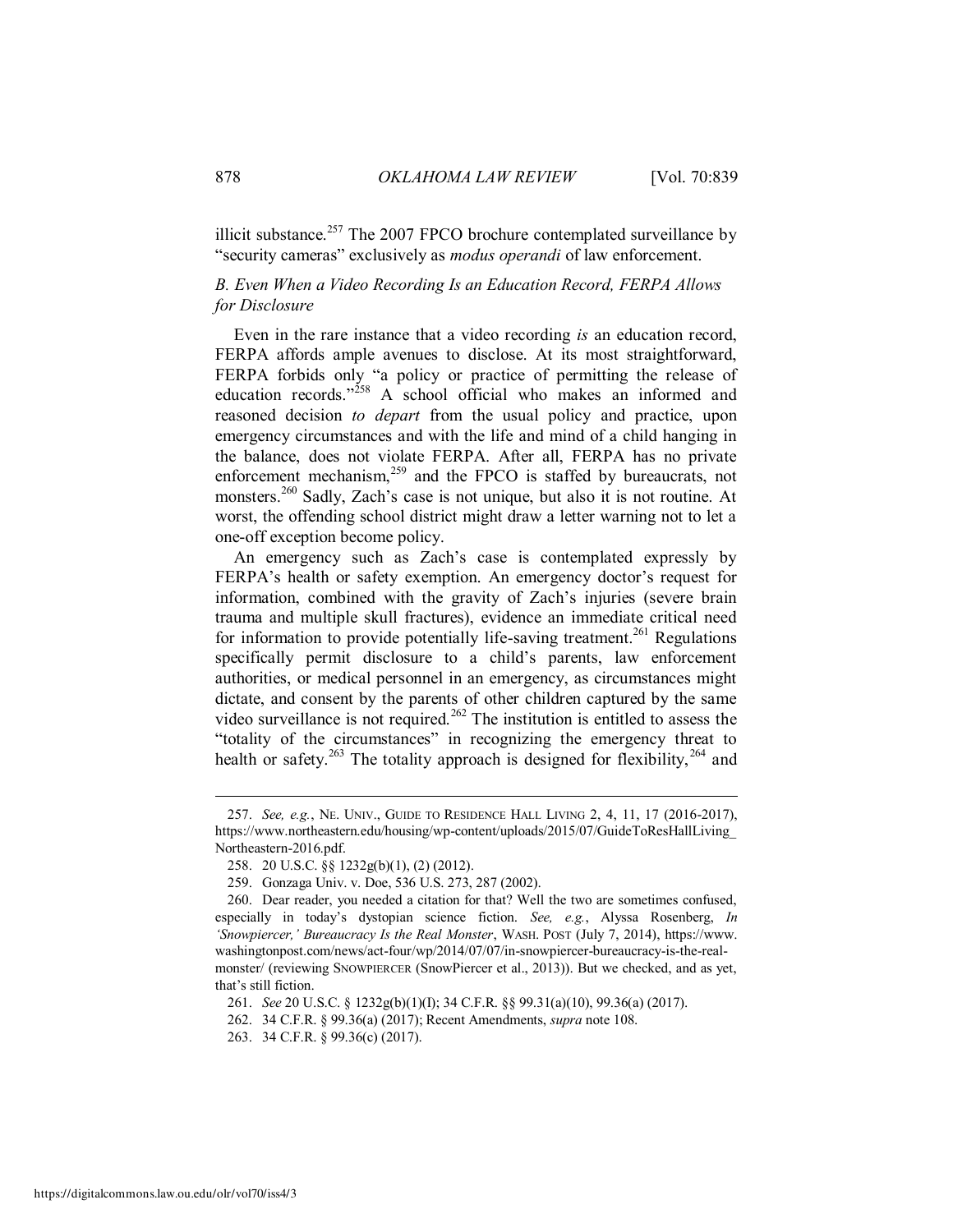illicit substance.[257] The 2007 FPCO brochure contemplated surveillance by "security cameras" exclusively as *modus operandi* of law enforcement.

### *B. Even When a Video Recording Is an Education Record, FERPA Allows for Disclosure*

Even in the rare instance that a video recording *is* an education record, FERPA affords ample avenues to disclose. At its most straightforward, FERPA forbids only "a policy or practice of permitting the release of education records."[258] A school official who makes an informed and reasoned decision *to depart* from the usual policy and practice, upon emergency circumstances and with the life and mind of a child hanging in the balance, does not violate FERPA. After all, FERPA has no private enforcement mechanism,[259] and the FPCO is staffed by bureaucrats, not monsters.[260] Sadly, Zach's case is not unique, but also it is not routine. At worst, the offending school district might draw a letter warning not to let a one-off exception become policy.

An emergency such as Zach's case is contemplated expressly by FERPA's health or safety exemption. An emergency doctor's request for information, combined with the gravity of Zach's injuries (severe brain trauma and multiple skull fractures), evidence an immediate critical need for information to provide potentially life-saving treatment.[261] Regulations specifically permit disclosure to a child's parents, law enforcement authorities, or medical personnel in an emergency, as circumstances might dictate, and consent by the parents of other children captured by the same video surveillance is not required.[262] The institution is entitled to assess the "totality of the circumstances" in recognizing the emergency threat to health or safety.[263] The totality approach is designed for flexibility,[264] and

---

257. *See, e.g.*, NE. UNIV., GUIDE TO RESIDENCE HALL LIVING 2, 4, 11, 17 (2016-2017), https://www.northeastern.edu/housing/wp-content/uploads/2015/07/GuideToResHallLiving_Northeastern-2016.pdf.

258. 20 U.S.C. §§ 1232g(b)(1), (2) (2012).

259. Gonzaga Univ. v. Doe, 536 U.S. 273, 287 (2002).

260. Dear reader, you needed a citation for that? Well the two are sometimes confused, especially in today's dystopian science fiction. *See, e.g.*, Alyssa Rosenberg, *In 'Snowpiercer,' Bureaucracy Is the Real Monster*, WASH. POST (July 7, 2014), https://www.washingtonpost.com/news/act-four/wp/2014/07/07/in-snowpiercer-bureaucracy-is-the-real-monster/ (reviewing SNOWPIERCER (SnowPiercer et al., 2013)). But we checked, and as yet, that's still fiction.

261. *See* 20 U.S.C. § 1232g(b)(1)(I); 34 C.F.R. §§ 99.31(a)(10), 99.36(a) (2017).

262. 34 C.F.R. § 99.36(a) (2017); Recent Amendments, *supra* note 108.

263. 34 C.F.R. § 99.36(c) (2017).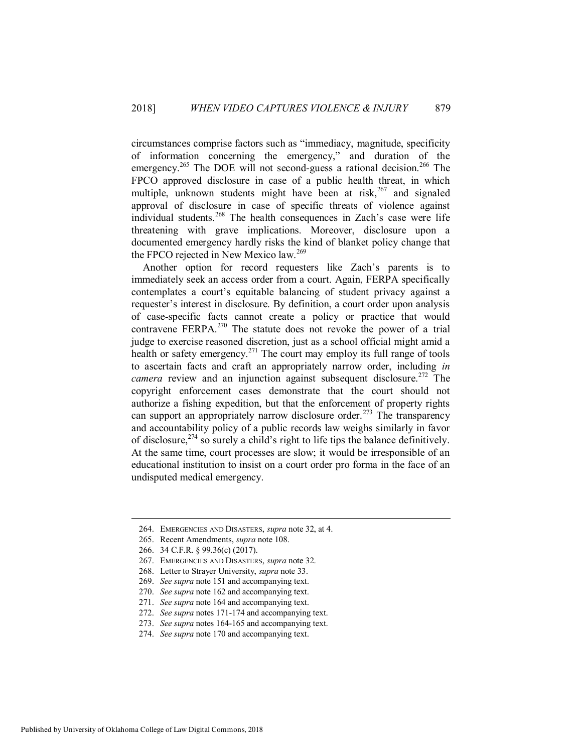circumstances comprise factors such as "immediacy, magnitude, specificity of information concerning the emergency," and duration of the emergency.[265] The DOE will not second-guess a rational decision.[266] The FPCO approved disclosure in case of a public health threat, in which multiple, unknown students might have been at risk,[267] and signaled approval of disclosure in case of specific threats of violence against individual students.[268] The health consequences in Zach's case were life threatening with grave implications. Moreover, disclosure upon a documented emergency hardly risks the kind of blanket policy change that the FPCO rejected in New Mexico law.[269]

Another option for record requesters like Zach's parents is to immediately seek an access order from a court. Again, FERPA specifically contemplates a court's equitable balancing of student privacy against a requester's interest in disclosure. By definition, a court order upon analysis of case-specific facts cannot create a policy or practice that would contravene FERPA.[270] The statute does not revoke the power of a trial judge to exercise reasoned discretion, just as a school official might amid a health or safety emergency.[271] The court may employ its full range of tools to ascertain facts and craft an appropriately narrow order, including *in camera* review and an injunction against subsequent disclosure.[272] The copyright enforcement cases demonstrate that the court should not authorize a fishing expedition, but that the enforcement of property rights can support an appropriately narrow disclosure order.[273] The transparency and accountability policy of a public records law weighs similarly in favor of disclosure,[274] so surely a child's right to life tips the balance definitively. At the same time, court processes are slow; it would be irresponsible of an educational institution to insist on a court order pro forma in the face of an undisputed medical emergency.

---

264. EMERGENCIES AND DISASTERS, *supra* note 32, at 4.

265. Recent Amendments, *supra* note 108.

266. 34 C.F.R. § 99.36(c) (2017).

267. EMERGENCIES AND DISASTERS, *supra* note 32.

268. Letter to Strayer University, *supra* note 33.

269. *See supra* note 151 and accompanying text.

270. *See supra* note 162 and accompanying text.

271. *See supra* note 164 and accompanying text.

272. *See supra* notes 171-174 and accompanying text.

273. *See supra* notes 164-165 and accompanying text.

274. *See supra* note 170 and accompanying text.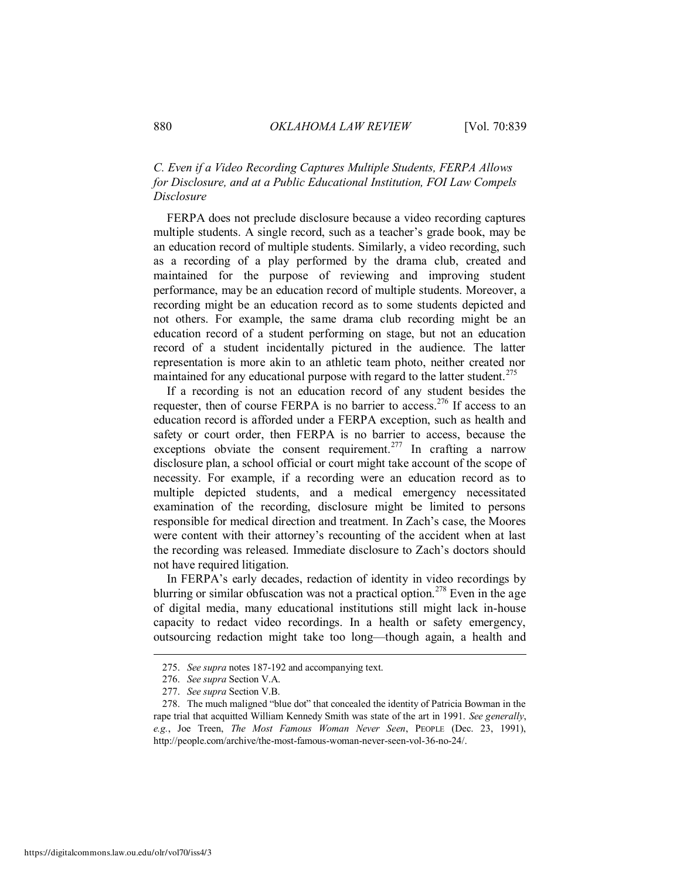### *C. Even if a Video Recording Captures Multiple Students, FERPA Allows for Disclosure, and at a Public Educational Institution, FOI Law Compels Disclosure*

FERPA does not preclude disclosure because a video recording captures multiple students. A single record, such as a teacher's grade book, may be an education record of multiple students. Similarly, a video recording, such as a recording of a play performed by the drama club, created and maintained for the purpose of reviewing and improving student performance, may be an education record of multiple students. Moreover, a recording might be an education record as to some students depicted and not others. For example, the same drama club recording might be an education record of a student performing on stage, but not an education record of a student incidentally pictured in the audience. The latter representation is more akin to an athletic team photo, neither created nor maintained for any educational purpose with regard to the latter student.[275]

If a recording is not an education record of any student besides the requester, then of course FERPA is no barrier to access.[276] If access to an education record is afforded under a FERPA exception, such as health and safety or court order, then FERPA is no barrier to access, because the exceptions obviate the consent requirement.[277] In crafting a narrow disclosure plan, a school official or court might take account of the scope of necessity. For example, if a recording were an education record as to multiple depicted students, and a medical emergency necessitated examination of the recording, disclosure might be limited to persons responsible for medical direction and treatment. In Zach's case, the Moores were content with their attorney's recounting of the accident when at last the recording was released. Immediate disclosure to Zach's doctors should not have required litigation.

In FERPA's early decades, redaction of identity in video recordings by blurring or similar obfuscation was not a practical option.[278] Even in the age of digital media, many educational institutions still might lack in-house capacity to redact video recordings. In a health or safety emergency, outsourcing redaction might take too long—though again, a health and

---

275. *See supra* notes 187-192 and accompanying text.

276. *See supra* Section V.A.

277. *See supra* Section V.B.

278. The much maligned "blue dot" that concealed the identity of Patricia Bowman in the rape trial that acquitted William Kennedy Smith was state of the art in 1991. *See generally*, *e.g.*, Joe Treen, *The Most Famous Woman Never Seen*, PEOPLE (Dec. 23, 1991), http://people.com/archive/the-most-famous-woman-never-seen-vol-36-no-24/.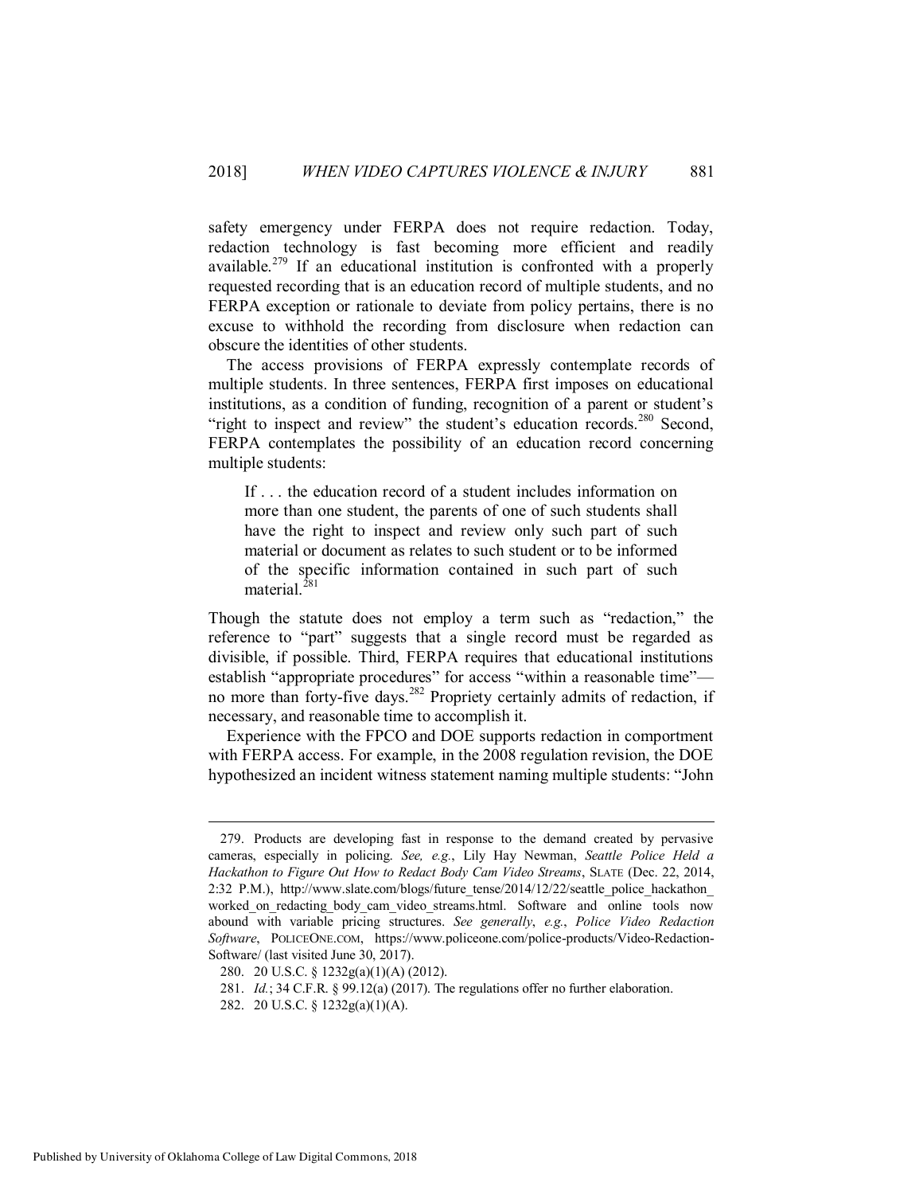safety emergency under FERPA does not require redaction. Today, redaction technology is fast becoming more efficient and readily available.[279] If an educational institution is confronted with a properly requested recording that is an education record of multiple students, and no FERPA exception or rationale to deviate from policy pertains, there is no excuse to withhold the recording from disclosure when redaction can obscure the identities of other students.

The access provisions of FERPA expressly contemplate records of multiple students. In three sentences, FERPA first imposes on educational institutions, as a condition of funding, recognition of a parent or student's "right to inspect and review" the student's education records.[280] Second, FERPA contemplates the possibility of an education record concerning multiple students:

> If . . . the education record of a student includes information on more than one student, the parents of one of such students shall have the right to inspect and review only such part of such material or document as relates to such student or to be informed of the specific information contained in such part of such material.[281]

Though the statute does not employ a term such as "redaction," the reference to "part" suggests that a single record must be regarded as divisible, if possible. Third, FERPA requires that educational institutions establish "appropriate procedures" for access "within a reasonable time"—no more than forty-five days.[282] Propriety certainly admits of redaction, if necessary, and reasonable time to accomplish it.

Experience with the FPCO and DOE supports redaction in comportment with FERPA access. For example, in the 2008 regulation revision, the DOE hypothesized an incident witness statement naming multiple students: "John

---

279. Products are developing fast in response to the demand created by pervasive cameras, especially in policing. *See, e.g.*, Lily Hay Newman, *Seattle Police Held a Hackathon to Figure Out How to Redact Body Cam Video Streams*, SLATE (Dec. 22, 2014, 2:32 P.M.), http://www.slate.com/blogs/future_tense/2014/12/22/seattle_police_hackathon_worked_on_redacting_body_cam_video_streams.html. Software and online tools now abound with variable pricing structures. *See generally*, *e.g.*, *Police Video Redaction Software*, POLICEONE.COM, https://www.policeone.com/police-products/Video-Redaction-Software/ (last visited June 30, 2017).

280. 20 U.S.C. § 1232g(a)(1)(A) (2012).

281. *Id.*; 34 C.F.R. § 99.12(a) (2017). The regulations offer no further elaboration.

282. 20 U.S.C. § 1232g(a)(1)(A).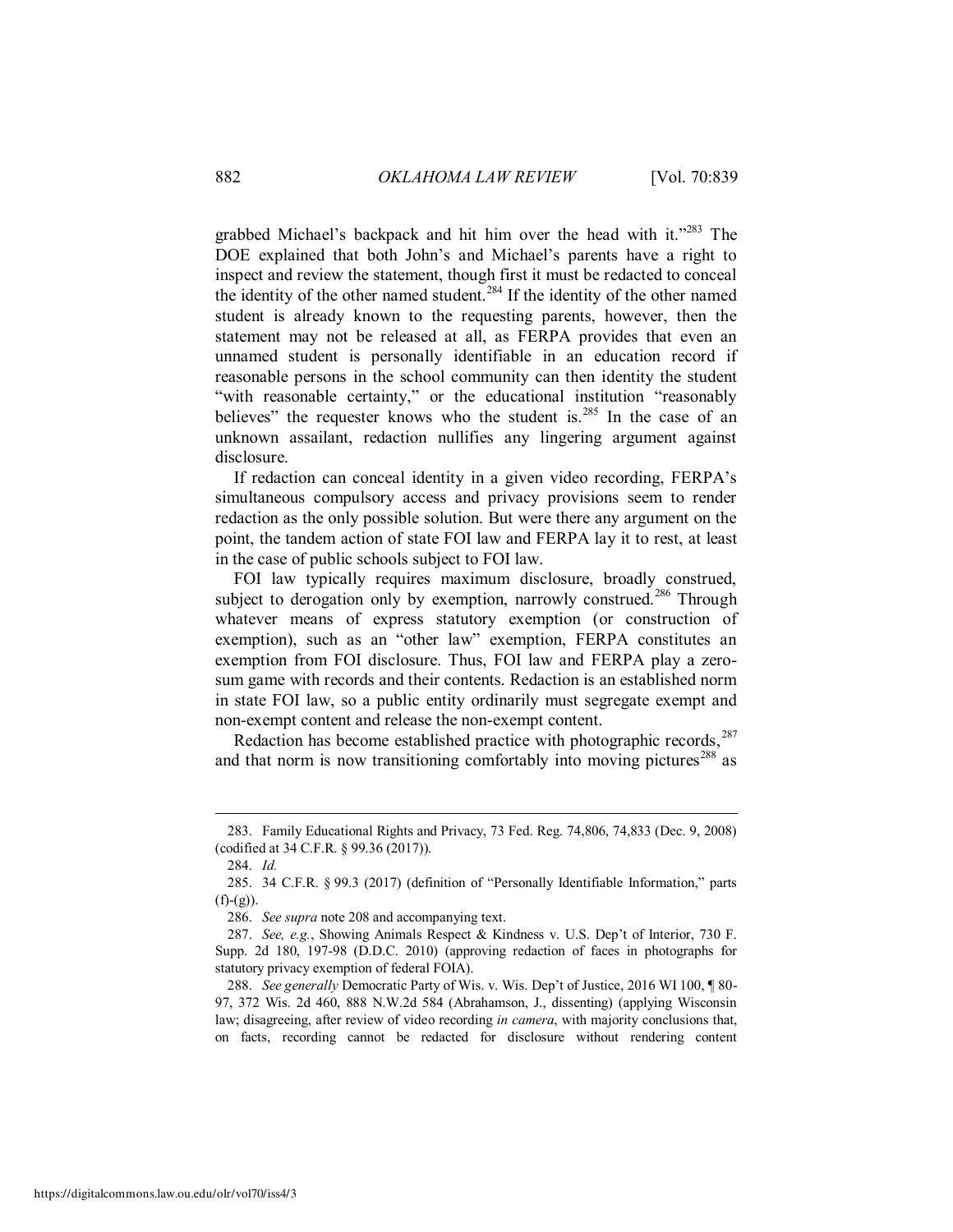grabbed Michael's backpack and hit him over the head with it."[283] The DOE explained that both John's and Michael's parents have a right to inspect and review the statement, though first it must be redacted to conceal the identity of the other named student.[284] If the identity of the other named student is already known to the requesting parents, however, then the statement may not be released at all, as FERPA provides that even an unnamed student is personally identifiable in an education record if reasonable persons in the school community can then identity the student "with reasonable certainty," or the educational institution "reasonably believes" the requester knows who the student is.[285] In the case of an unknown assailant, redaction nullifies any lingering argument against disclosure.

If redaction can conceal identity in a given video recording, FERPA's simultaneous compulsory access and privacy provisions seem to render redaction as the only possible solution. But were there any argument on the point, the tandem action of state FOI law and FERPA lay it to rest, at least in the case of public schools subject to FOI law.

FOI law typically requires maximum disclosure, broadly construed, subject to derogation only by exemption, narrowly construed.[286] Through whatever means of express statutory exemption (or construction of exemption), such as an "other law" exemption, FERPA constitutes an exemption from FOI disclosure. Thus, FOI law and FERPA play a zero-sum game with records and their contents. Redaction is an established norm in state FOI law, so a public entity ordinarily must segregate exempt and non-exempt content and release the non-exempt content.

Redaction has become established practice with photographic records,[287] and that norm is now transitioning comfortably into moving pictures[288] as

---

283. Family Educational Rights and Privacy, 73 Fed. Reg. 74,806, 74,833 (Dec. 9, 2008) (codified at 34 C.F.R. § 99.36 (2017)).

284. *Id.*

285. 34 C.F.R. § 99.3 (2017) (definition of "Personally Identifiable Information," parts (f)-(g)).

286. *See supra* note 208 and accompanying text.

287. *See, e.g.*, Showing Animals Respect & Kindness v. U.S. Dep't of Interior, 730 F. Supp. 2d 180, 197-98 (D.D.C. 2010) (approving redaction of faces in photographs for statutory privacy exemption of federal FOIA).

288. *See generally* Democratic Party of Wis. v. Wis. Dep't of Justice, 2016 WI 100, ¶ 80-97, 372 Wis. 2d 460, 888 N.W.2d 584 (Abrahamson, J., dissenting) (applying Wisconsin law; disagreeing, after review of video recording *in camera*, with majority conclusions that, on facts, recording cannot be redacted for disclosure without rendering content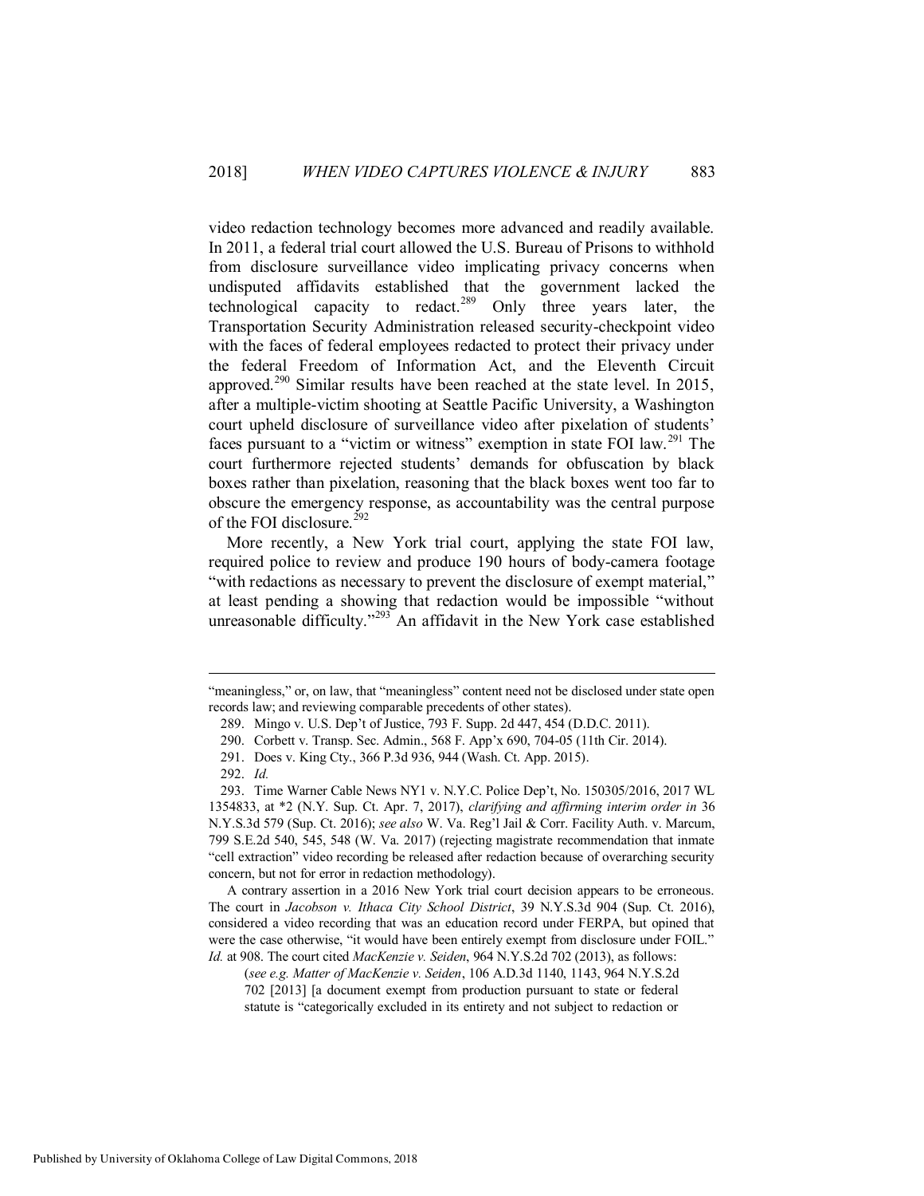video redaction technology becomes more advanced and readily available. In 2011, a federal trial court allowed the U.S. Bureau of Prisons to withhold from disclosure surveillance video implicating privacy concerns when undisputed affidavits established that the government lacked the technological capacity to redact.[289] Only three years later, the Transportation Security Administration released security-checkpoint video with the faces of federal employees redacted to protect their privacy under the federal Freedom of Information Act, and the Eleventh Circuit approved.[290] Similar results have been reached at the state level. In 2015, after a multiple-victim shooting at Seattle Pacific University, a Washington court upheld disclosure of surveillance video after pixelation of students' faces pursuant to a "victim or witness" exemption in state FOI law.[291] The court furthermore rejected students' demands for obfuscation by black boxes rather than pixelation, reasoning that the black boxes went too far to obscure the emergency response, as accountability was the central purpose of the FOI disclosure.[292]

More recently, a New York trial court, applying the state FOI law, required police to review and produce 190 hours of body-camera footage "with redactions as necessary to prevent the disclosure of exempt material," at least pending a showing that redaction would be impossible "without unreasonable difficulty."[293] An affidavit in the New York case established

---

"meaningless," or, on law, that "meaningless" content need not be disclosed under state open records law; and reviewing comparable precedents of other states).

289. Mingo v. U.S. Dep't of Justice, 793 F. Supp. 2d 447, 454 (D.D.C. 2011).

290. Corbett v. Transp. Sec. Admin., 568 F. App'x 690, 704-05 (11th Cir. 2014).

291. Does v. King Cty., 366 P.3d 936, 944 (Wash. Ct. App. 2015).

292. *Id.*

293. Time Warner Cable News NY1 v. N.Y.C. Police Dep't, No. 150305/2016, 2017 WL 1354833, at *2 (N.Y. Sup. Ct. Apr. 7, 2017), *clarifying and affirming interim order in* 36 N.Y.S.3d 579 (Sup. Ct. 2016); *see also* W. Va. Reg'l Jail & Corr. Facility Auth. v. Marcum, 799 S.E.2d 540, 545, 548 (W. Va. 2017) (rejecting magistrate recommendation that inmate "cell extraction" video recording be released after redaction because of overarching security concern, but not for error in redaction methodology).

A contrary assertion in a 2016 New York trial court decision appears to be erroneous. The court in *Jacobson v. Ithaca City School District*, 39 N.Y.S.3d 904 (Sup. Ct. 2016), considered a video recording that was an education record under FERPA, but opined that were the case otherwise, "it would have been entirely exempt from disclosure under FOIL." *Id.* at 908. The court cited *MacKenzie v. Seiden*, 964 N.Y.S.2d 702 (2013), as follows:

> (*see e.g. Matter of MacKenzie v. Seiden*, 106 A.D.3d 1140, 1143, 964 N.Y.S.2d 702 [2013] [a document exempt from production pursuant to state or federal statute is "categorically excluded in its entirety and not subject to redaction or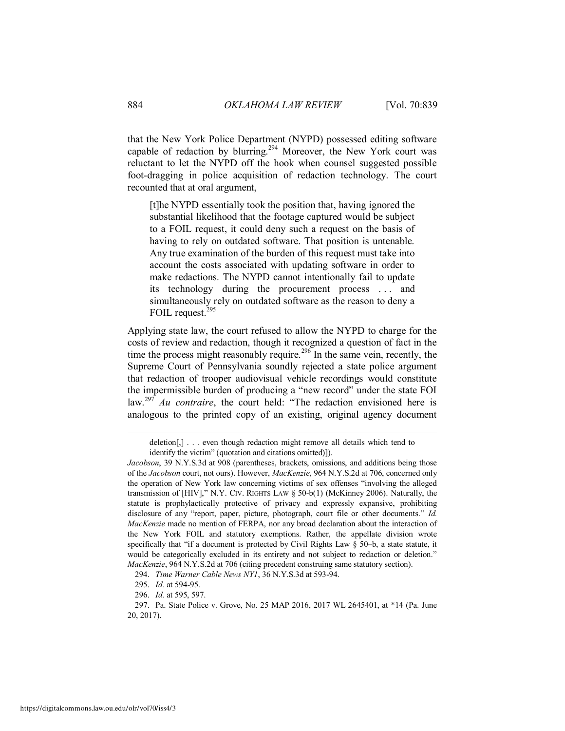that the New York Police Department (NYPD) possessed editing software capable of redaction by blurring.[294] Moreover, the New York court was reluctant to let the NYPD off the hook when counsel suggested possible foot-dragging in police acquisition of redaction technology. The court recounted that at oral argument,

> [t]he NYPD essentially took the position that, having ignored the substantial likelihood that the footage captured would be subject to a FOIL request, it could deny such a request on the basis of having to rely on outdated software. That position is untenable. Any true examination of the burden of this request must take into account the costs associated with updating software in order to make redactions. The NYPD cannot intentionally fail to update its technology during the procurement process . . . and simultaneously rely on outdated software as the reason to deny a FOIL request.[295]

Applying state law, the court refused to allow the NYPD to charge for the costs of review and redaction, though it recognized a question of fact in the time the process might reasonably require.[296] In the same vein, recently, the Supreme Court of Pennsylvania soundly rejected a state police argument that redaction of trooper audiovisual vehicle recordings would constitute the impermissible burden of producing a "new record" under the state FOI law.[297] *Au contraire*, the court held: "The redaction envisioned here is analogous to the printed copy of an existing, original agency document

---

> deletion[,] . . . even though redaction might remove all details which tend to identify the victim" (quotation and citations omitted)]).

*Jacobson*, 39 N.Y.S.3d at 908 (parentheses, brackets, omissions, and additions being those of the *Jacobson* court, not ours). However, *MacKenzie*, 964 N.Y.S.2d at 706, concerned only the operation of New York law concerning victims of sex offenses "involving the alleged transmission of [HIV]," N.Y. CIV. RIGHTS LAW § 50-b(1) (McKinney 2006). Naturally, the statute is prophylactically protective of privacy and expressly expansive, prohibiting disclosure of any "report, paper, picture, photograph, court file or other documents." *Id. MacKenzie* made no mention of FERPA, nor any broad declaration about the interaction of the New York FOIL and statutory exemptions. Rather, the appellate division wrote specifically that "if a document is protected by Civil Rights Law § 50–b, a state statute, it would be categorically excluded in its entirety and not subject to redaction or deletion." *MacKenzie*, 964 N.Y.S.2d at 706 (citing precedent construing same statutory section).

294. *Time Warner Cable News NY1*, 36 N.Y.S.3d at 593-94.

295. *Id.* at 594-95.

296. *Id.* at 595, 597.

297. Pa. State Police v. Grove, No. 25 MAP 2016, 2017 WL 2645401, at *14 (Pa. June 20, 2017).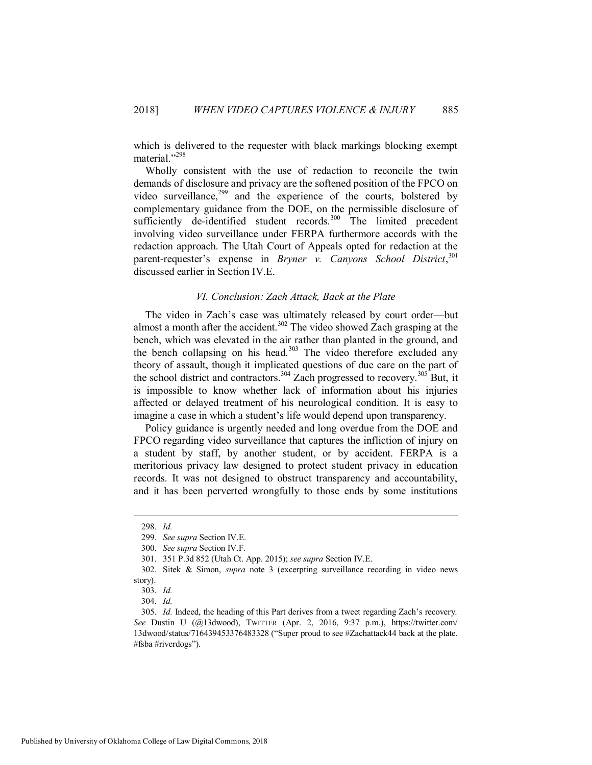which is delivered to the requester with black markings blocking exempt material."[298]

Wholly consistent with the use of redaction to reconcile the twin demands of disclosure and privacy are the softened position of the FPCO on video surveillance,[299] and the experience of the courts, bolstered by complementary guidance from the DOE, on the permissible disclosure of sufficiently de-identified student records.[300] The limited precedent involving video surveillance under FERPA furthermore accords with the redaction approach. The Utah Court of Appeals opted for redaction at the parent-requester's expense in *Bryner v. Canyons School District*,[301] discussed earlier in Section IV.E.

### *VI. Conclusion: Zach Attack, Back at the Plate*

The video in Zach's case was ultimately released by court order—but almost a month after the accident.[302] The video showed Zach grasping at the bench, which was elevated in the air rather than planted in the ground, and the bench collapsing on his head.[303] The video therefore excluded any theory of assault, though it implicated questions of due care on the part of the school district and contractors.[304] Zach progressed to recovery.[305] But, it is impossible to know whether lack of information about his injuries affected or delayed treatment of his neurological condition. It is easy to imagine a case in which a student's life would depend upon transparency.

Policy guidance is urgently needed and long overdue from the DOE and FPCO regarding video surveillance that captures the infliction of injury on a student by staff, by another student, or by accident. FERPA is a meritorious privacy law designed to protect student privacy in education records. It was not designed to obstruct transparency and accountability, and it has been perverted wrongfully to those ends by some institutions

---

298. *Id.*

299. *See supra* Section IV.E.

300. *See supra* Section IV.F.

301. 351 P.3d 852 (Utah Ct. App. 2015); *see supra* Section IV.E.

302. Sitek & Simon, *supra* note 3 (excerpting surveillance recording in video news story).

303. *Id.*

304. *Id.*

305. *Id.* Indeed, the heading of this Part derives from a tweet regarding Zach's recovery. *See* Dustin U (@13dwood), TWITTER (Apr. 2, 2016, 9:37 p.m.), https://twitter.com/13dwood/status/716439453376483328 ("Super proud to see #Zachattack44 back at the plate. #fsba #riverdogs").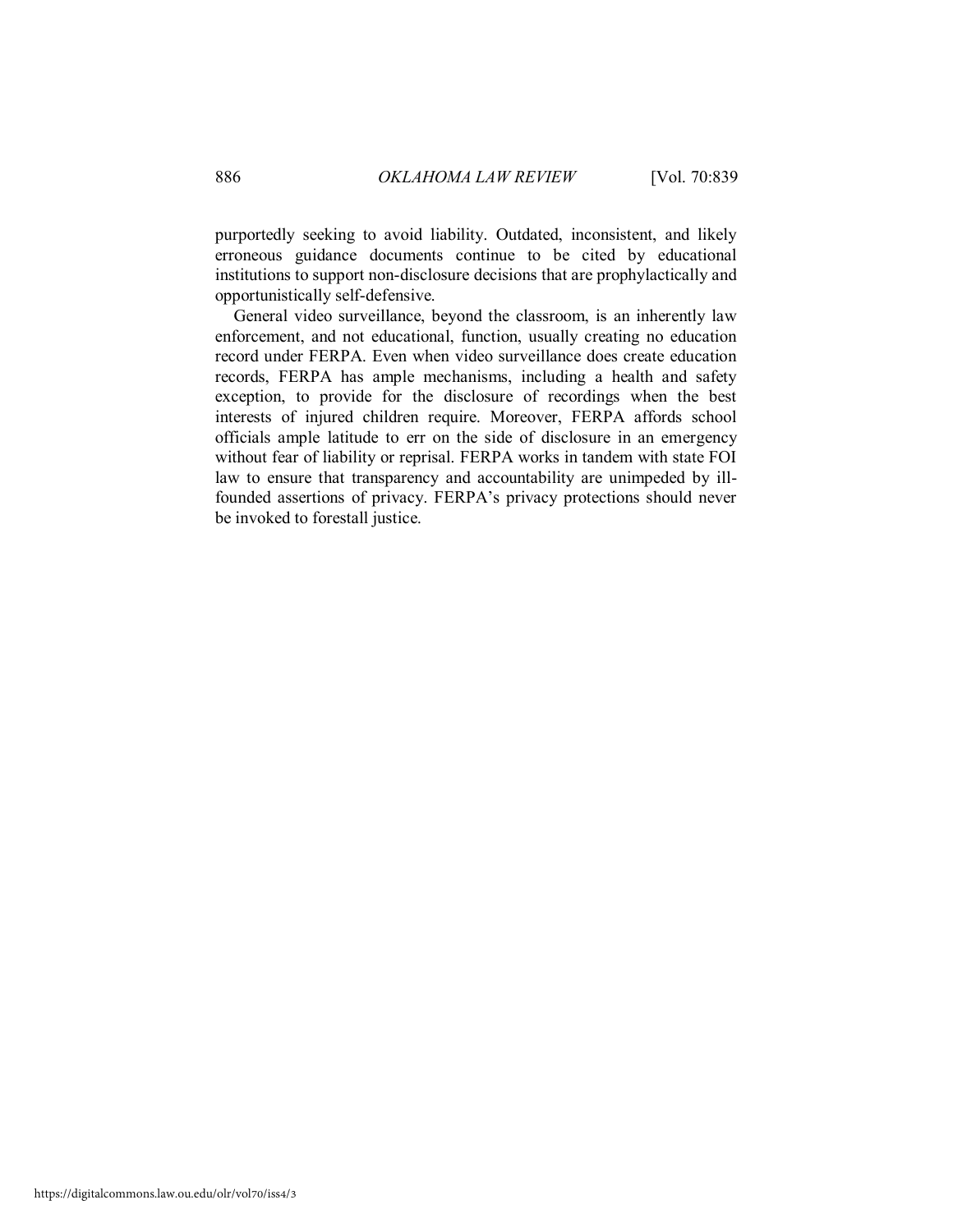purportedly seeking to avoid liability. Outdated, inconsistent, and likely erroneous guidance documents continue to be cited by educational institutions to support non-disclosure decisions that are prophylactically and opportunistically self-defensive.

General video surveillance, beyond the classroom, is an inherently law enforcement, and not educational, function, usually creating no education record under FERPA. Even when video surveillance does create education records, FERPA has ample mechanisms, including a health and safety exception, to provide for the disclosure of recordings when the best interests of injured children require. Moreover, FERPA affords school officials ample latitude to err on the side of disclosure in an emergency without fear of liability or reprisal. FERPA works in tandem with state FOI law to ensure that transparency and accountability are unimpeded by ill-founded assertions of privacy. FERPA's privacy protections should never be invoked to forestall justice.